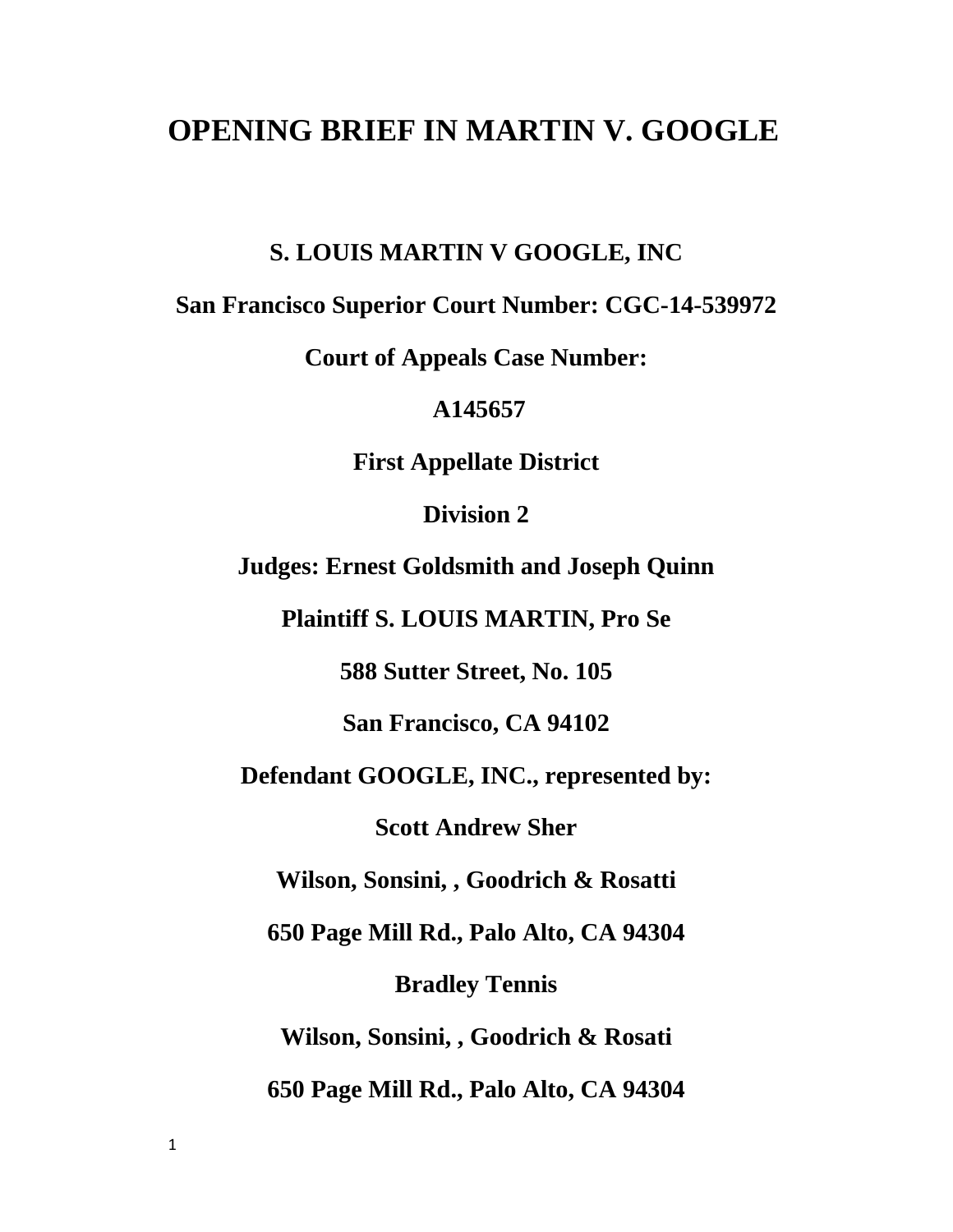# OPENING BRIEF IN MARTIN V. GOOGLE

**S. LOUIS MARTIN V GOOGLE, INC**

**San Francisco Superior Court Number: CGC-14-539972**

**Court of Appeals Case Number:**

**A145657**

**First Appellate District**

**Division 2**

**Judges: Ernest Goldsmith and Joseph Quinn**

**Plaintiff S. LOUIS MARTIN, Pro Se**

**588 Sutter Street, No. 105**

**San Francisco, CA 94102**

**Defendant GOOGLE, INC., represented by:**

**Scott Andrew Sher**

**Wilson, Sonsini, , Goodrich & Rosatti**

**650 Page Mill Rd., Palo Alto, CA 94304**

**Bradley Tennis**

**Wilson, Sonsini, , Goodrich & Rosati**

**650 Page Mill Rd., Palo Alto, CA 94304**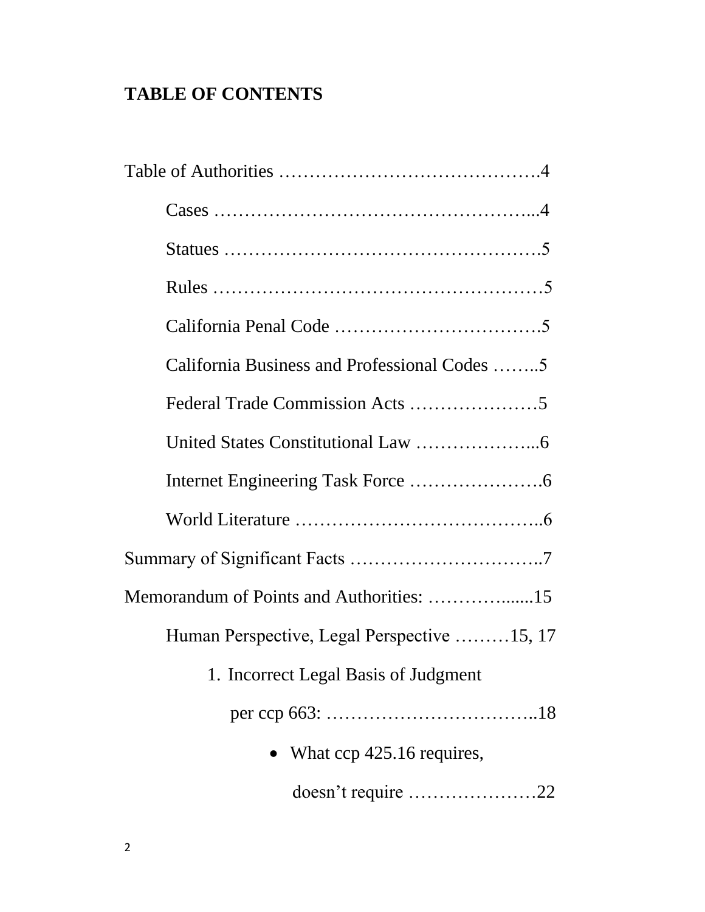# TABLE OF CONTENTS

Table of Authorities ……………………………………4

- Cases …………………………………………...4
- Statues …………………………………………5
- Rules ……………………………………………5
- California Penal Code ……………………………5
- California Business and Professional Codes ……..5
- Federal Trade Commission Acts …………………5
- United States Constitutional Law ………………...6
- Internet Engineering Task Force …………………6
- World Literature …………………………………..6

Summary of Significant Facts …………………………..7

Memorandum of Points and Authorities: …………......15

- Human Perspective, Legal Perspective ………15, 17
  1. Incorrect Legal Basis of Judgment per ccp 663: ……………………………..18
     - What ccp 425.16 requires, doesn't require …………………22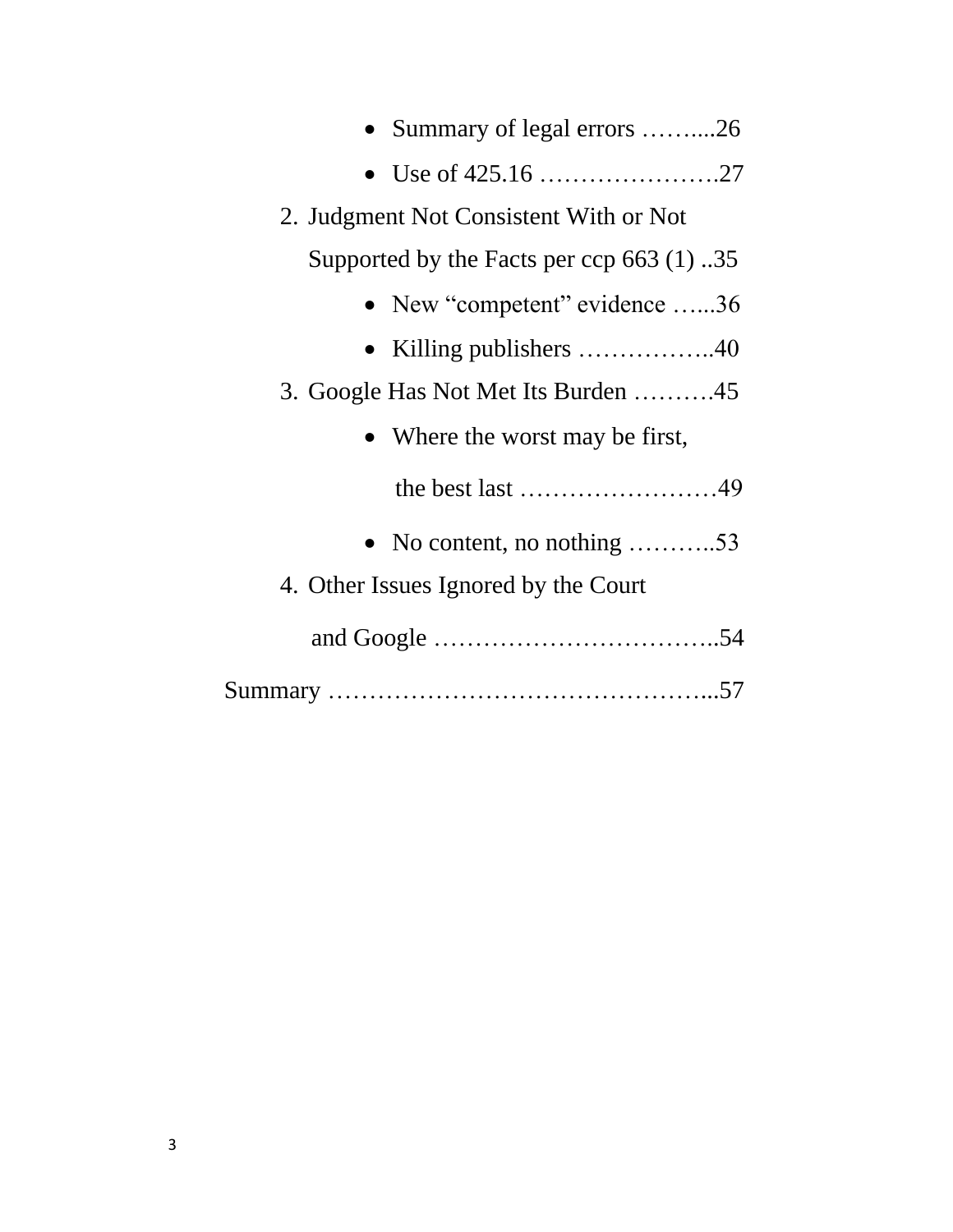- Summary of legal errors ……....26
- Use of 425.16 ………………….27

2. Judgment Not Consistent With or Not Supported by the Facts per ccp 663 (1) ..35
   - New "competent" evidence …...36
   - Killing publishers ……………..40
3. Google Has Not Met Its Burden ……….45
   - Where the worst may be first, the best last ……………………49
   - No content, no nothing ………..53
4. Other Issues Ignored by the Court and Google ……………………………..54

Summary ………………………………………...57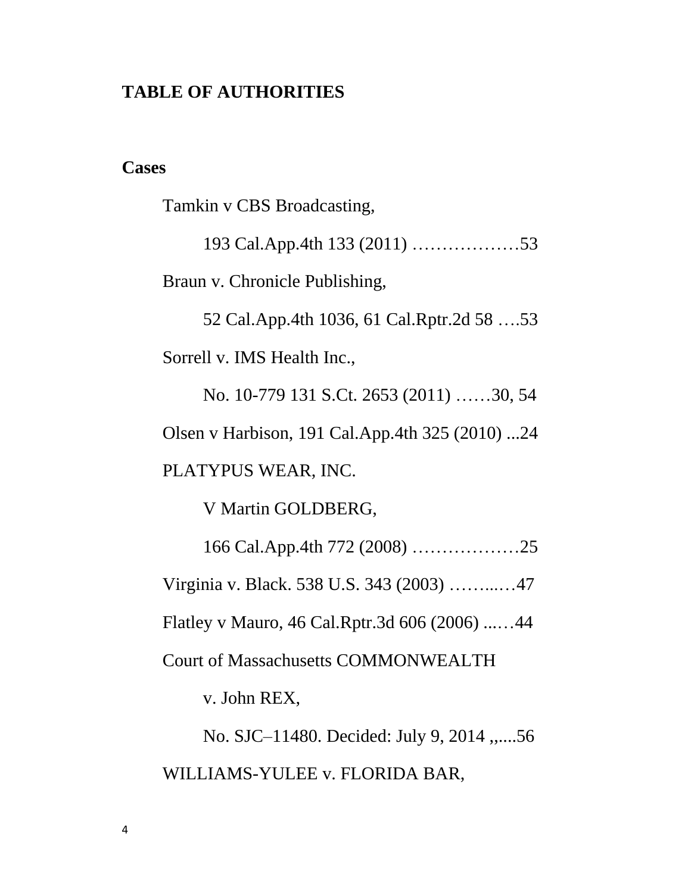## TABLE OF AUTHORITIES

### Cases

Tamkin v CBS Broadcasting,

193 Cal.App.4th 133 (2011) ………………53

Braun v. Chronicle Publishing,

52 Cal.App.4th 1036, 61 Cal.Rptr.2d 58 ….53

Sorrell v. IMS Health Inc.,

No. 10-779 131 S.Ct. 2653 (2011) ……30, 54

Olsen v Harbison, 191 Cal.App.4th 325 (2010) ...24

PLATYPUS WEAR, INC.

V Martin GOLDBERG,

166 Cal.App.4th 772 (2008) ………………25

Virginia v. Black. 538 U.S. 343 (2003) ……...…47

Flatley v Mauro, 46 Cal.Rptr.3d 606 (2006) ...…44

Court of Massachusetts COMMONWEALTH

v. John REX,

No. SJC–11480. Decided: July 9, 2014 ,,....56

WILLIAMS-YULEE v. FLORIDA BAR,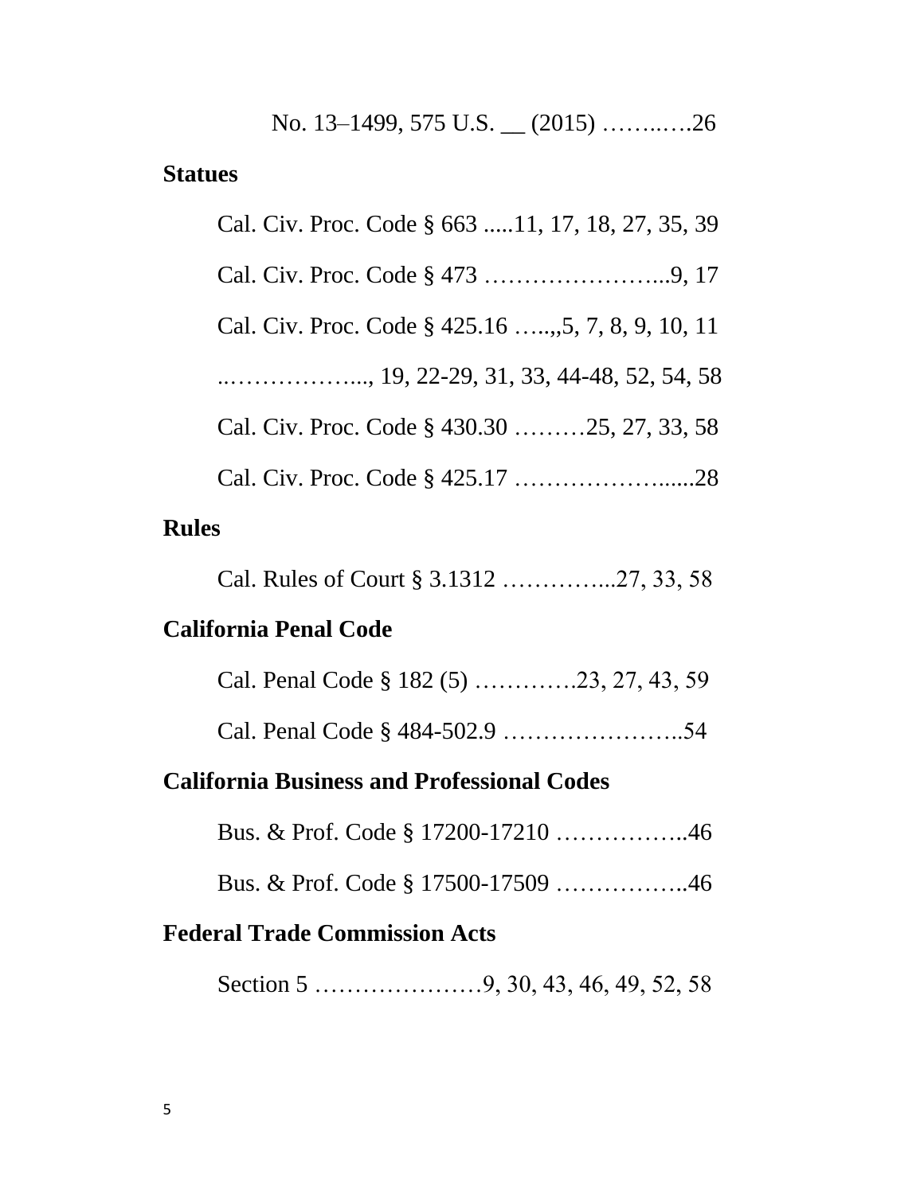No. 13–1499, 575 U.S. __ (2015) ……..….26

**Statues**

Cal. Civ. Proc. Code § 663 .....11, 17, 18, 27, 35, 39

Cal. Civ. Proc. Code § 473 …………………...9, 17

Cal. Civ. Proc. Code § 425.16 …..,,5, 7, 8, 9, 10, 11

..……………..., 19, 22-29, 31, 33, 44-48, 52, 54, 58

Cal. Civ. Proc. Code § 430.30 ………25, 27, 33, 58

Cal. Civ. Proc. Code § 425.17 ………………......28

**Rules**

Cal. Rules of Court § 3.1312 …………...27, 33, 58

**California Penal Code**

Cal. Penal Code § 182 (5) ………….23, 27, 43, 59

Cal. Penal Code § 484-502.9 …………………..54

**California Business and Professional Codes**

Bus. & Prof. Code § 17200-17210 ……………..46

Bus. & Prof. Code § 17500-17509 ……………..46

**Federal Trade Commission Acts**

Section 5 …………………9, 30, 43, 46, 49, 52, 58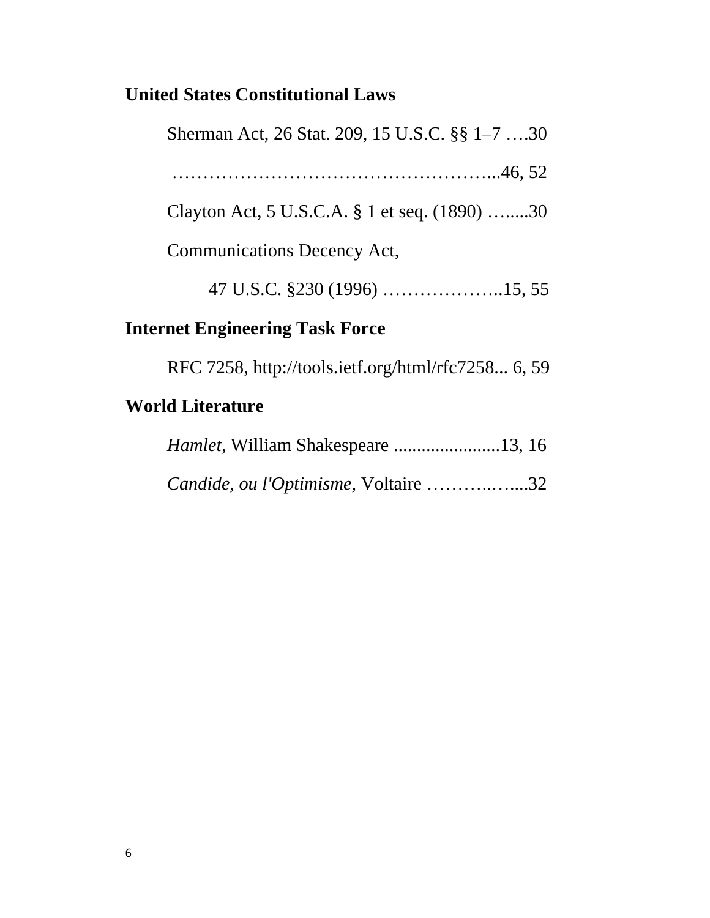**United States Constitutional Laws**

Sherman Act, 26 Stat. 209, 15 U.S.C. §§ 1–7 ….30

……………………………………………...46, 52

Clayton Act, 5 U.S.C.A. § 1 et seq. (1890) …....30

Communications Decency Act,

47 U.S.C. §230 (1996) ………………..15, 55

**Internet Engineering Task Force**

RFC 7258, http://tools.ietf.org/html/rfc7258... 6, 59

**World Literature**

*Hamlet*, William Shakespeare .......................13, 16

*Candide, ou l'Optimisme*, Voltaire ………..…....32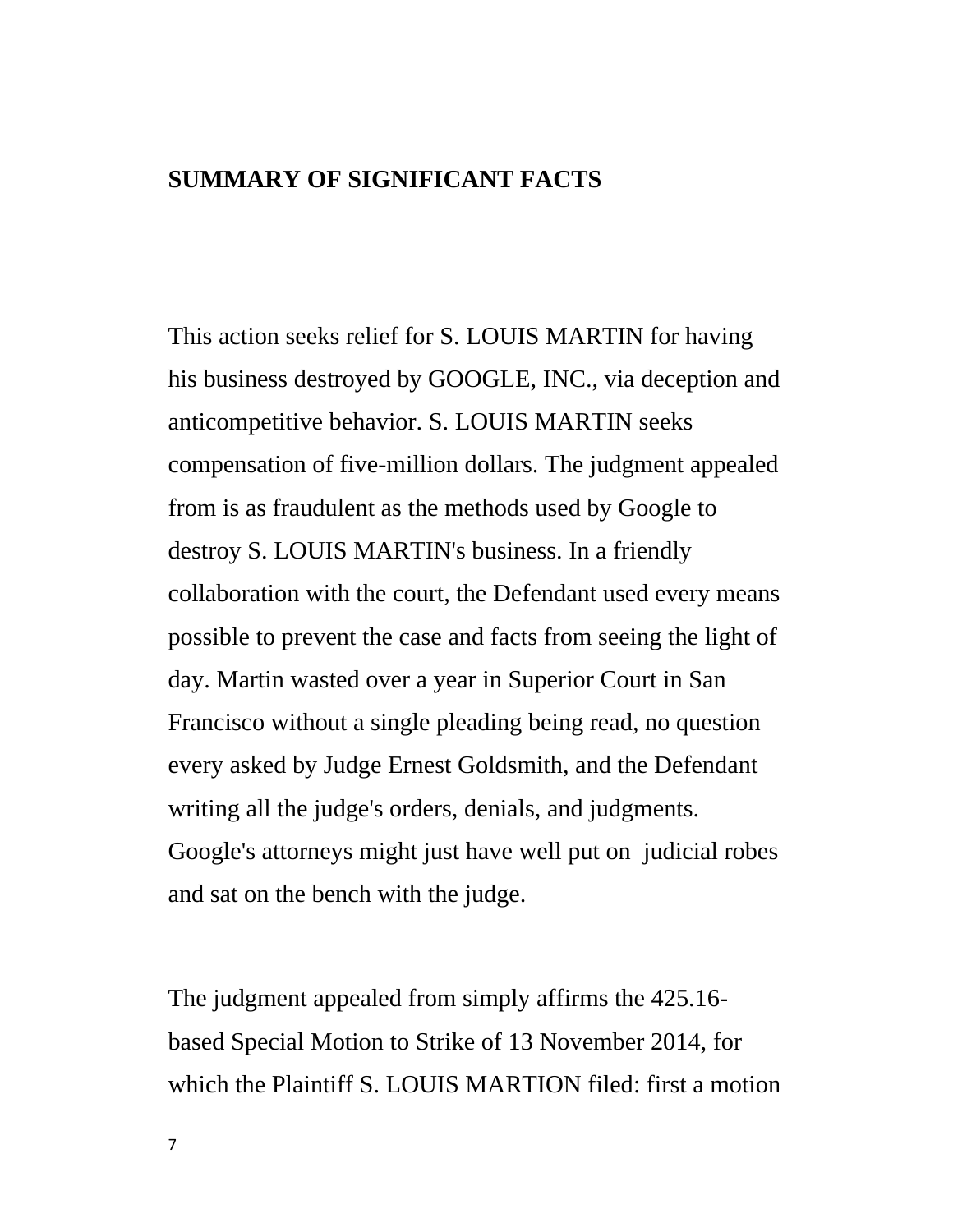## SUMMARY OF SIGNIFICANT FACTS

This action seeks relief for S. LOUIS MARTIN for having his business destroyed by GOOGLE, INC., via deception and anticompetitive behavior. S. LOUIS MARTIN seeks compensation of five-million dollars. The judgment appealed from is as fraudulent as the methods used by Google to destroy S. LOUIS MARTIN's business. In a friendly collaboration with the court, the Defendant used every means possible to prevent the case and facts from seeing the light of day. Martin wasted over a year in Superior Court in San Francisco without a single pleading being read, no question every asked by Judge Ernest Goldsmith, and the Defendant writing all the judge's orders, denials, and judgments. Google's attorneys might just have well put on judicial robes and sat on the bench with the judge.

The judgment appealed from simply affirms the 425.16-based Special Motion to Strike of 13 November 2014, for which the Plaintiff S. LOUIS MARTION filed: first a motion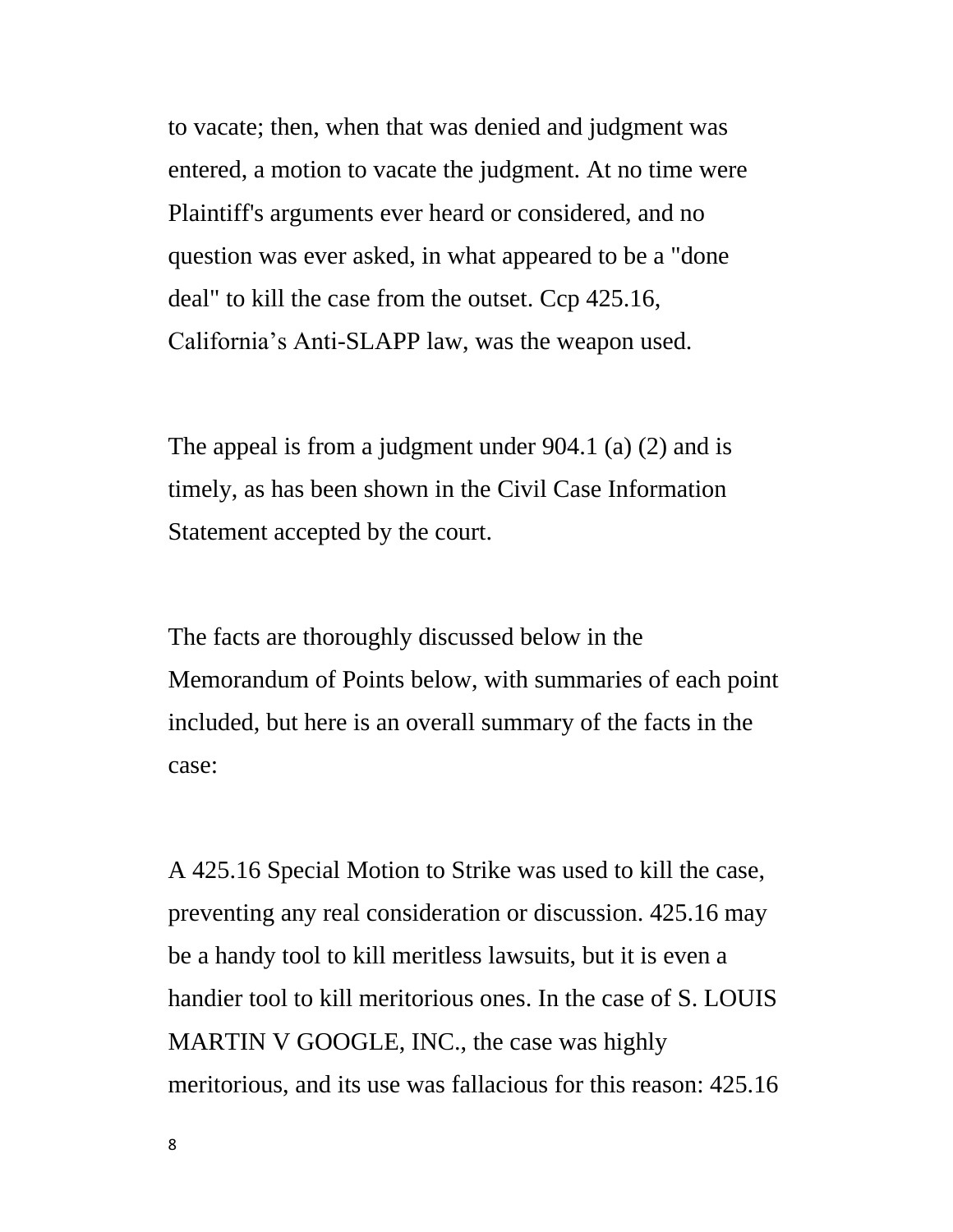to vacate; then, when that was denied and judgment was entered, a motion to vacate the judgment. At no time were Plaintiff's arguments ever heard or considered, and no question was ever asked, in what appeared to be a "done deal" to kill the case from the outset. Ccp 425.16, California's Anti-SLAPP law, was the weapon used.

The appeal is from a judgment under 904.1 (a) (2) and is timely, as has been shown in the Civil Case Information Statement accepted by the court.

The facts are thoroughly discussed below in the Memorandum of Points below, with summaries of each point included, but here is an overall summary of the facts in the case:

A 425.16 Special Motion to Strike was used to kill the case, preventing any real consideration or discussion. 425.16 may be a handy tool to kill meritless lawsuits, but it is even a handier tool to kill meritorious ones. In the case of S. LOUIS MARTIN V GOOGLE, INC., the case was highly meritorious, and its use was fallacious for this reason: 425.16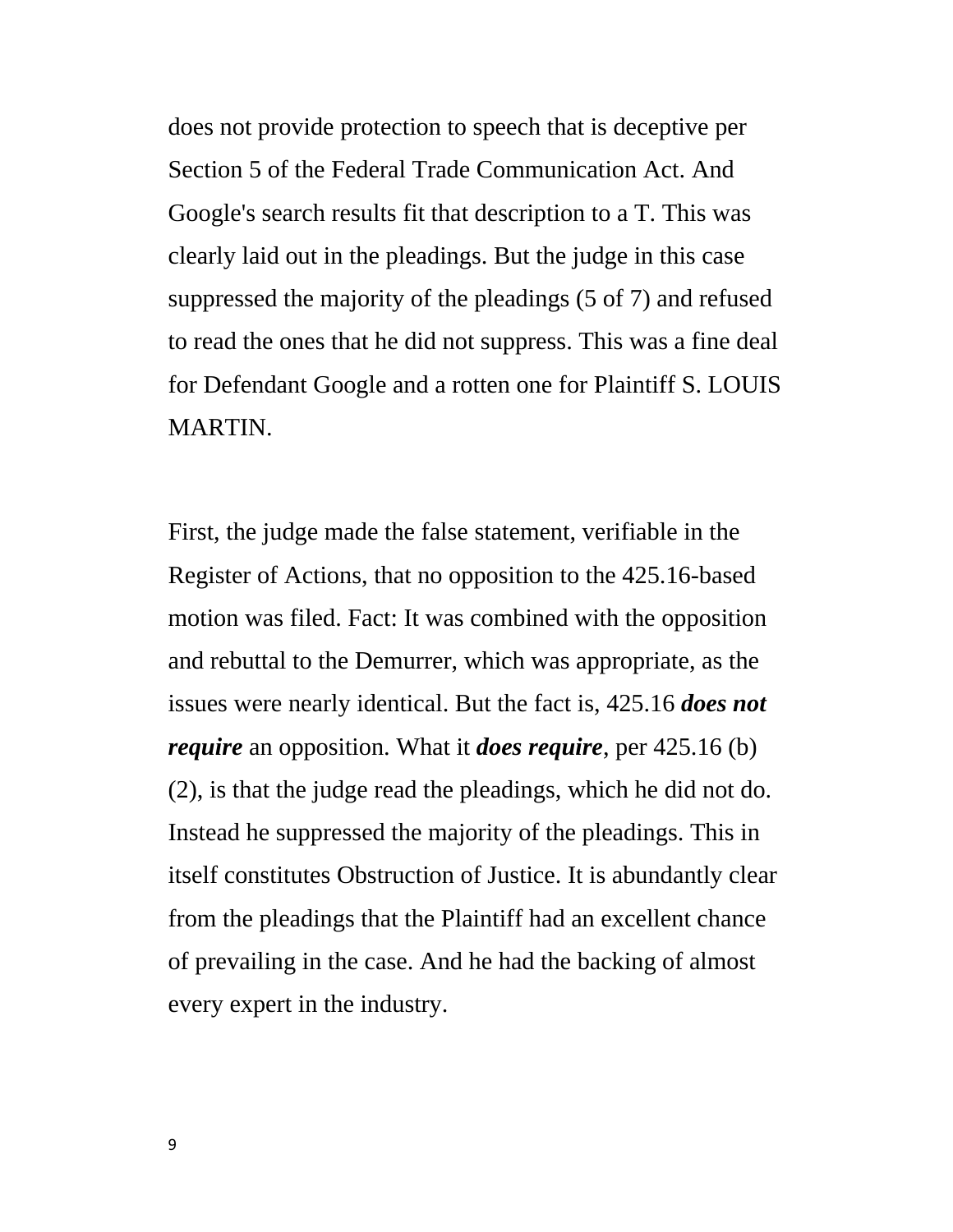does not provide protection to speech that is deceptive per Section 5 of the Federal Trade Communication Act. And Google's search results fit that description to a T. This was clearly laid out in the pleadings. But the judge in this case suppressed the majority of the pleadings (5 of 7) and refused to read the ones that he did not suppress. This was a fine deal for Defendant Google and a rotten one for Plaintiff S. LOUIS MARTIN.

First, the judge made the false statement, verifiable in the Register of Actions, that no opposition to the 425.16-based motion was filed. Fact: It was combined with the opposition and rebuttal to the Demurrer, which was appropriate, as the issues were nearly identical. But the fact is, 425.16 ***does not require*** an opposition. What it ***does require***, per 425.16 (b)(2), is that the judge read the pleadings, which he did not do. Instead he suppressed the majority of the pleadings. This in itself constitutes Obstruction of Justice. It is abundantly clear from the pleadings that the Plaintiff had an excellent chance of prevailing in the case. And he had the backing of almost every expert in the industry.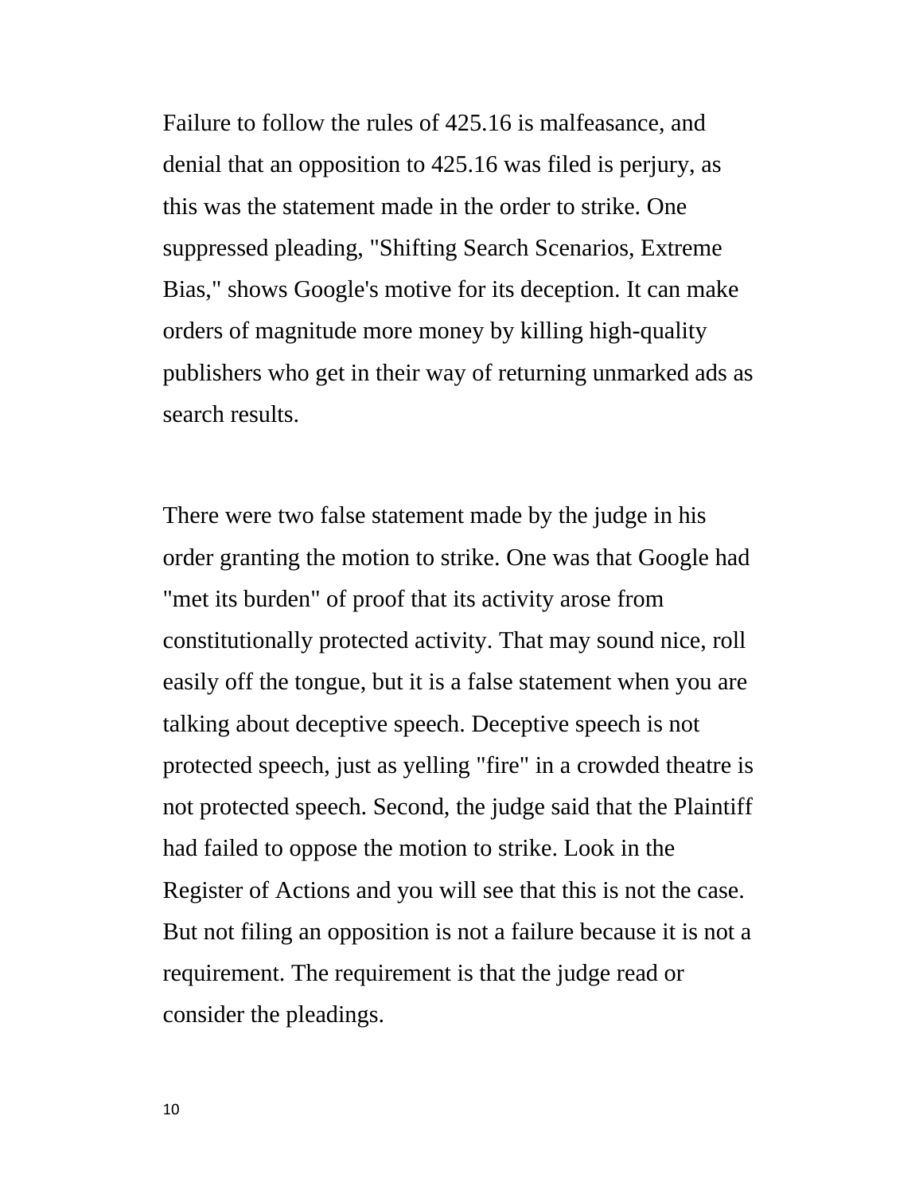Failure to follow the rules of 425.16 is malfeasance, and denial that an opposition to 425.16 was filed is perjury, as this was the statement made in the order to strike. One suppressed pleading, "Shifting Search Scenarios, Extreme Bias," shows Google's motive for its deception. It can make orders of magnitude more money by killing high-quality publishers who get in their way of returning unmarked ads as search results.

There were two false statement made by the judge in his order granting the motion to strike. One was that Google had "met its burden" of proof that its activity arose from constitutionally protected activity. That may sound nice, roll easily off the tongue, but it is a false statement when you are talking about deceptive speech. Deceptive speech is not protected speech, just as yelling "fire" in a crowded theatre is not protected speech. Second, the judge said that the Plaintiff had failed to oppose the motion to strike. Look in the Register of Actions and you will see that this is not the case. But not filing an opposition is not a failure because it is not a requirement. The requirement is that the judge read or consider the pleadings.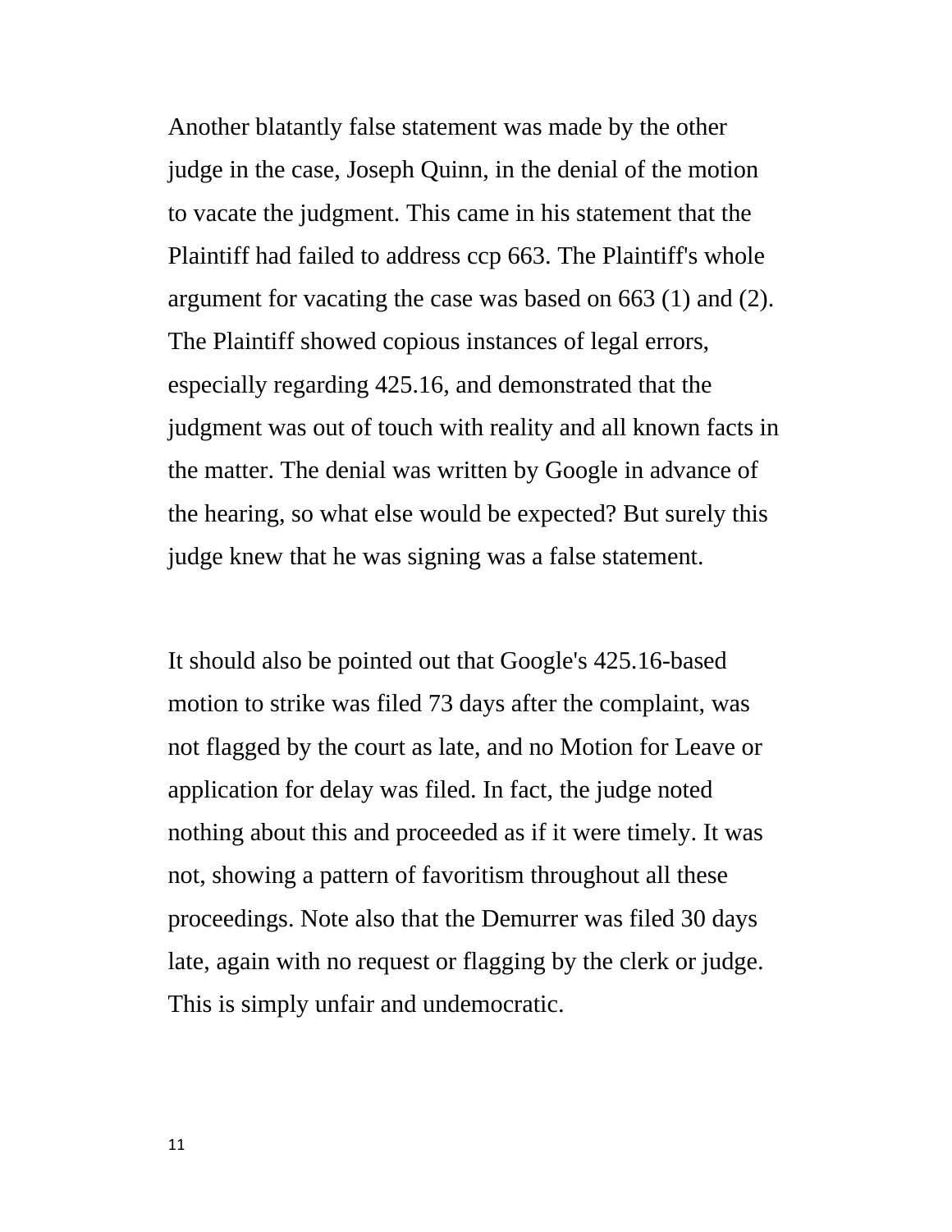Another blatantly false statement was made by the other judge in the case, Joseph Quinn, in the denial of the motion to vacate the judgment. This came in his statement that the Plaintiff had failed to address ccp 663. The Plaintiff's whole argument for vacating the case was based on 663 (1) and (2). The Plaintiff showed copious instances of legal errors, especially regarding 425.16, and demonstrated that the judgment was out of touch with reality and all known facts in the matter. The denial was written by Google in advance of the hearing, so what else would be expected? But surely this judge knew that he was signing was a false statement.

It should also be pointed out that Google's 425.16-based motion to strike was filed 73 days after the complaint, was not flagged by the court as late, and no Motion for Leave or application for delay was filed. In fact, the judge noted nothing about this and proceeded as if it were timely. It was not, showing a pattern of favoritism throughout all these proceedings. Note also that the Demurrer was filed 30 days late, again with no request or flagging by the clerk or judge. This is simply unfair and undemocratic.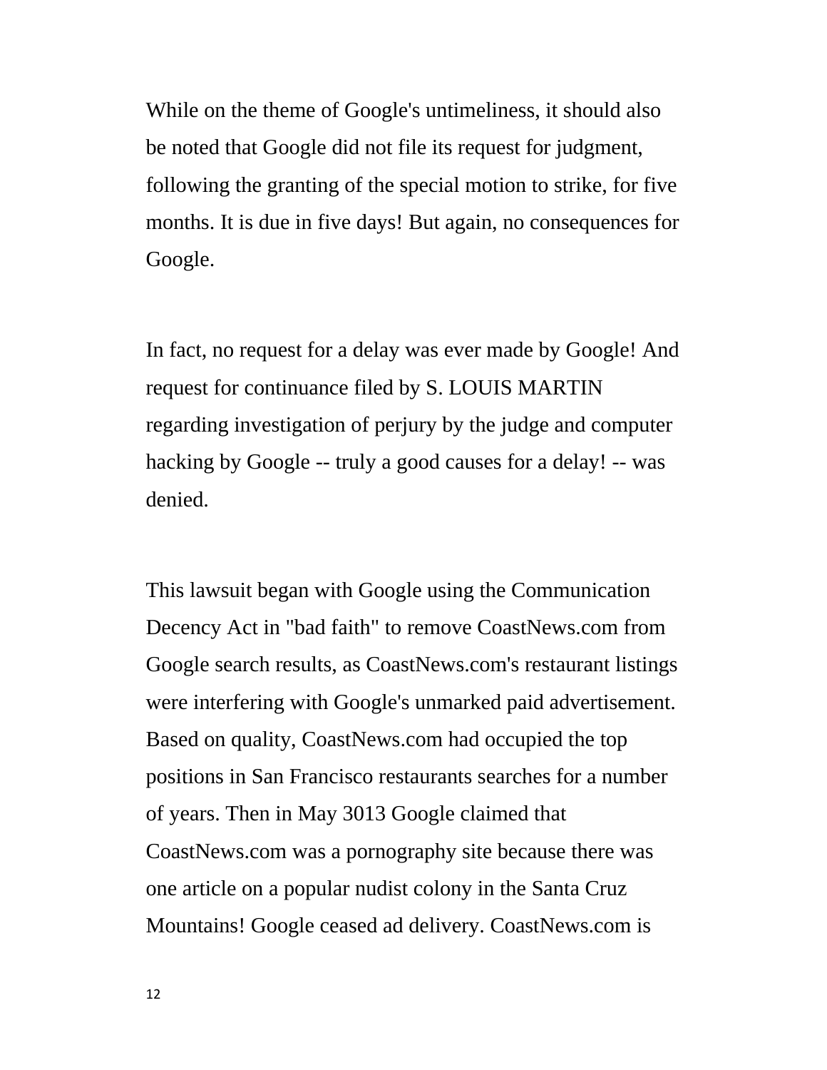While on the theme of Google's untimeliness, it should also be noted that Google did not file its request for judgment, following the granting of the special motion to strike, for five months. It is due in five days! But again, no consequences for Google.

In fact, no request for a delay was ever made by Google! And request for continuance filed by S. LOUIS MARTIN regarding investigation of perjury by the judge and computer hacking by Google -- truly a good causes for a delay! -- was denied.

This lawsuit began with Google using the Communication Decency Act in "bad faith" to remove CoastNews.com from Google search results, as CoastNews.com's restaurant listings were interfering with Google's unmarked paid advertisement. Based on quality, CoastNews.com had occupied the top positions in San Francisco restaurants searches for a number of years. Then in May 3013 Google claimed that CoastNews.com was a pornography site because there was one article on a popular nudist colony in the Santa Cruz Mountains! Google ceased ad delivery. CoastNews.com is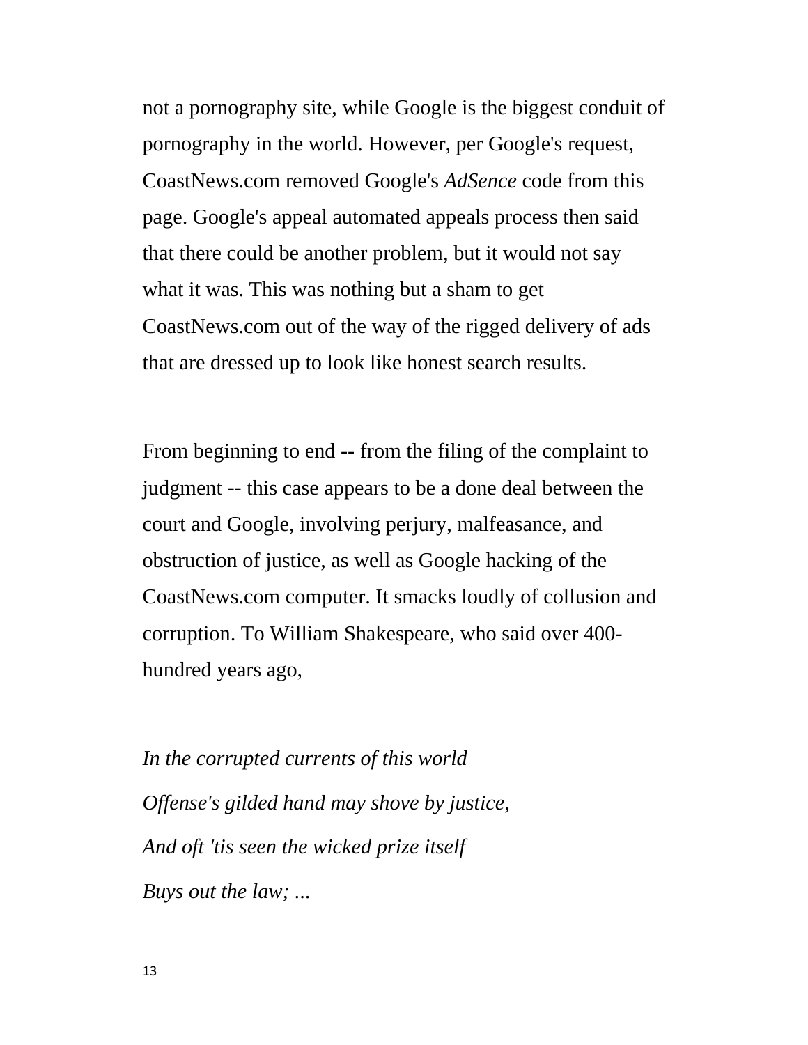not a pornography site, while Google is the biggest conduit of pornography in the world. However, per Google's request, CoastNews.com removed Google's *AdSence* code from this page. Google's appeal automated appeals process then said that there could be another problem, but it would not say what it was. This was nothing but a sham to get CoastNews.com out of the way of the rigged delivery of ads that are dressed up to look like honest search results.

From beginning to end -- from the filing of the complaint to judgment -- this case appears to be a done deal between the court and Google, involving perjury, malfeasance, and obstruction of justice, as well as Google hacking of the CoastNews.com computer. It smacks loudly of collusion and corruption. To William Shakespeare, who said over 400-hundred years ago,

*In the corrupted currents of this world*

*Offense's gilded hand may shove by justice,*

*And oft 'tis seen the wicked prize itself*

*Buys out the law; ...*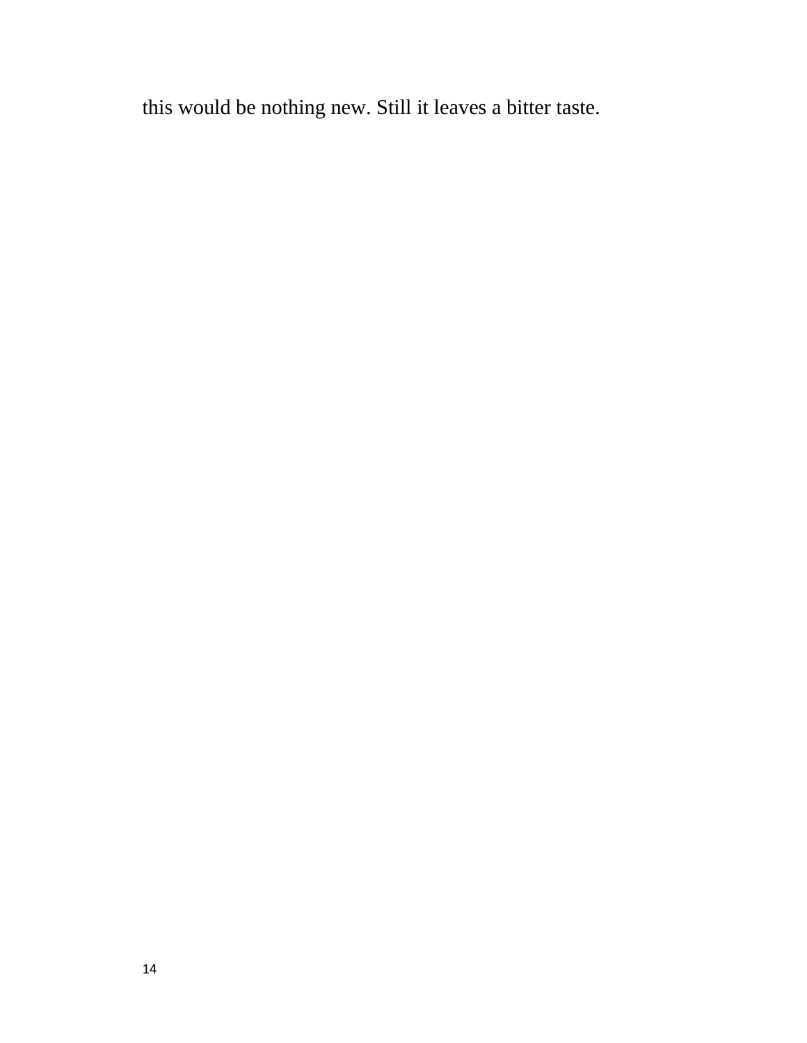this would be nothing new. Still it leaves a bitter taste.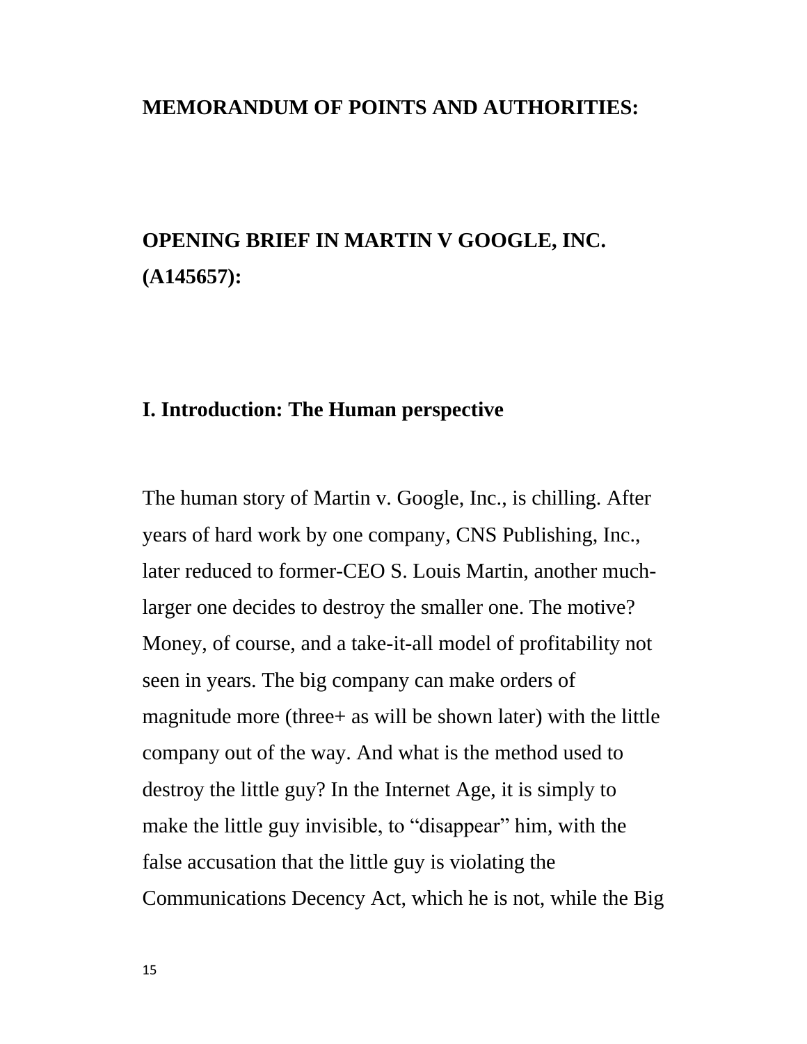# MEMORANDUM OF POINTS AND AUTHORITIES:

## OPENING BRIEF IN MARTIN V GOOGLE, INC. (A145657):

### I. Introduction: The Human perspective

The human story of Martin v. Google, Inc., is chilling. After years of hard work by one company, CNS Publishing, Inc., later reduced to former-CEO S. Louis Martin, another much-larger one decides to destroy the smaller one. The motive? Money, of course, and a take-it-all model of profitability not seen in years. The big company can make orders of magnitude more (three+ as will be shown later) with the little company out of the way. And what is the method used to destroy the little guy? In the Internet Age, it is simply to make the little guy invisible, to "disappear" him, with the false accusation that the little guy is violating the Communications Decency Act, which he is not, while the Big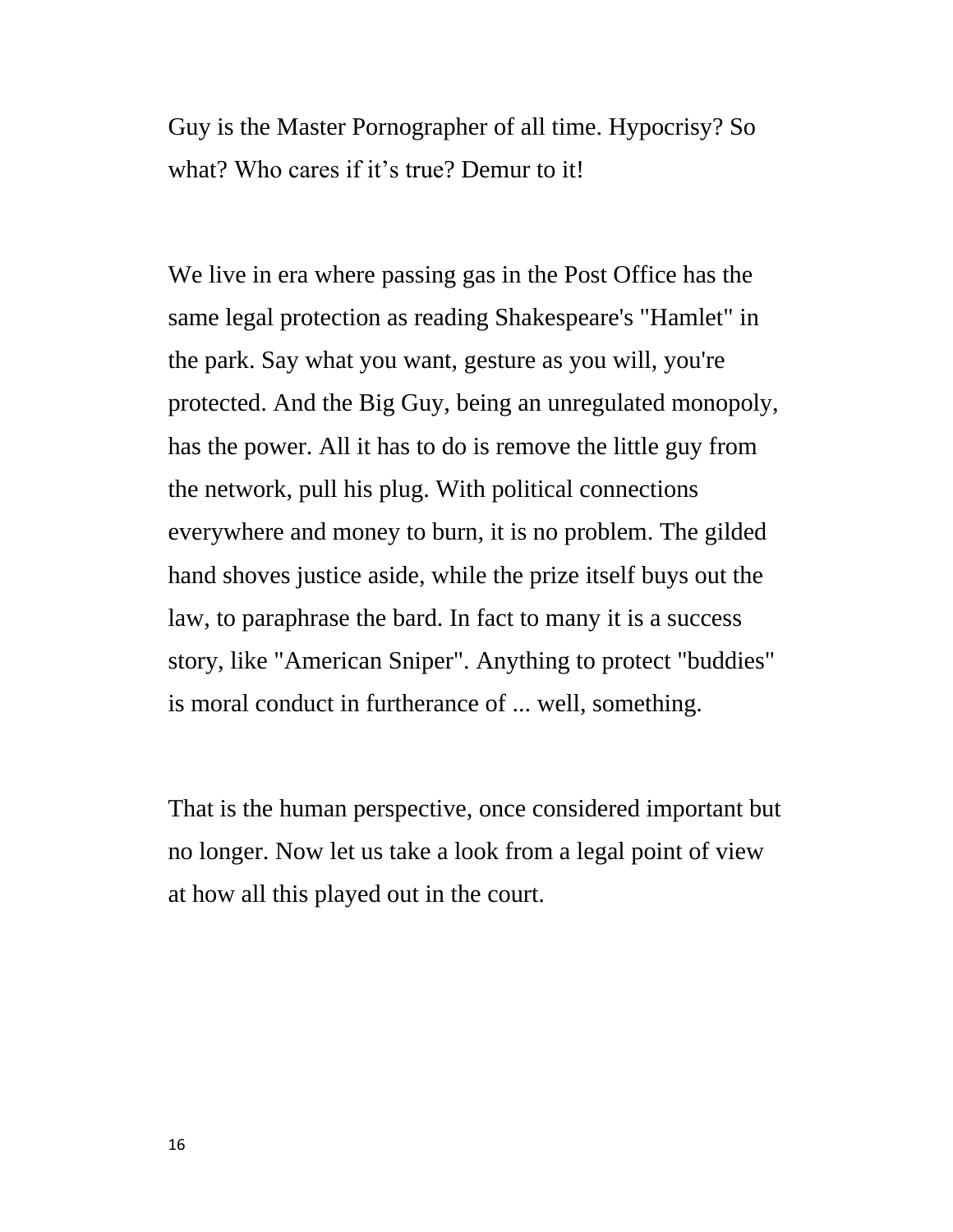Guy is the Master Pornographer of all time. Hypocrisy? So what? Who cares if it’s true? Demur to it!

We live in era where passing gas in the Post Office has the same legal protection as reading Shakespeare's "Hamlet" in the park. Say what you want, gesture as you will, you're protected. And the Big Guy, being an unregulated monopoly, has the power. All it has to do is remove the little guy from the network, pull his plug. With political connections everywhere and money to burn, it is no problem. The gilded hand shoves justice aside, while the prize itself buys out the law, to paraphrase the bard. In fact to many it is a success story, like "American Sniper". Anything to protect "buddies" is moral conduct in furtherance of ... well, something.

That is the human perspective, once considered important but no longer. Now let us take a look from a legal point of view at how all this played out in the court.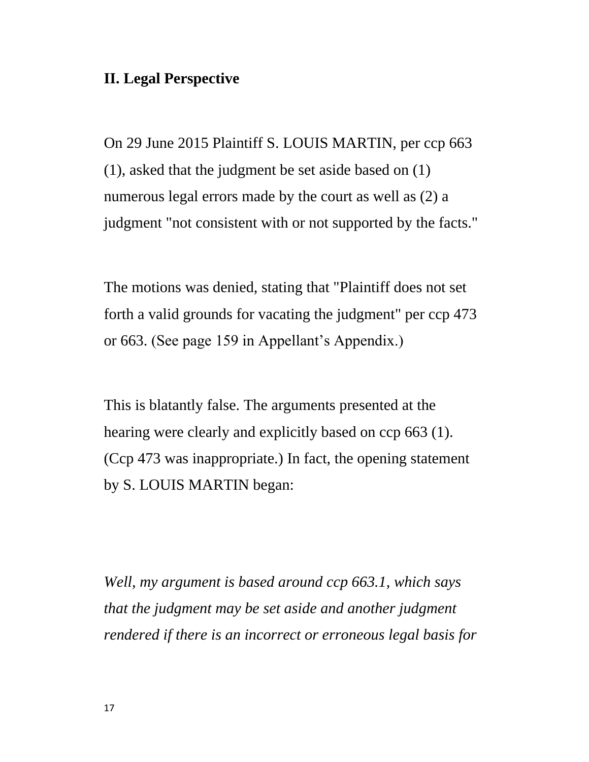## II. Legal Perspective

On 29 June 2015 Plaintiff S. LOUIS MARTIN, per ccp 663 (1), asked that the judgment be set aside based on (1) numerous legal errors made by the court as well as (2) a judgment "not consistent with or not supported by the facts."

The motions was denied, stating that "Plaintiff does not set forth a valid grounds for vacating the judgment" per ccp 473 or 663. (See page 159 in Appellant's Appendix.)

This is blatantly false. The arguments presented at the hearing were clearly and explicitly based on ccp 663 (1). (Ccp 473 was inappropriate.) In fact, the opening statement by S. LOUIS MARTIN began:

*Well, my argument is based around ccp 663.1, which says that the judgment may be set aside and another judgment rendered if there is an incorrect or erroneous legal basis for*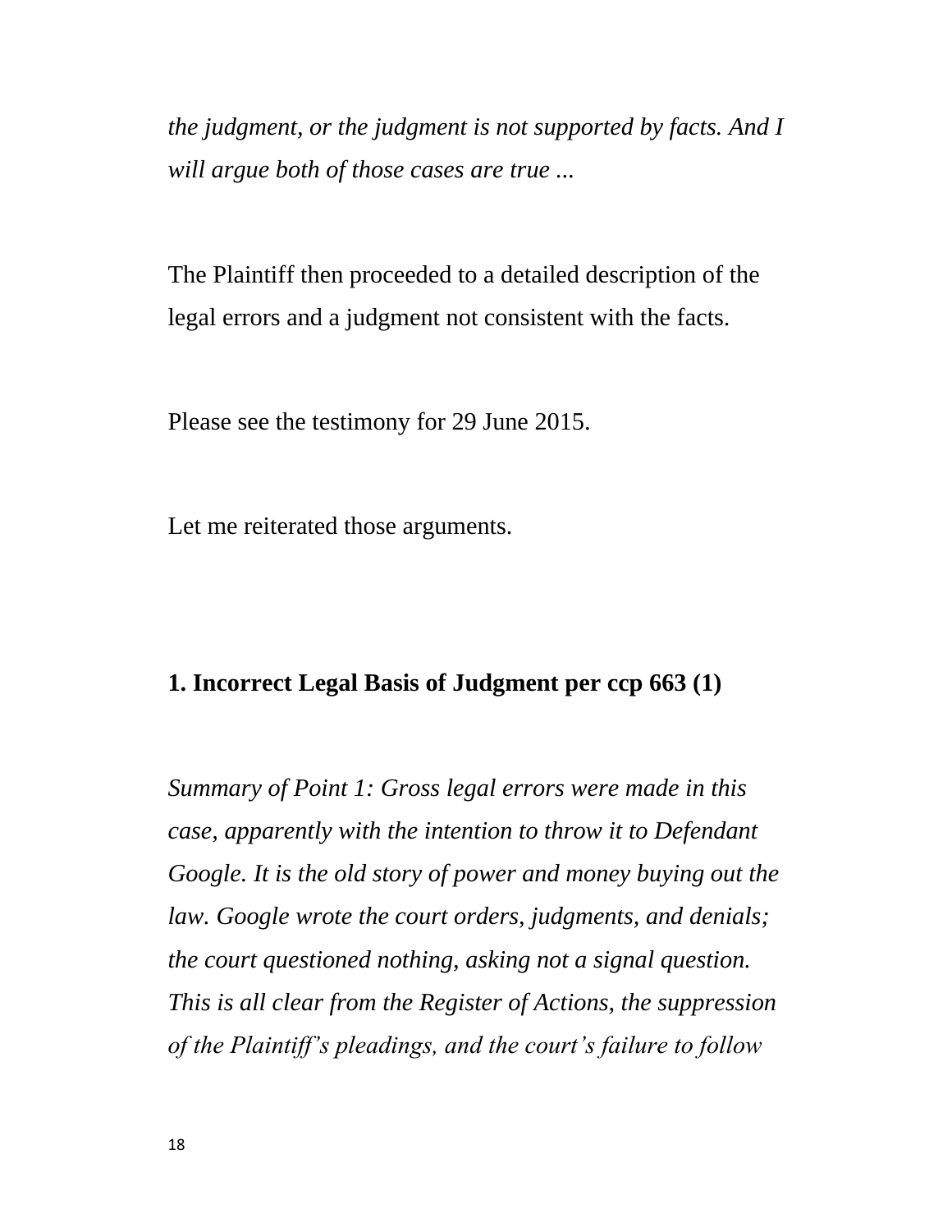*the judgment, or the judgment is not supported by facts. And I will argue both of those cases are true ...*

The Plaintiff then proceeded to a detailed description of the legal errors and a judgment not consistent with the facts.

Please see the testimony for 29 June 2015.

Let me reiterated those arguments.

**1. Incorrect Legal Basis of Judgment per ccp 663 (1)**

*Summary of Point 1: Gross legal errors were made in this case, apparently with the intention to throw it to Defendant Google. It is the old story of power and money buying out the law. Google wrote the court orders, judgments, and denials; the court questioned nothing, asking not a signal question. This is all clear from the Register of Actions, the suppression of the Plaintiff's pleadings, and the court's failure to follow*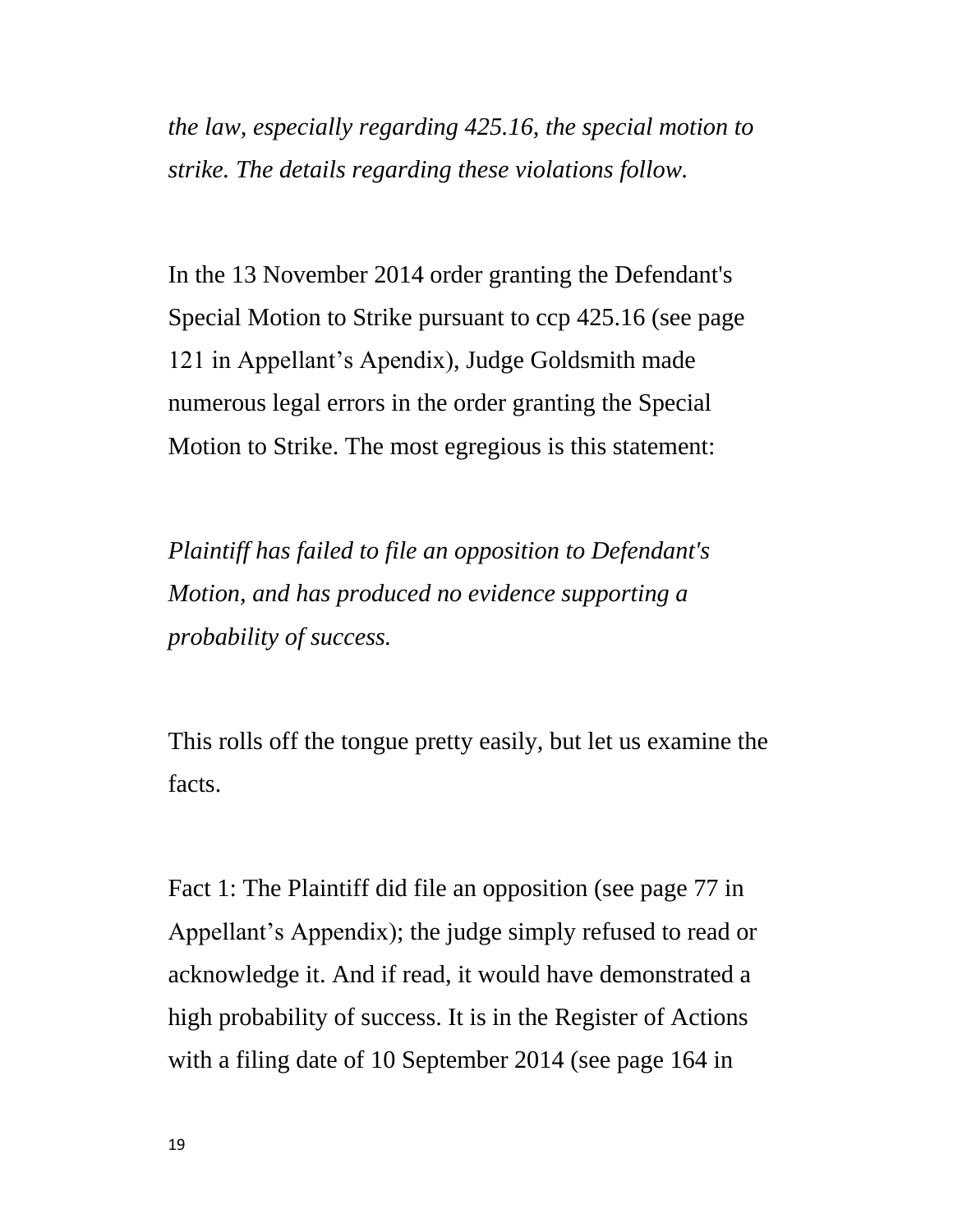*the law, especially regarding 425.16, the special motion to strike. The details regarding these violations follow.*

In the 13 November 2014 order granting the Defendant's Special Motion to Strike pursuant to ccp 425.16 (see page 121 in Appellant’s Apendix), Judge Goldsmith made numerous legal errors in the order granting the Special Motion to Strike. The most egregious is this statement:

*Plaintiff has failed to file an opposition to Defendant's Motion, and has produced no evidence supporting a probability of success.*

This rolls off the tongue pretty easily, but let us examine the facts.

Fact 1: The Plaintiff did file an opposition (see page 77 in Appellant’s Appendix); the judge simply refused to read or acknowledge it. And if read, it would have demonstrated a high probability of success. It is in the Register of Actions with a filing date of 10 September 2014 (see page 164 in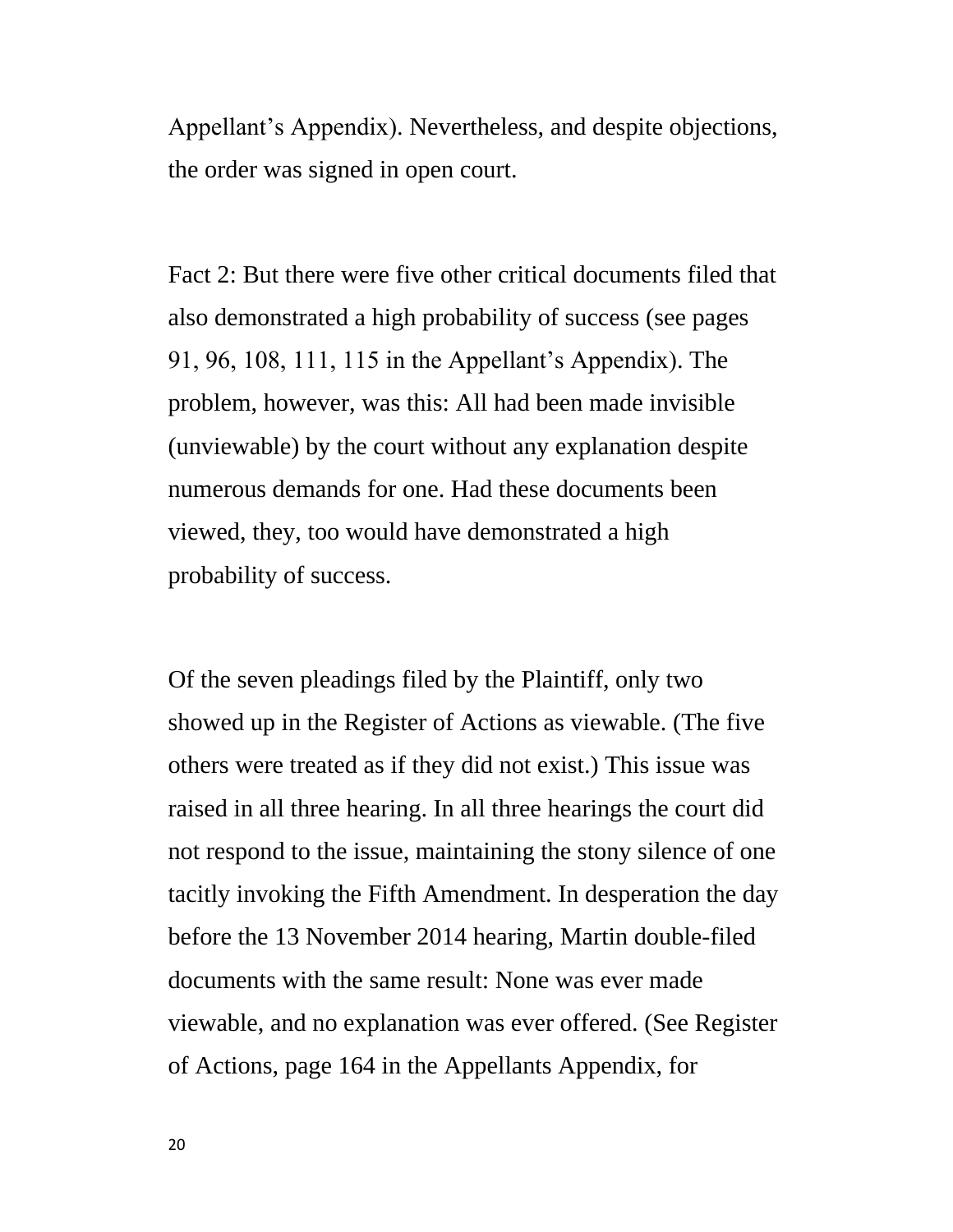Appellant's Appendix). Nevertheless, and despite objections, the order was signed in open court.

Fact 2: But there were five other critical documents filed that also demonstrated a high probability of success (see pages 91, 96, 108, 111, 115 in the Appellant's Appendix). The problem, however, was this: All had been made invisible (unviewable) by the court without any explanation despite numerous demands for one. Had these documents been viewed, they, too would have demonstrated a high probability of success.

Of the seven pleadings filed by the Plaintiff, only two showed up in the Register of Actions as viewable. (The five others were treated as if they did not exist.) This issue was raised in all three hearing. In all three hearings the court did not respond to the issue, maintaining the stony silence of one tacitly invoking the Fifth Amendment. In desperation the day before the 13 November 2014 hearing, Martin double-filed documents with the same result: None was ever made viewable, and no explanation was ever offered. (See Register of Actions, page 164 in the Appellants Appendix, for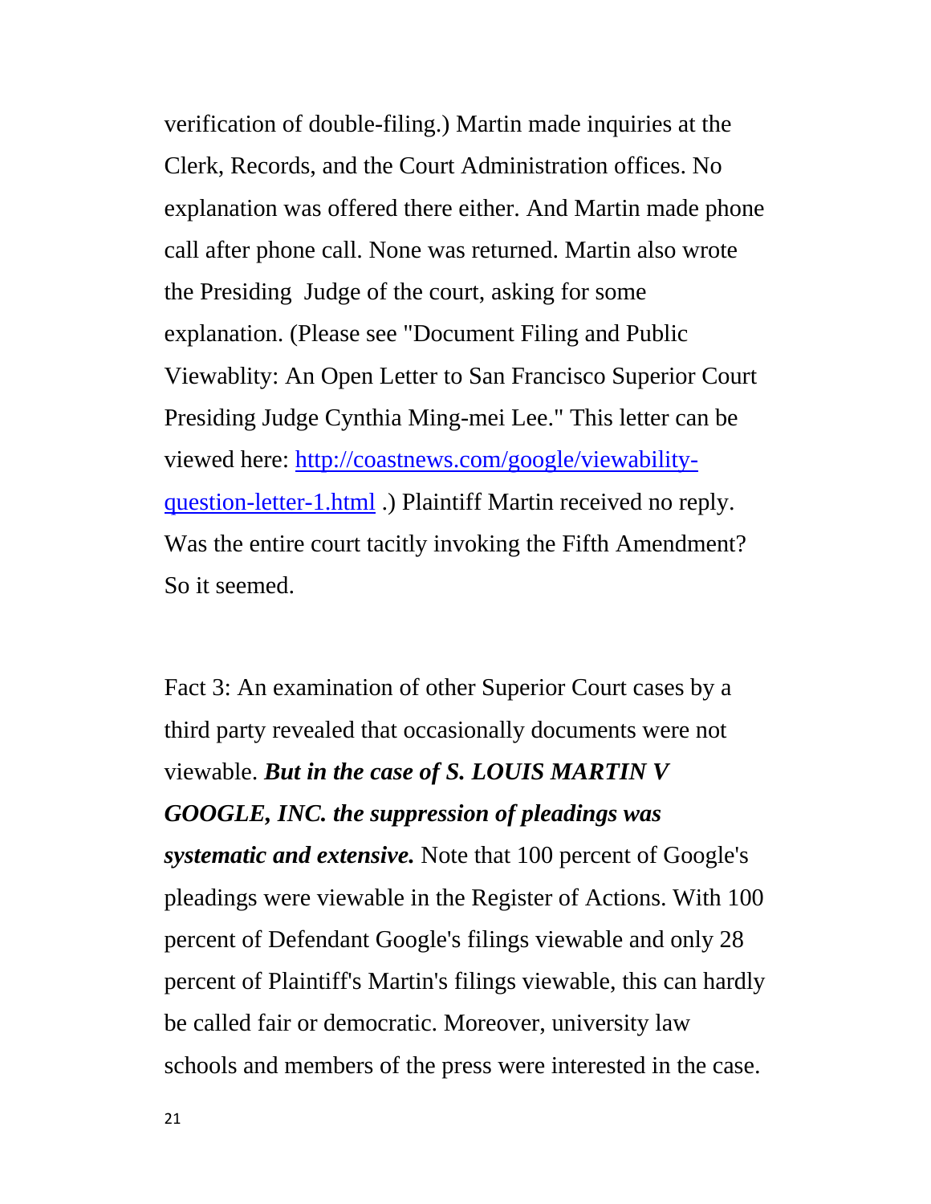verification of double-filing.) Martin made inquiries at the Clerk, Records, and the Court Administration offices. No explanation was offered there either. And Martin made phone call after phone call. None was returned. Martin also wrote the Presiding Judge of the court, asking for some explanation. (Please see "Document Filing and Public Viewablity: An Open Letter to San Francisco Superior Court Presiding Judge Cynthia Ming-mei Lee." This letter can be viewed here: [http://coastnews.com/google/viewability-question-letter-1.html](http://coastnews.com/google/viewability-question-letter-1.html) .) Plaintiff Martin received no reply. Was the entire court tacitly invoking the Fifth Amendment? So it seemed.

Fact 3: An examination of other Superior Court cases by a third party revealed that occasionally documents were not viewable. ***But in the case of S. LOUIS MARTIN V GOOGLE, INC. the suppression of pleadings was systematic and extensive.*** Note that 100 percent of Google's pleadings were viewable in the Register of Actions. With 100 percent of Defendant Google's filings viewable and only 28 percent of Plaintiff's Martin's filings viewable, this can hardly be called fair or democratic. Moreover, university law schools and members of the press were interested in the case.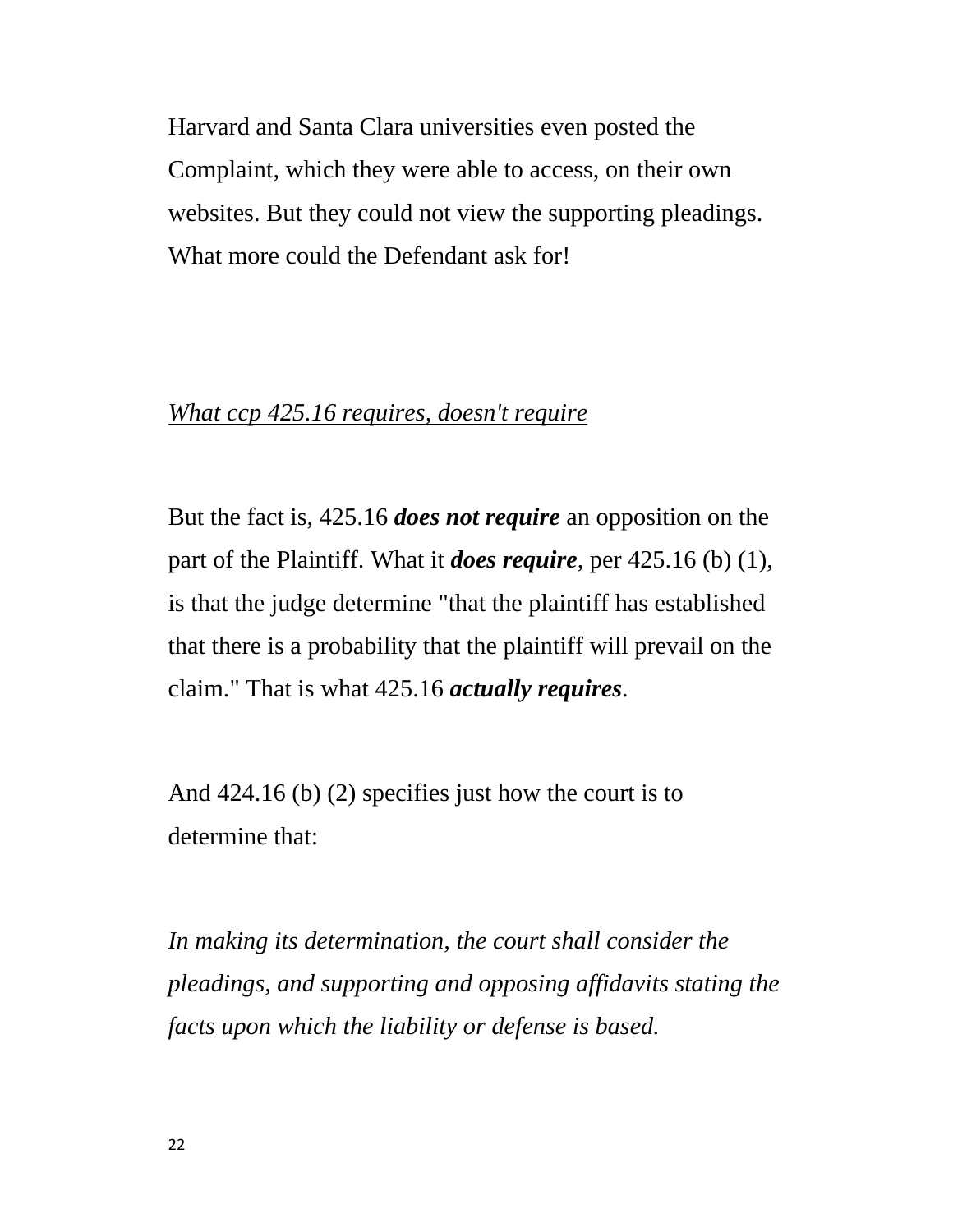Harvard and Santa Clara universities even posted the Complaint, which they were able to access, on their own websites. But they could not view the supporting pleadings. What more could the Defendant ask for!

<u>*What ccp 425.16 requires, doesn't require*</u>

But the fact is, 425.16 ***does not require*** an opposition on the part of the Plaintiff. What it ***does require***, per 425.16 (b) (1), is that the judge determine "that the plaintiff has established that there is a probability that the plaintiff will prevail on the claim." That is what 425.16 ***actually requires***.

And 424.16 (b) (2) specifies just how the court is to determine that:

*In making its determination, the court shall consider the pleadings, and supporting and opposing affidavits stating the facts upon which the liability or defense is based.*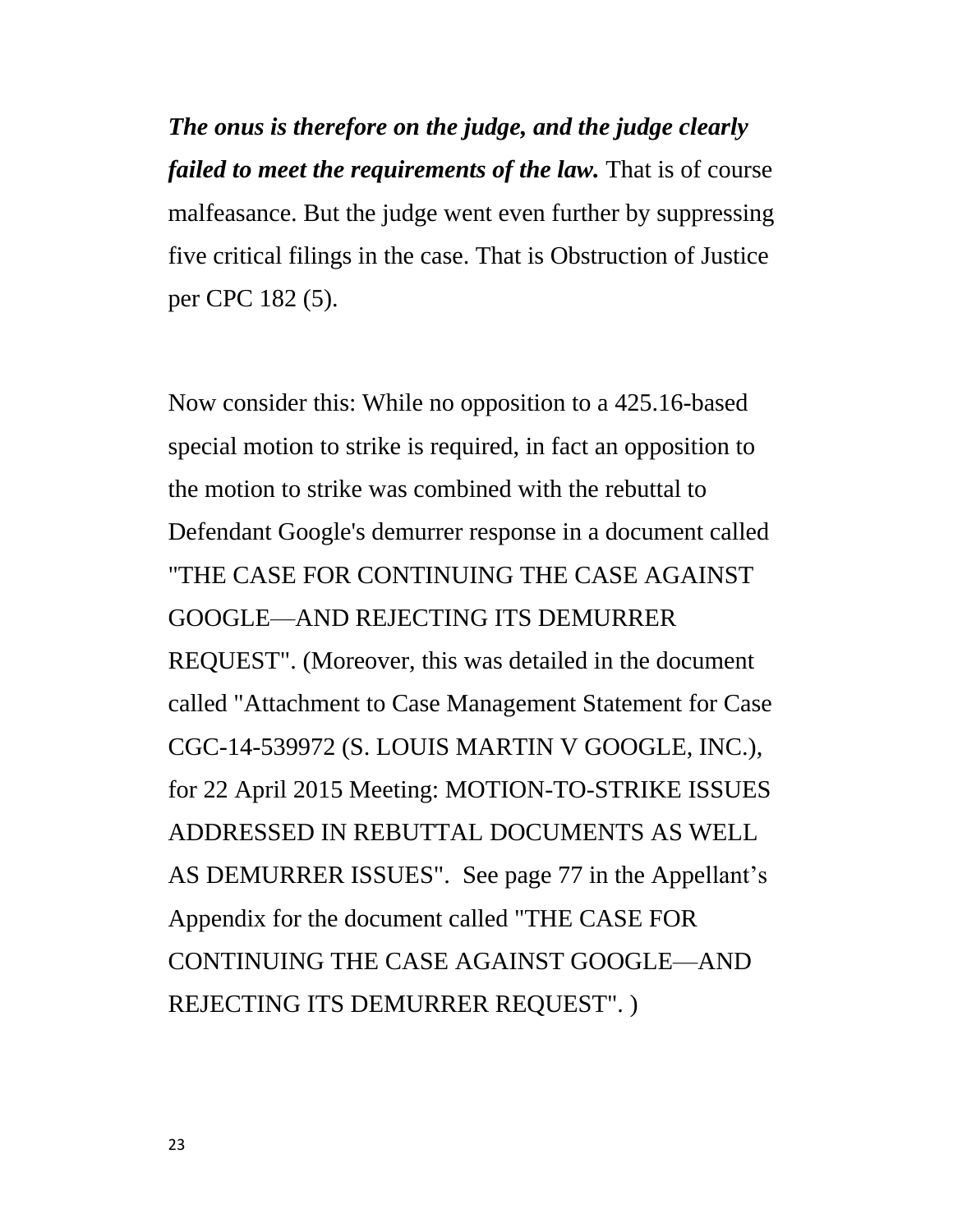***The onus is therefore on the judge, and the judge clearly failed to meet the requirements of the law.*** That is of course malfeasance. But the judge went even further by suppressing five critical filings in the case. That is Obstruction of Justice per CPC 182 (5).

Now consider this: While no opposition to a 425.16-based special motion to strike is required, in fact an opposition to the motion to strike was combined with the rebuttal to Defendant Google's demurrer response in a document called "THE CASE FOR CONTINUING THE CASE AGAINST GOOGLE—AND REJECTING ITS DEMURRER REQUEST". (Moreover, this was detailed in the document called "Attachment to Case Management Statement for Case CGC-14-539972 (S. LOUIS MARTIN V GOOGLE, INC.), for 22 April 2015 Meeting: MOTION-TO-STRIKE ISSUES ADDRESSED IN REBUTTAL DOCUMENTS AS WELL AS DEMURRER ISSUES". See page 77 in the Appellant's Appendix for the document called "THE CASE FOR CONTINUING THE CASE AGAINST GOOGLE—AND REJECTING ITS DEMURRER REQUEST". )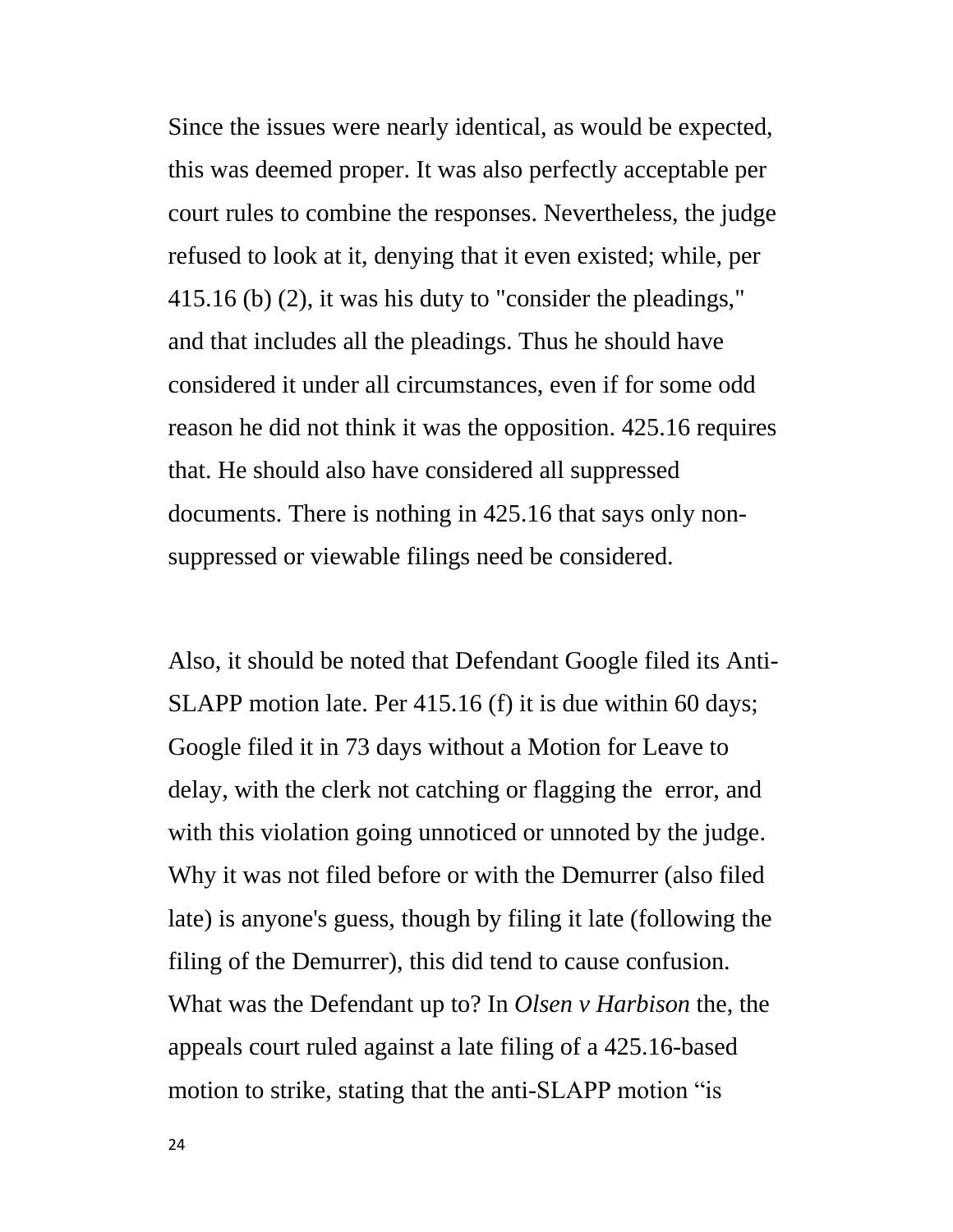Since the issues were nearly identical, as would be expected, this was deemed proper. It was also perfectly acceptable per court rules to combine the responses. Nevertheless, the judge refused to look at it, denying that it even existed; while, per 415.16 (b) (2), it was his duty to "consider the pleadings," and that includes all the pleadings. Thus he should have considered it under all circumstances, even if for some odd reason he did not think it was the opposition. 425.16 requires that. He should also have considered all suppressed documents. There is nothing in 425.16 that says only non-suppressed or viewable filings need be considered.

Also, it should be noted that Defendant Google filed its Anti-SLAPP motion late. Per 415.16 (f) it is due within 60 days; Google filed it in 73 days without a Motion for Leave to delay, with the clerk not catching or flagging the error, and with this violation going unnoticed or unnoted by the judge. Why it was not filed before or with the Demurrer (also filed late) is anyone's guess, though by filing it late (following the filing of the Demurrer), this did tend to cause confusion. What was the Defendant up to? In *Olsen v Harbison* the, the appeals court ruled against a late filing of a 425.16-based motion to strike, stating that the anti-SLAPP motion "is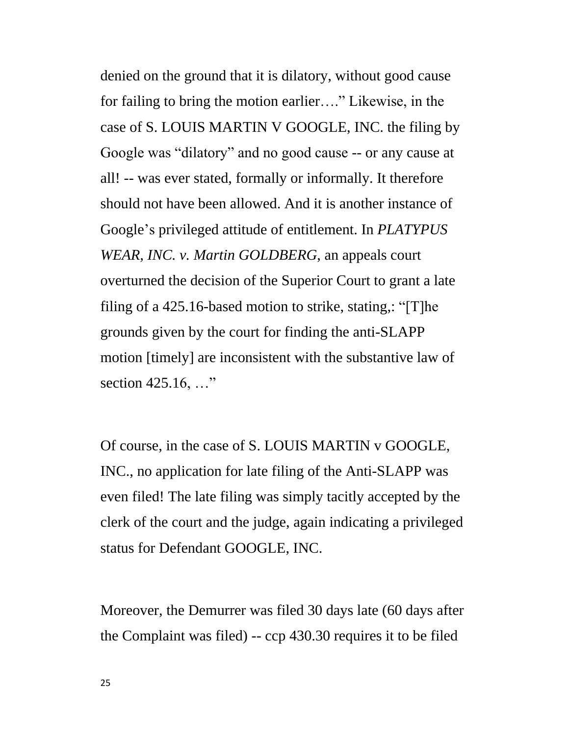denied on the ground that it is dilatory, without good cause for failing to bring the motion earlier…." Likewise, in the case of S. LOUIS MARTIN V GOOGLE, INC. the filing by Google was "dilatory" and no good cause -- or any cause at all! -- was ever stated, formally or informally. It therefore should not have been allowed. And it is another instance of Google's privileged attitude of entitlement. In *PLATYPUS WEAR, INC. v. Martin GOLDBERG*, an appeals court overturned the decision of the Superior Court to grant a late filing of a 425.16-based motion to strike, stating,: "[T]he grounds given by the court for finding the anti-SLAPP motion [timely] are inconsistent with the substantive law of section 425.16, …"

Of course, in the case of S. LOUIS MARTIN v GOOGLE, INC., no application for late filing of the Anti-SLAPP was even filed! The late filing was simply tacitly accepted by the clerk of the court and the judge, again indicating a privileged status for Defendant GOOGLE, INC.

Moreover, the Demurrer was filed 30 days late (60 days after the Complaint was filed) -- ccp 430.30 requires it to be filed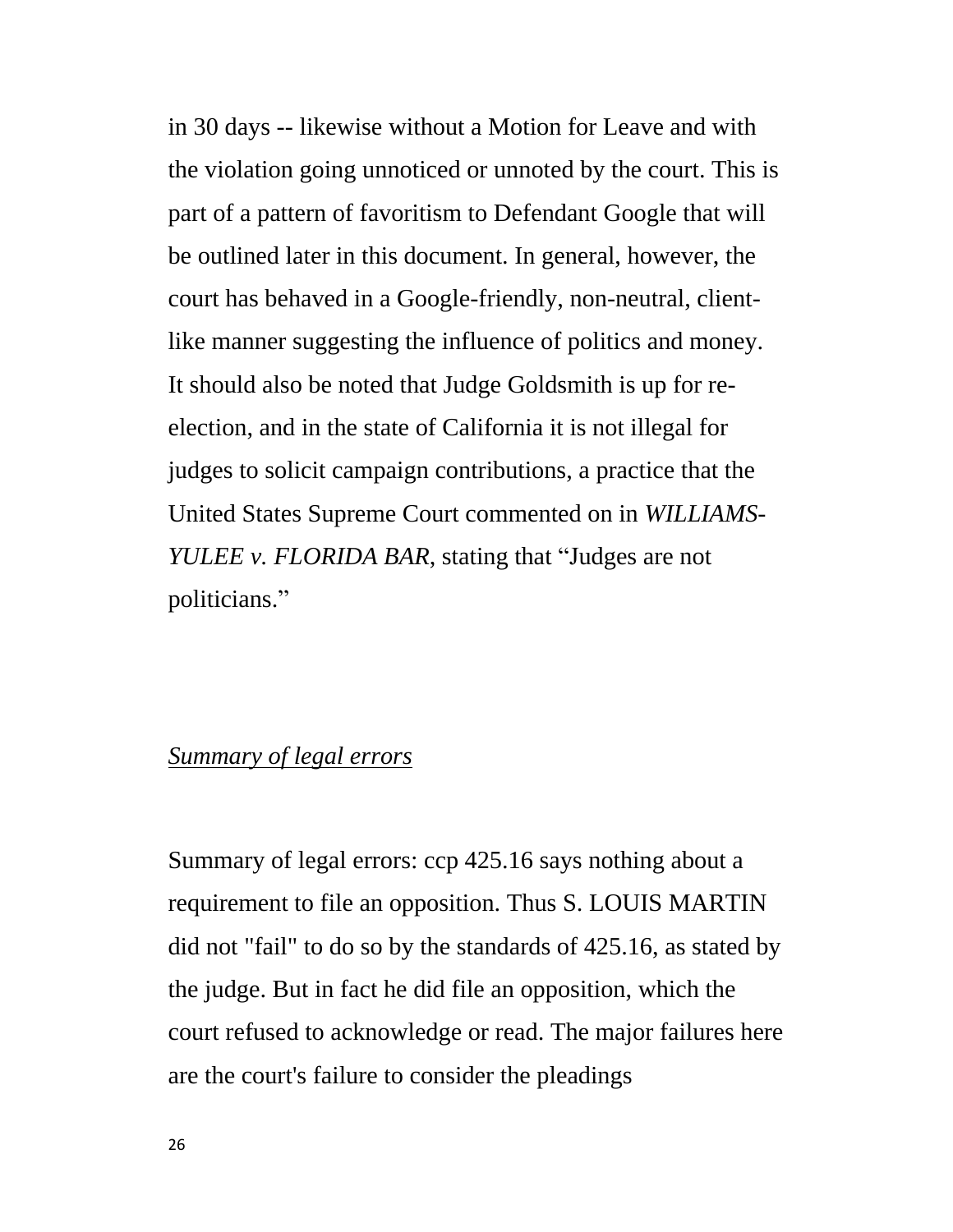in 30 days -- likewise without a Motion for Leave and with the violation going unnoticed or unnoted by the court. This is part of a pattern of favoritism to Defendant Google that will be outlined later in this document. In general, however, the court has behaved in a Google-friendly, non-neutral, client-like manner suggesting the influence of politics and money. It should also be noted that Judge Goldsmith is up for re-election, and in the state of California it is not illegal for judges to solicit campaign contributions, a practice that the United States Supreme Court commented on in *WILLIAMS-YULEE v. FLORIDA BAR*, stating that "Judges are not politicians."

*Summary of legal errors*

Summary of legal errors: ccp 425.16 says nothing about a requirement to file an opposition. Thus S. LOUIS MARTIN did not "fail" to do so by the standards of 425.16, as stated by the judge. But in fact he did file an opposition, which the court refused to acknowledge or read. The major failures here are the court's failure to consider the pleadings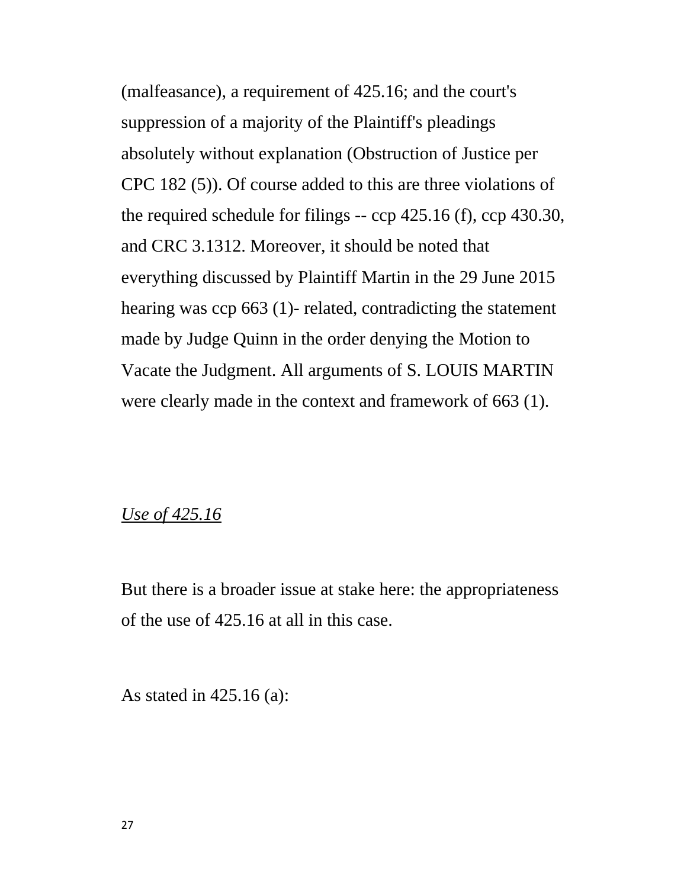(malfeasance), a requirement of 425.16; and the court's suppression of a majority of the Plaintiff's pleadings absolutely without explanation (Obstruction of Justice per CPC 182 (5)). Of course added to this are three violations of the required schedule for filings -- ccp 425.16 (f), ccp 430.30, and CRC 3.1312. Moreover, it should be noted that everything discussed by Plaintiff Martin in the 29 June 2015 hearing was ccp 663 (1)- related, contradicting the statement made by Judge Quinn in the order denying the Motion to Vacate the Judgment. All arguments of S. LOUIS MARTIN were clearly made in the context and framework of 663 (1).

*Use of 425.16*

But there is a broader issue at stake here: the appropriateness of the use of 425.16 at all in this case.

As stated in 425.16 (a):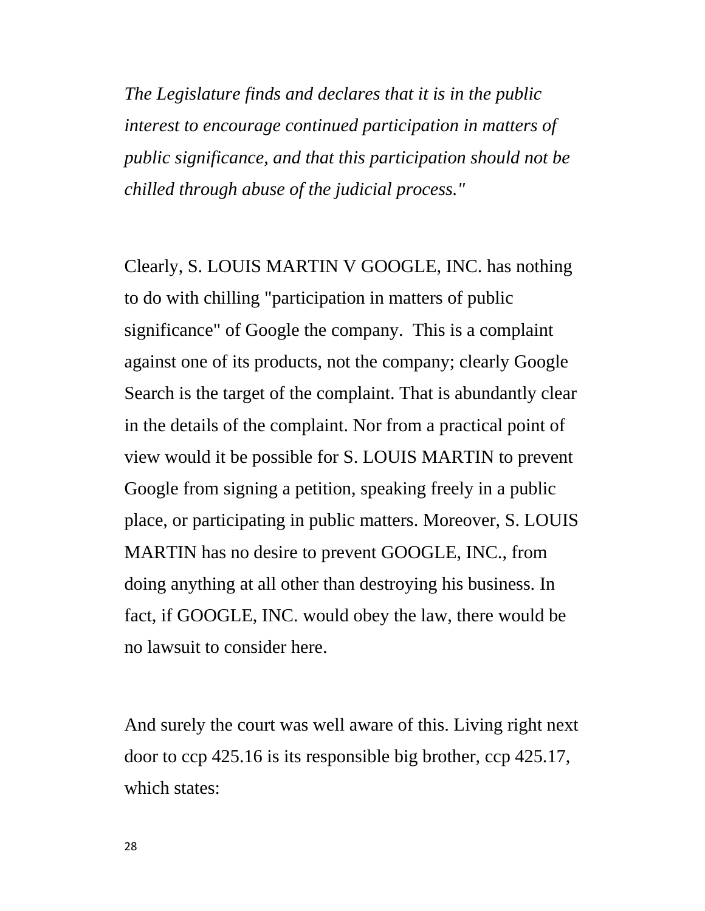*The Legislature finds and declares that it is in the public interest to encourage continued participation in matters of public significance, and that this participation should not be chilled through abuse of the judicial process."*

Clearly, S. LOUIS MARTIN V GOOGLE, INC. has nothing to do with chilling "participation in matters of public significance" of Google the company. This is a complaint against one of its products, not the company; clearly Google Search is the target of the complaint. That is abundantly clear in the details of the complaint. Nor from a practical point of view would it be possible for S. LOUIS MARTIN to prevent Google from signing a petition, speaking freely in a public place, or participating in public matters. Moreover, S. LOUIS MARTIN has no desire to prevent GOOGLE, INC., from doing anything at all other than destroying his business. In fact, if GOOGLE, INC. would obey the law, there would be no lawsuit to consider here.

And surely the court was well aware of this. Living right next door to ccp 425.16 is its responsible big brother, ccp 425.17, which states: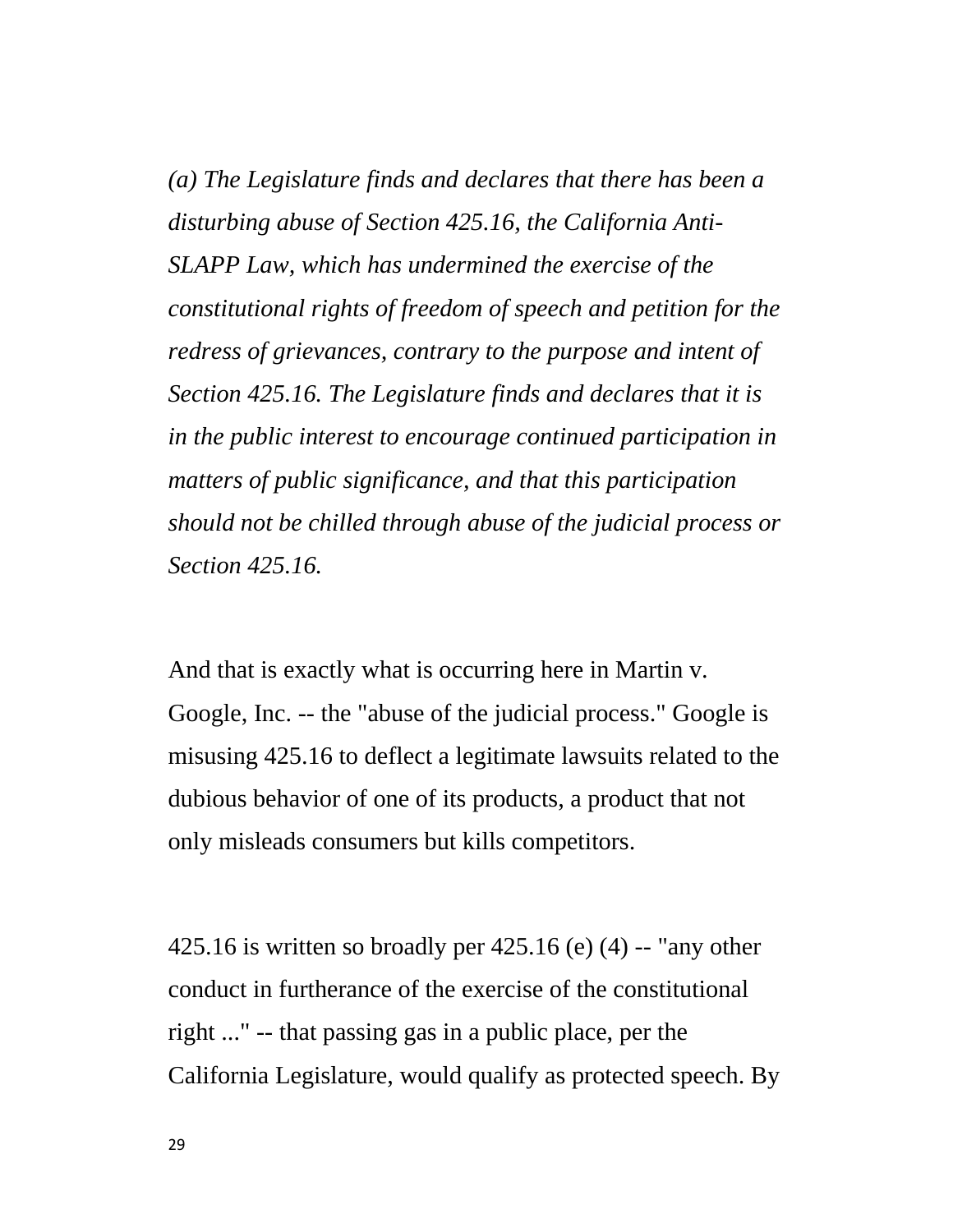*(a) The Legislature finds and declares that there has been a disturbing abuse of Section 425.16, the California Anti-SLAPP Law, which has undermined the exercise of the constitutional rights of freedom of speech and petition for the redress of grievances, contrary to the purpose and intent of Section 425.16. The Legislature finds and declares that it is in the public interest to encourage continued participation in matters of public significance, and that this participation should not be chilled through abuse of the judicial process or Section 425.16.*

And that is exactly what is occurring here in Martin v. Google, Inc. -- the "abuse of the judicial process." Google is misusing 425.16 to deflect a legitimate lawsuits related to the dubious behavior of one of its products, a product that not only misleads consumers but kills competitors.

425.16 is written so broadly per 425.16 (e) (4) -- "any other conduct in furtherance of the exercise of the constitutional right ..." -- that passing gas in a public place, per the California Legislature, would qualify as protected speech. By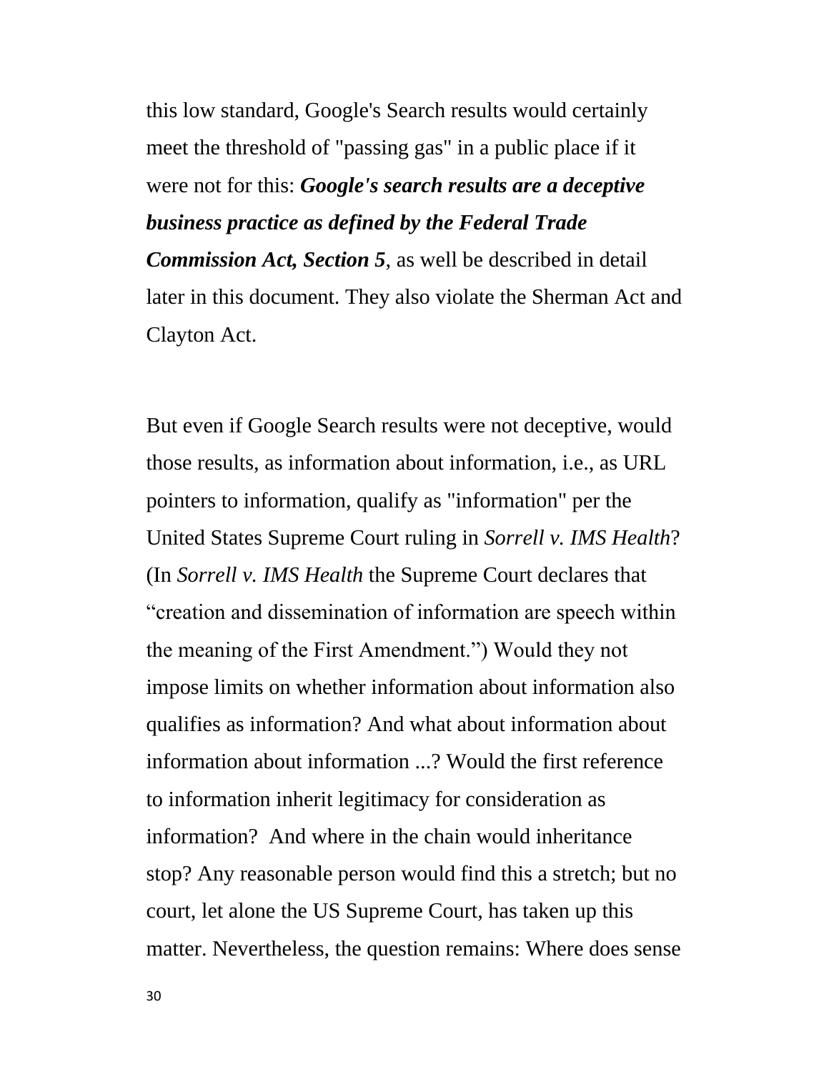this low standard, Google's Search results would certainly meet the threshold of "passing gas" in a public place if it were not for this: ***Google's search results are a deceptive business practice as defined by the Federal Trade Commission Act, Section 5***, as well be described in detail later in this document. They also violate the Sherman Act and Clayton Act.

But even if Google Search results were not deceptive, would those results, as information about information, i.e., as URL pointers to information, qualify as "information" per the United States Supreme Court ruling in *Sorrell v. IMS Health*? (In *Sorrell v. IMS Health* the Supreme Court declares that "creation and dissemination of information are speech within the meaning of the First Amendment.") Would they not impose limits on whether information about information also qualifies as information? And what about information about information about information ...? Would the first reference to information inherit legitimacy for consideration as information? And where in the chain would inheritance stop? Any reasonable person would find this a stretch; but no court, let alone the US Supreme Court, has taken up this matter. Nevertheless, the question remains: Where does sense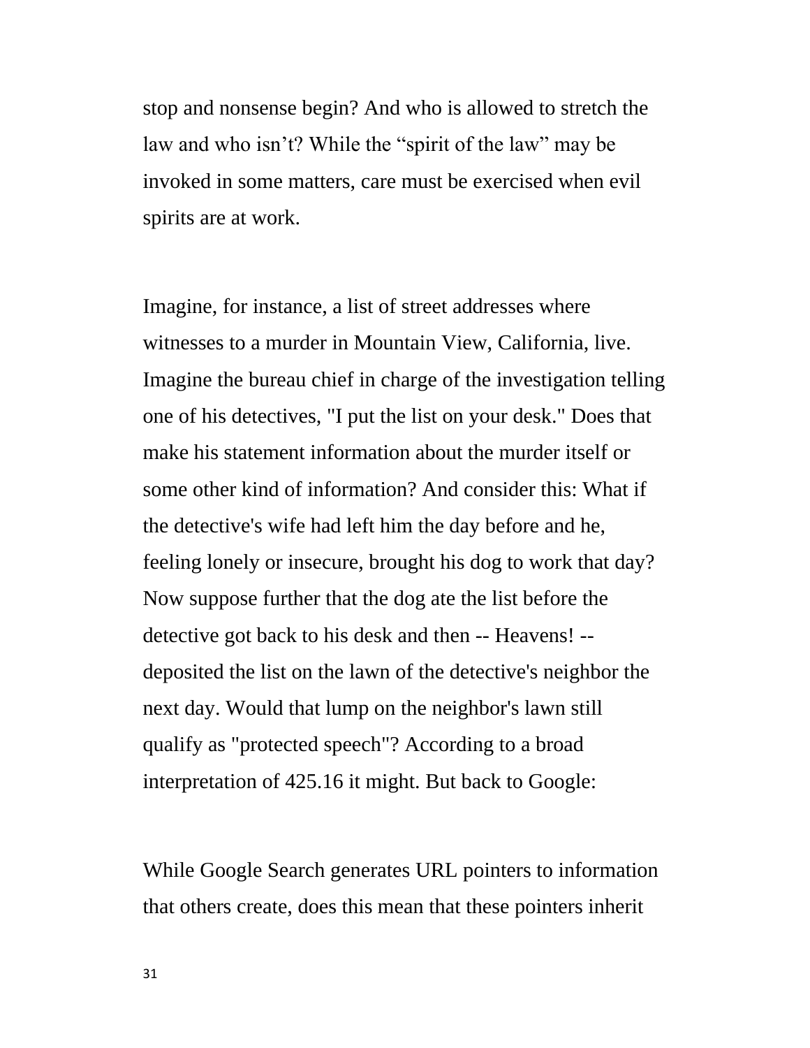stop and nonsense begin? And who is allowed to stretch the law and who isn't? While the "spirit of the law" may be invoked in some matters, care must be exercised when evil spirits are at work.

Imagine, for instance, a list of street addresses where witnesses to a murder in Mountain View, California, live. Imagine the bureau chief in charge of the investigation telling one of his detectives, "I put the list on your desk." Does that make his statement information about the murder itself or some other kind of information? And consider this: What if the detective's wife had left him the day before and he, feeling lonely or insecure, brought his dog to work that day? Now suppose further that the dog ate the list before the detective got back to his desk and then -- Heavens! -- deposited the list on the lawn of the detective's neighbor the next day. Would that lump on the neighbor's lawn still qualify as "protected speech"? According to a broad interpretation of 425.16 it might. But back to Google:

While Google Search generates URL pointers to information that others create, does this mean that these pointers inherit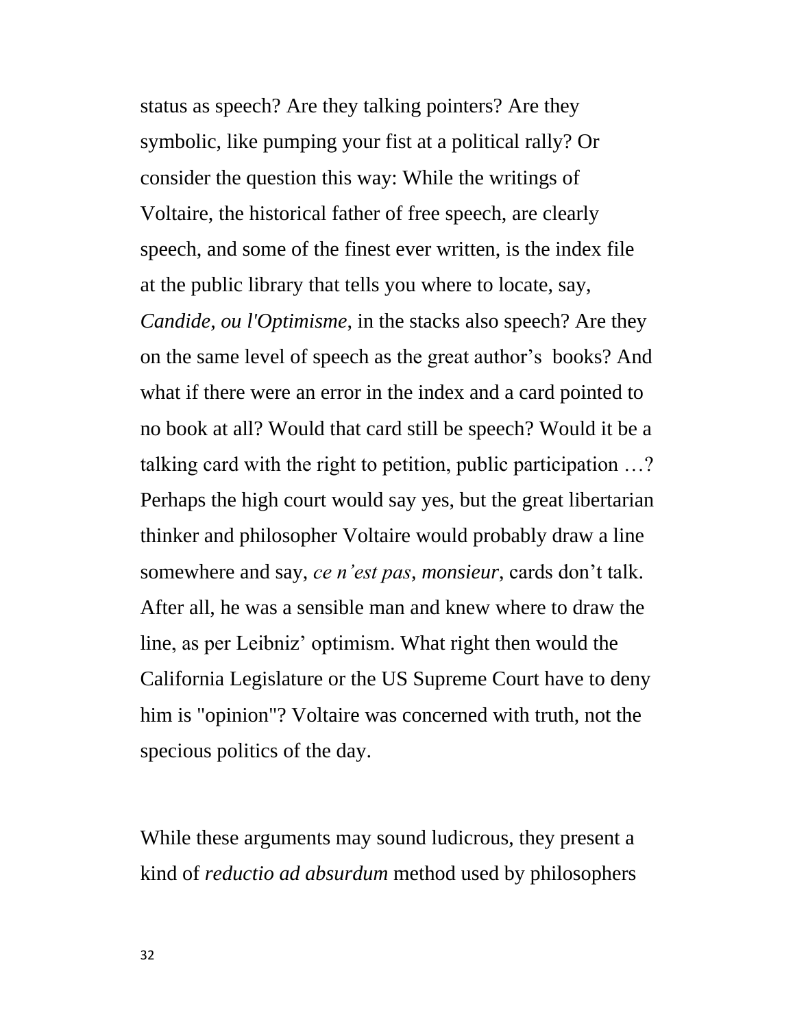status as speech? Are they talking pointers? Are they symbolic, like pumping your fist at a political rally? Or consider the question this way: While the writings of Voltaire, the historical father of free speech, are clearly speech, and some of the finest ever written, is the index file at the public library that tells you where to locate, say, *Candide, ou l'Optimisme*, in the stacks also speech? Are they on the same level of speech as the great author's books? And what if there were an error in the index and a card pointed to no book at all? Would that card still be speech? Would it be a talking card with the right to petition, public participation …? Perhaps the high court would say yes, but the great libertarian thinker and philosopher Voltaire would probably draw a line somewhere and say, *ce n'est pas, monsieur*, cards don't talk. After all, he was a sensible man and knew where to draw the line, as per Leibniz' optimism. What right then would the California Legislature or the US Supreme Court have to deny him is "opinion"? Voltaire was concerned with truth, not the specious politics of the day.

While these arguments may sound ludicrous, they present a kind of *reductio ad absurdum* method used by philosophers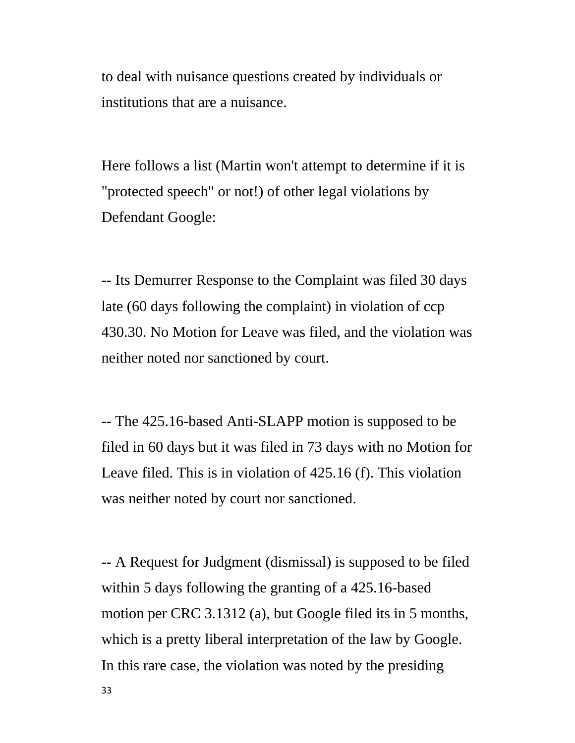to deal with nuisance questions created by individuals or institutions that are a nuisance.

Here follows a list (Martin won't attempt to determine if it is "protected speech" or not!) of other legal violations by Defendant Google:

-- Its Demurrer Response to the Complaint was filed 30 days late (60 days following the complaint) in violation of ccp 430.30. No Motion for Leave was filed, and the violation was neither noted nor sanctioned by court.

-- The 425.16-based Anti-SLAPP motion is supposed to be filed in 60 days but it was filed in 73 days with no Motion for Leave filed. This is in violation of 425.16 (f). This violation was neither noted by court nor sanctioned.

-- A Request for Judgment (dismissal) is supposed to be filed within 5 days following the granting of a 425.16-based motion per CRC 3.1312 (a), but Google filed its in 5 months, which is a pretty liberal interpretation of the law by Google. In this rare case, the violation was noted by the presiding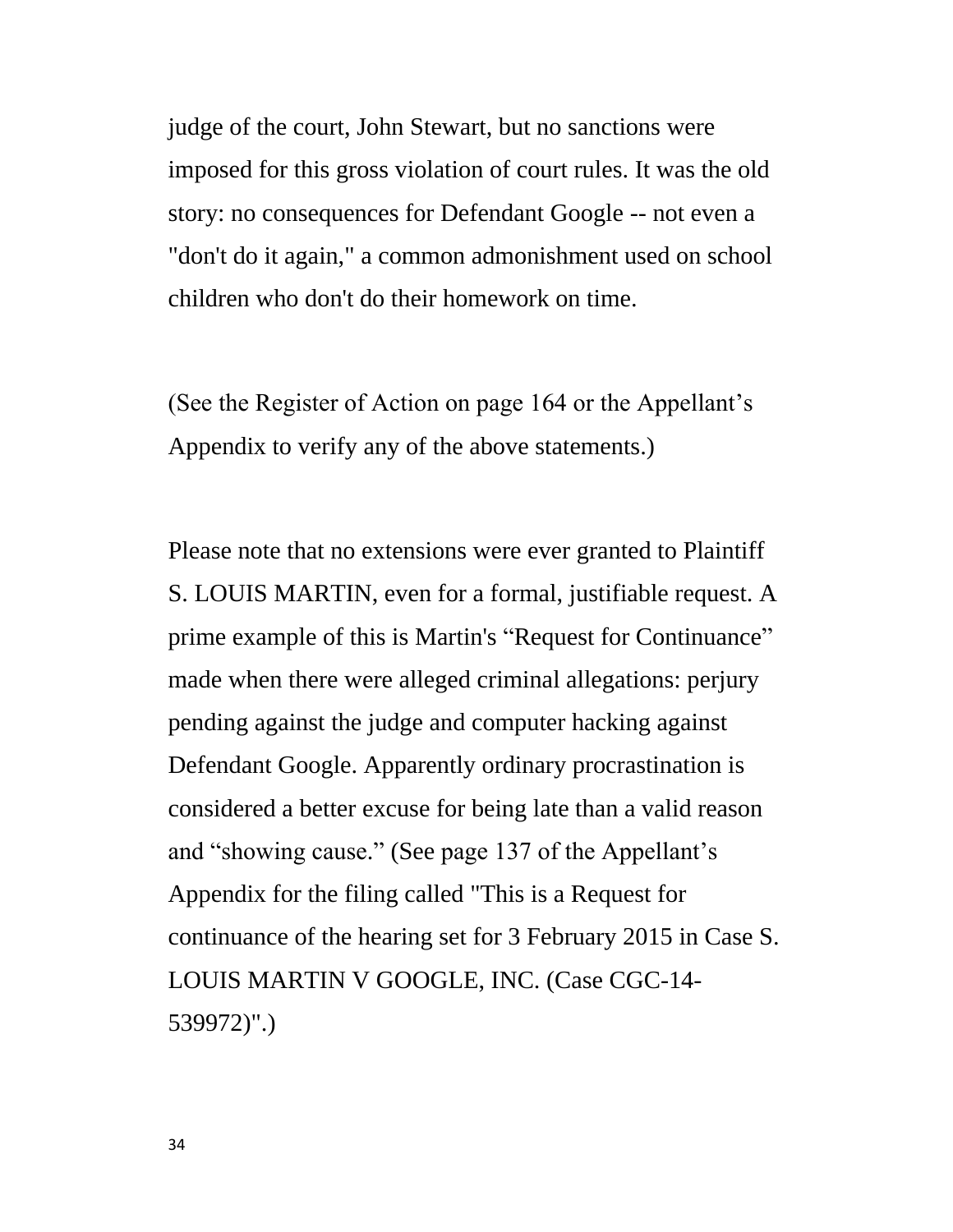judge of the court, John Stewart, but no sanctions were imposed for this gross violation of court rules. It was the old story: no consequences for Defendant Google -- not even a "don't do it again," a common admonishment used on school children who don't do their homework on time.

(See the Register of Action on page 164 or the Appellant's Appendix to verify any of the above statements.)

Please note that no extensions were ever granted to Plaintiff S. LOUIS MARTIN, even for a formal, justifiable request. A prime example of this is Martin's "Request for Continuance" made when there were alleged criminal allegations: perjury pending against the judge and computer hacking against Defendant Google. Apparently ordinary procrastination is considered a better excuse for being late than a valid reason and "showing cause." (See page 137 of the Appellant's Appendix for the filing called "This is a Request for continuance of the hearing set for 3 February 2015 in Case S. LOUIS MARTIN V GOOGLE, INC. (Case CGC-14-539972)".)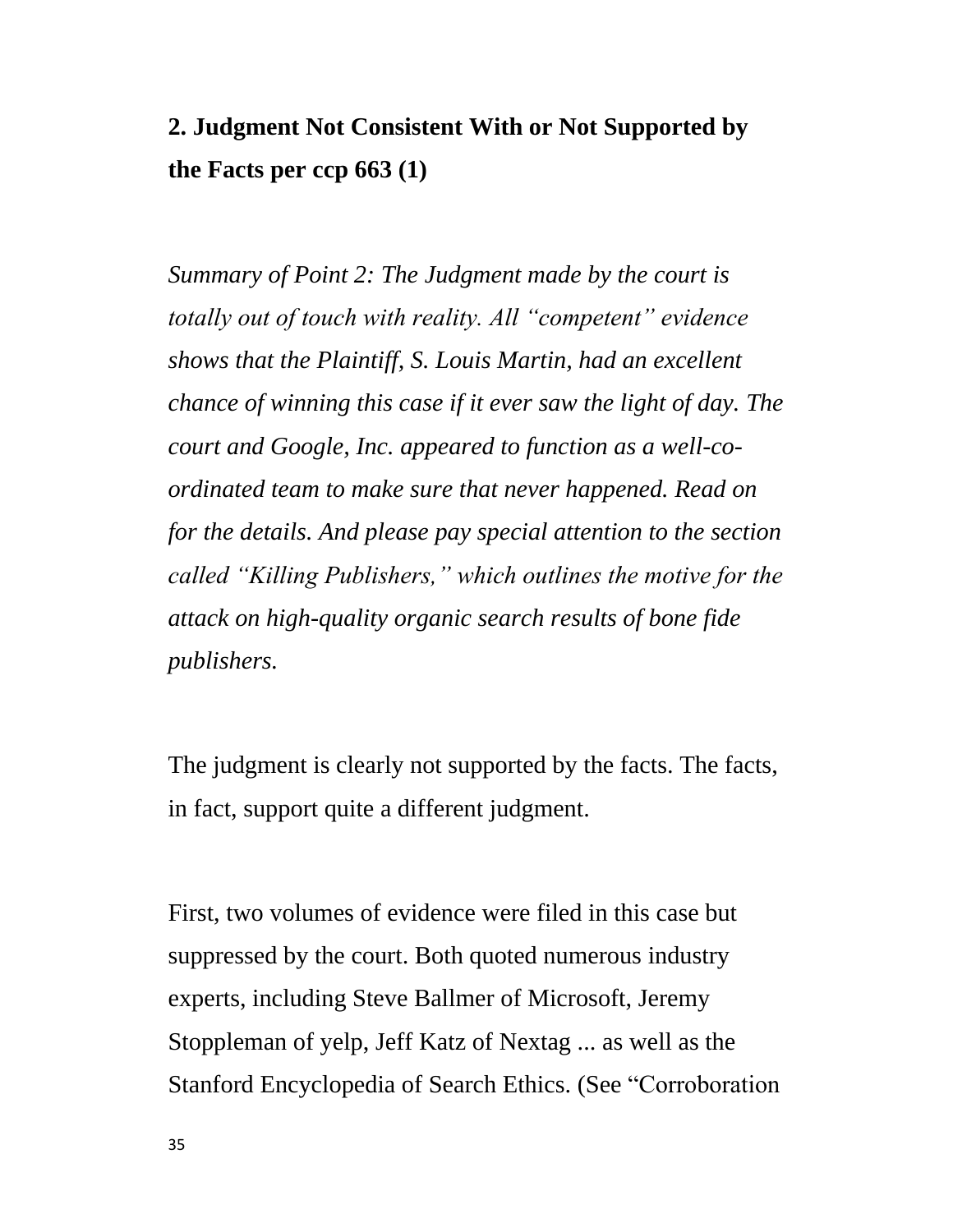## 2. Judgment Not Consistent With or Not Supported by the Facts per ccp 663 (1)

*Summary of Point 2: The Judgment made by the court is totally out of touch with reality. All "competent" evidence shows that the Plaintiff, S. Louis Martin, had an excellent chance of winning this case if it ever saw the light of day. The court and Google, Inc. appeared to function as a well-co-ordinated team to make sure that never happened. Read on for the details. And please pay special attention to the section called "Killing Publishers," which outlines the motive for the attack on high-quality organic search results of bone fide publishers.*

The judgment is clearly not supported by the facts. The facts, in fact, support quite a different judgment.

First, two volumes of evidence were filed in this case but suppressed by the court. Both quoted numerous industry experts, including Steve Ballmer of Microsoft, Jeremy Stoppleman of yelp, Jeff Katz of Nextag ... as well as the Stanford Encyclopedia of Search Ethics. (See "Corroboration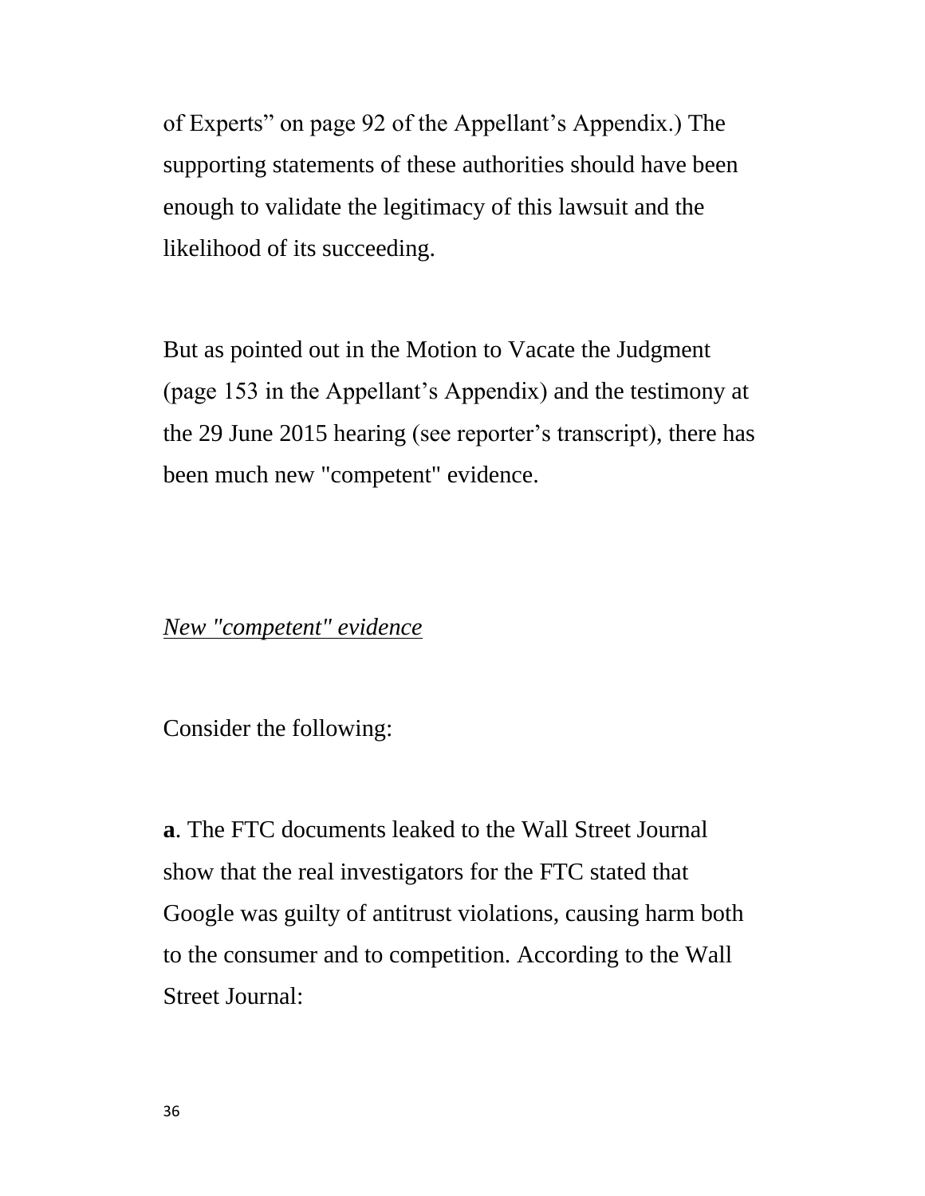of Experts" on page 92 of the Appellant's Appendix.) The supporting statements of these authorities should have been enough to validate the legitimacy of this lawsuit and the likelihood of its succeeding.

But as pointed out in the Motion to Vacate the Judgment (page 153 in the Appellant's Appendix) and the testimony at the 29 June 2015 hearing (see reporter's transcript), there has been much new "competent" evidence.

*New "competent" evidence*

Consider the following:

**a**. The FTC documents leaked to the Wall Street Journal show that the real investigators for the FTC stated that Google was guilty of antitrust violations, causing harm both to the consumer and to competition. According to the Wall Street Journal: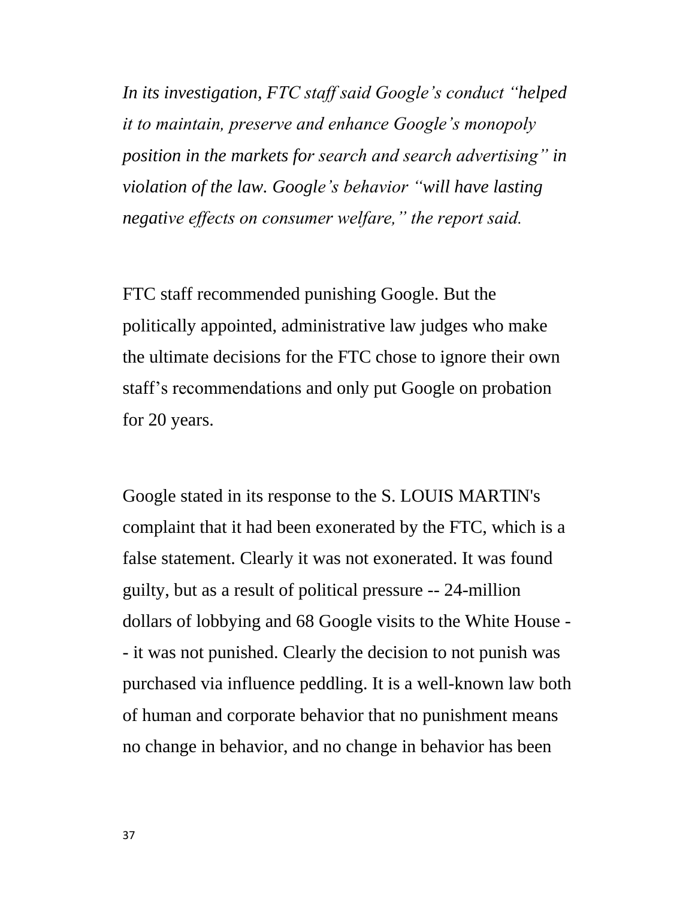*In its investigation, FTC staff said Google's conduct "helped it to maintain, preserve and enhance Google's monopoly position in the markets for search and search advertising" in violation of the law. Google's behavior "will have lasting negative effects on consumer welfare," the report said.*

FTC staff recommended punishing Google. But the politically appointed, administrative law judges who make the ultimate decisions for the FTC chose to ignore their own staff's recommendations and only put Google on probation for 20 years.

Google stated in its response to the S. LOUIS MARTIN's complaint that it had been exonerated by the FTC, which is a false statement. Clearly it was not exonerated. It was found guilty, but as a result of political pressure -- 24-million dollars of lobbying and 68 Google visits to the White House -- it was not punished. Clearly the decision to not punish was purchased via influence peddling. It is a well-known law both of human and corporate behavior that no punishment means no change in behavior, and no change in behavior has been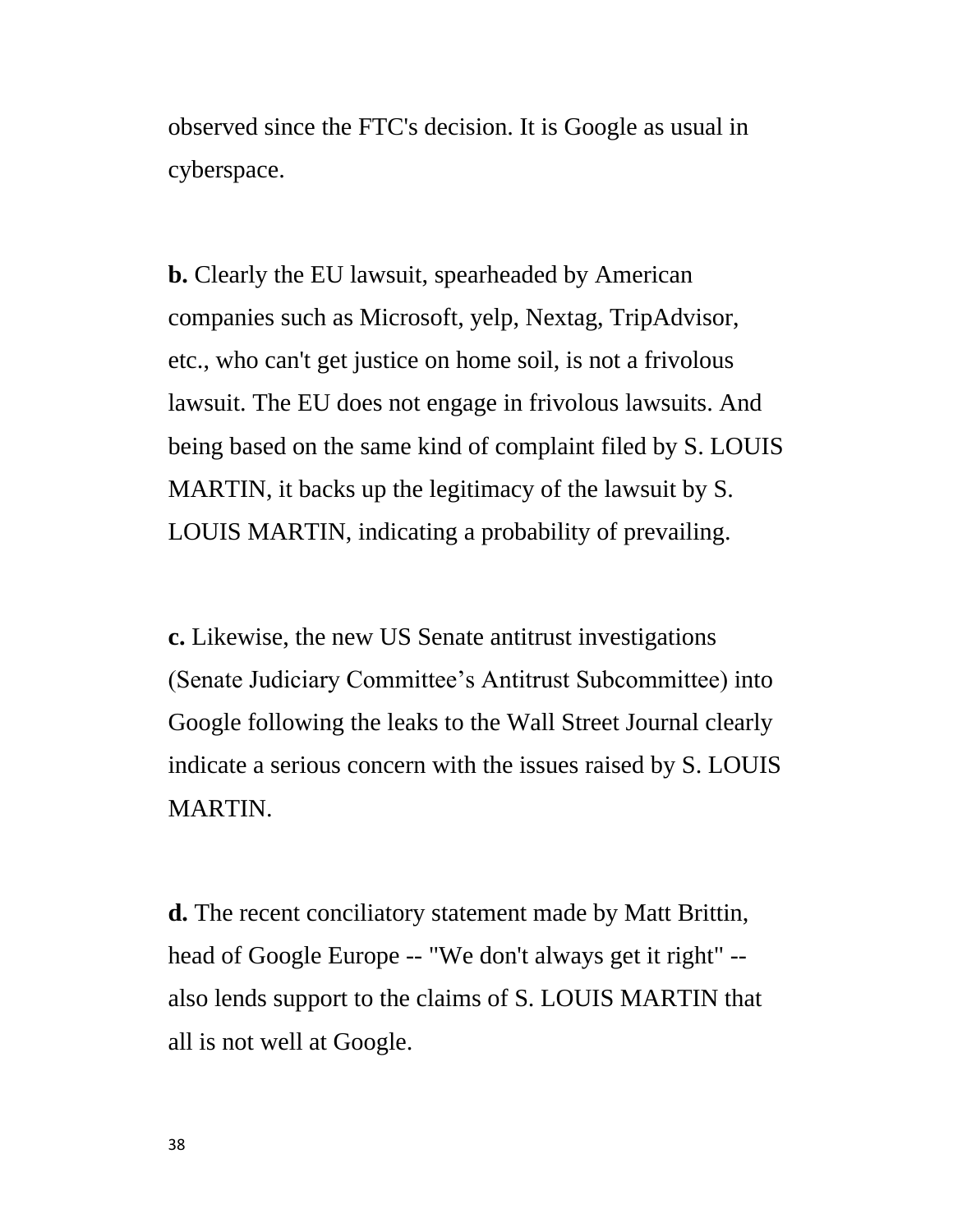observed since the FTC's decision. It is Google as usual in cyberspace.

**b.** Clearly the EU lawsuit, spearheaded by American companies such as Microsoft, yelp, Nextag, TripAdvisor, etc., who can't get justice on home soil, is not a frivolous lawsuit. The EU does not engage in frivolous lawsuits. And being based on the same kind of complaint filed by S. LOUIS MARTIN, it backs up the legitimacy of the lawsuit by S. LOUIS MARTIN, indicating a probability of prevailing.

**c.** Likewise, the new US Senate antitrust investigations (Senate Judiciary Committee's Antitrust Subcommittee) into Google following the leaks to the Wall Street Journal clearly indicate a serious concern with the issues raised by S. LOUIS MARTIN.

**d.** The recent conciliatory statement made by Matt Brittin, head of Google Europe -- "We don't always get it right" -- also lends support to the claims of S. LOUIS MARTIN that all is not well at Google.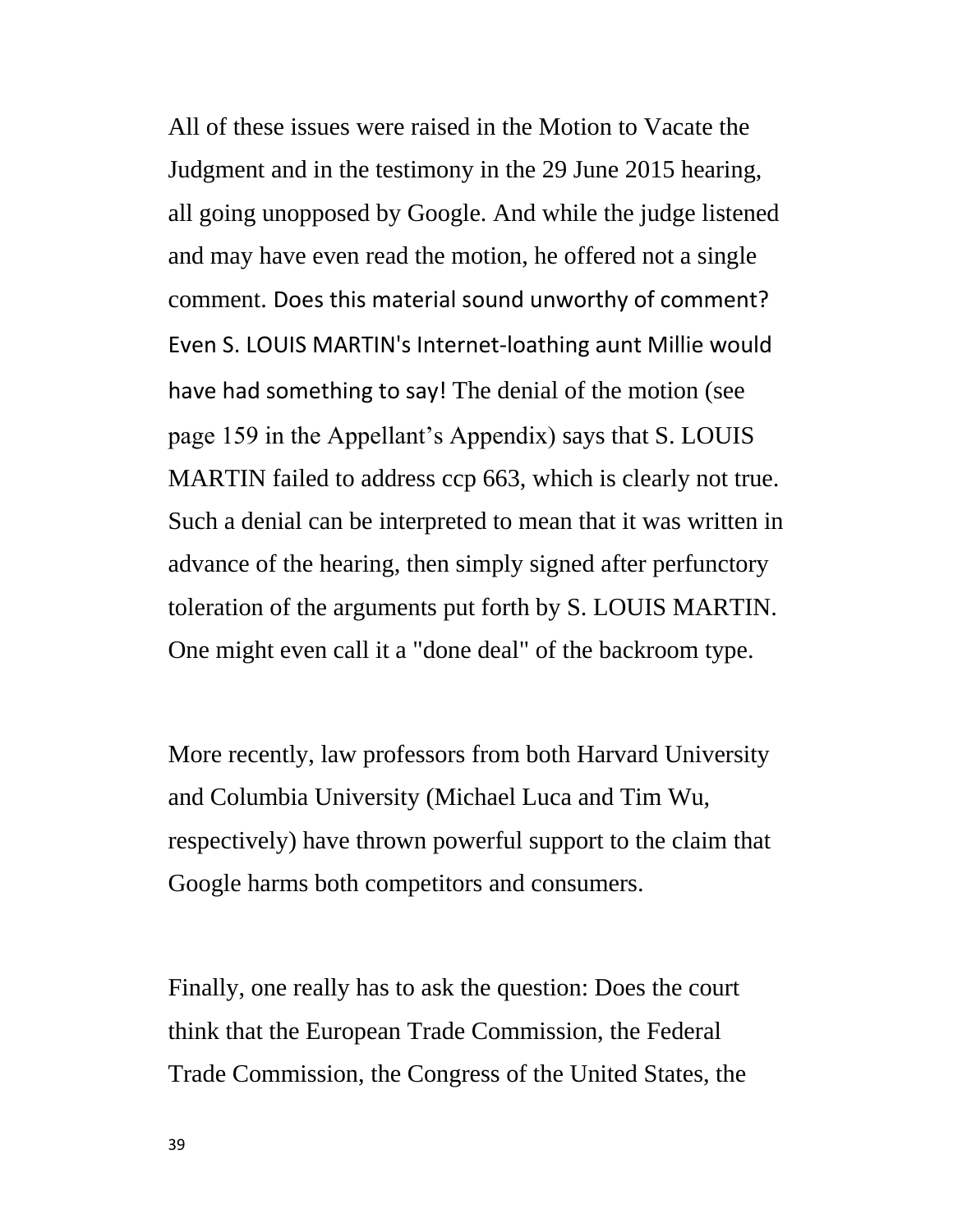All of these issues were raised in the Motion to Vacate the Judgment and in the testimony in the 29 June 2015 hearing, all going unopposed by Google. And while the judge listened and may have even read the motion, he offered not a single comment. Does this material sound unworthy of comment? Even S. LOUIS MARTIN's Internet-loathing aunt Millie would have had something to say! The denial of the motion (see page 159 in the Appellant's Appendix) says that S. LOUIS MARTIN failed to address ccp 663, which is clearly not true. Such a denial can be interpreted to mean that it was written in advance of the hearing, then simply signed after perfunctory toleration of the arguments put forth by S. LOUIS MARTIN. One might even call it a "done deal" of the backroom type.

More recently, law professors from both Harvard University and Columbia University (Michael Luca and Tim Wu, respectively) have thrown powerful support to the claim that Google harms both competitors and consumers.

Finally, one really has to ask the question: Does the court think that the European Trade Commission, the Federal Trade Commission, the Congress of the United States, the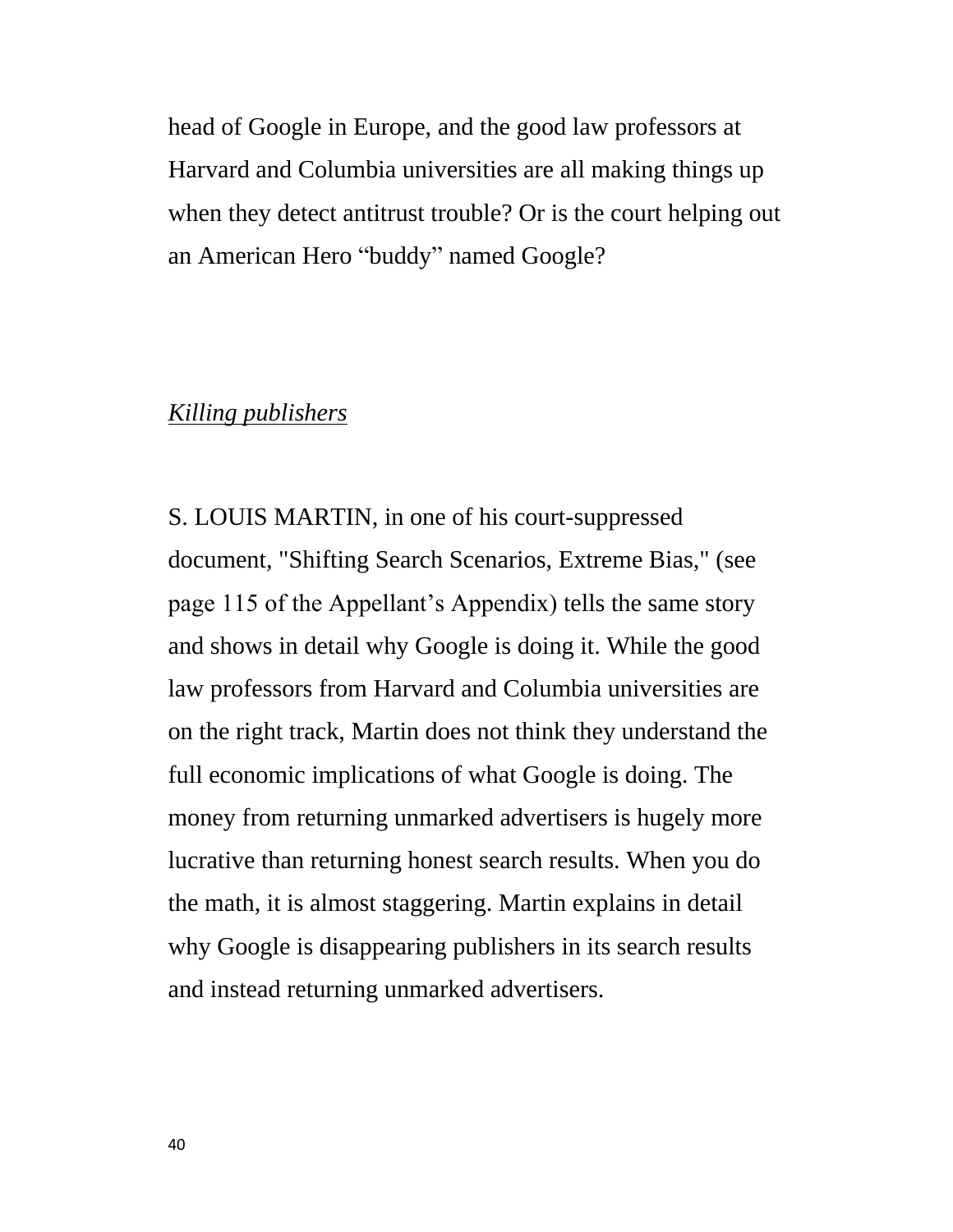head of Google in Europe, and the good law professors at Harvard and Columbia universities are all making things up when they detect antitrust trouble? Or is the court helping out an American Hero "buddy" named Google?

*Killing publishers*

S. LOUIS MARTIN, in one of his court-suppressed document, "Shifting Search Scenarios, Extreme Bias," (see page 115 of the Appellant's Appendix) tells the same story and shows in detail why Google is doing it. While the good law professors from Harvard and Columbia universities are on the right track, Martin does not think they understand the full economic implications of what Google is doing. The money from returning unmarked advertisers is hugely more lucrative than returning honest search results. When you do the math, it is almost staggering. Martin explains in detail why Google is disappearing publishers in its search results and instead returning unmarked advertisers.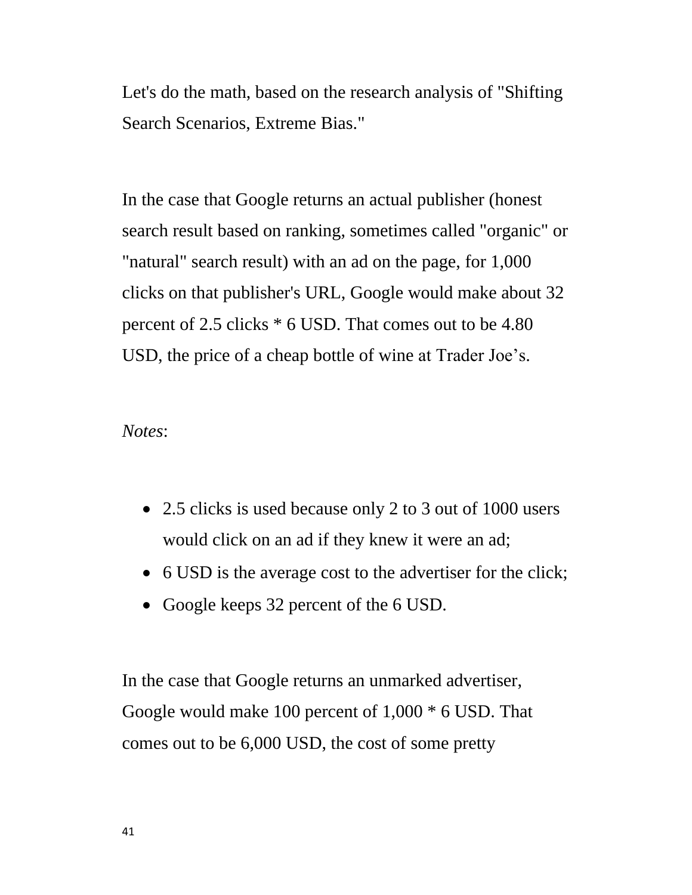Let's do the math, based on the research analysis of "Shifting Search Scenarios, Extreme Bias."

In the case that Google returns an actual publisher (honest search result based on ranking, sometimes called "organic" or "natural" search result) with an ad on the page, for 1,000 clicks on that publisher's URL, Google would make about 32 percent of 2.5 clicks * 6 USD. That comes out to be 4.80 USD, the price of a cheap bottle of wine at Trader Joe's.

*Notes*:

- 2.5 clicks is used because only 2 to 3 out of 1000 users would click on an ad if they knew it were an ad;
- 6 USD is the average cost to the advertiser for the click;
- Google keeps 32 percent of the 6 USD.

In the case that Google returns an unmarked advertiser, Google would make 100 percent of 1,000 * 6 USD. That comes out to be 6,000 USD, the cost of some pretty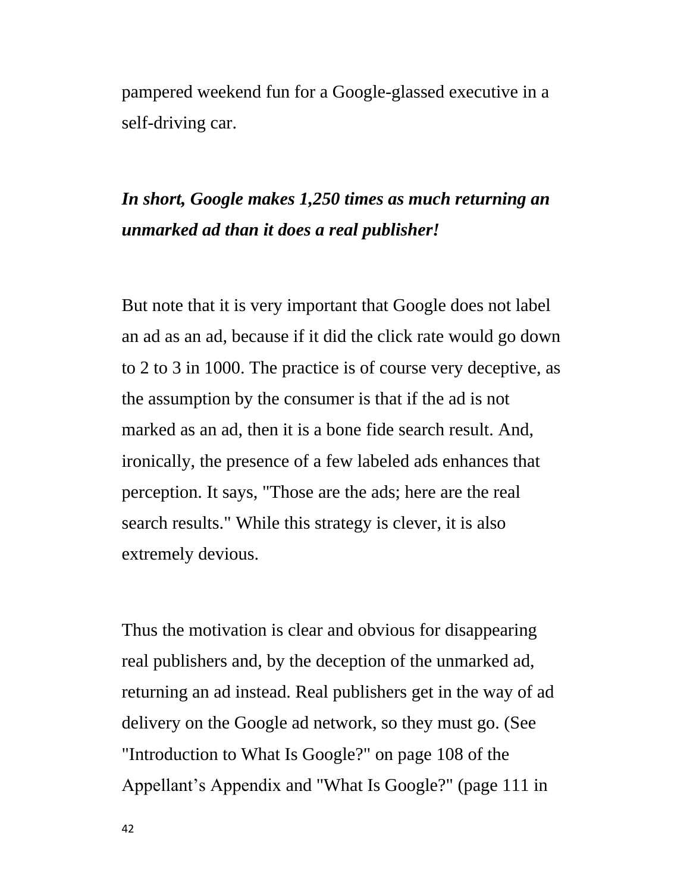pampered weekend fun for a Google-glassed executive in a self-driving car.

***In short, Google makes 1,250 times as much returning an unmarked ad than it does a real publisher!***

But note that it is very important that Google does not label an ad as an ad, because if it did the click rate would go down to 2 to 3 in 1000. The practice is of course very deceptive, as the assumption by the consumer is that if the ad is not marked as an ad, then it is a bone fide search result. And, ironically, the presence of a few labeled ads enhances that perception. It says, "Those are the ads; here are the real search results." While this strategy is clever, it is also extremely devious.

Thus the motivation is clear and obvious for disappearing real publishers and, by the deception of the unmarked ad, returning an ad instead. Real publishers get in the way of ad delivery on the Google ad network, so they must go. (See "Introduction to What Is Google?" on page 108 of the Appellant's Appendix and "What Is Google?" (page 111 in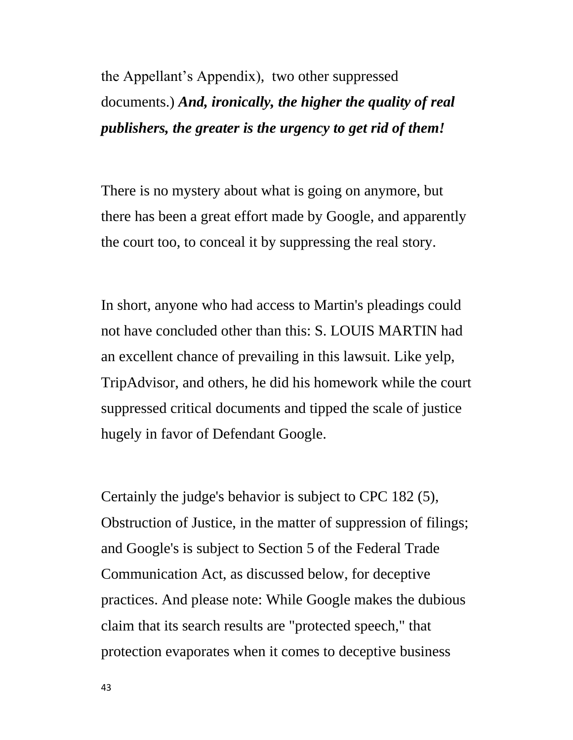the Appellant's Appendix), two other suppressed documents.) ***And, ironically, the higher the quality of real publishers, the greater is the urgency to get rid of them!***

There is no mystery about what is going on anymore, but there has been a great effort made by Google, and apparently the court too, to conceal it by suppressing the real story.

In short, anyone who had access to Martin's pleadings could not have concluded other than this: S. LOUIS MARTIN had an excellent chance of prevailing in this lawsuit. Like yelp, TripAdvisor, and others, he did his homework while the court suppressed critical documents and tipped the scale of justice hugely in favor of Defendant Google.

Certainly the judge's behavior is subject to CPC 182 (5), Obstruction of Justice, in the matter of suppression of filings; and Google's is subject to Section 5 of the Federal Trade Communication Act, as discussed below, for deceptive practices. And please note: While Google makes the dubious claim that its search results are "protected speech," that protection evaporates when it comes to deceptive business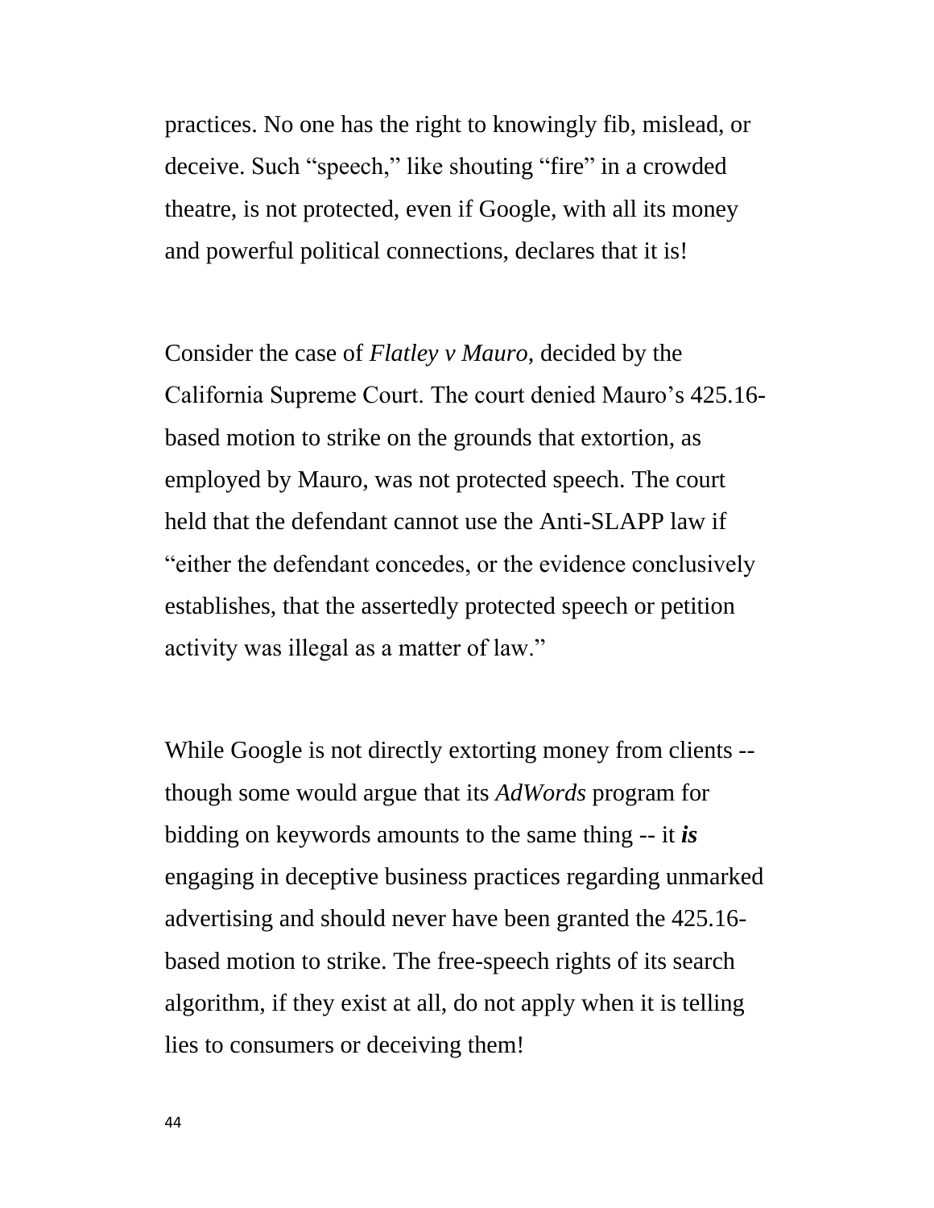practices. No one has the right to knowingly fib, mislead, or deceive. Such "speech," like shouting "fire" in a crowded theatre, is not protected, even if Google, with all its money and powerful political connections, declares that it is!

Consider the case of *Flatley v Mauro*, decided by the California Supreme Court. The court denied Mauro's 425.16-based motion to strike on the grounds that extortion, as employed by Mauro, was not protected speech. The court held that the defendant cannot use the Anti-SLAPP law if "either the defendant concedes, or the evidence conclusively establishes, that the assertedly protected speech or petition activity was illegal as a matter of law."

While Google is not directly extorting money from clients -- though some would argue that its *AdWords* program for bidding on keywords amounts to the same thing -- it ***is*** engaging in deceptive business practices regarding unmarked advertising and should never have been granted the 425.16-based motion to strike. The free-speech rights of its search algorithm, if they exist at all, do not apply when it is telling lies to consumers or deceiving them!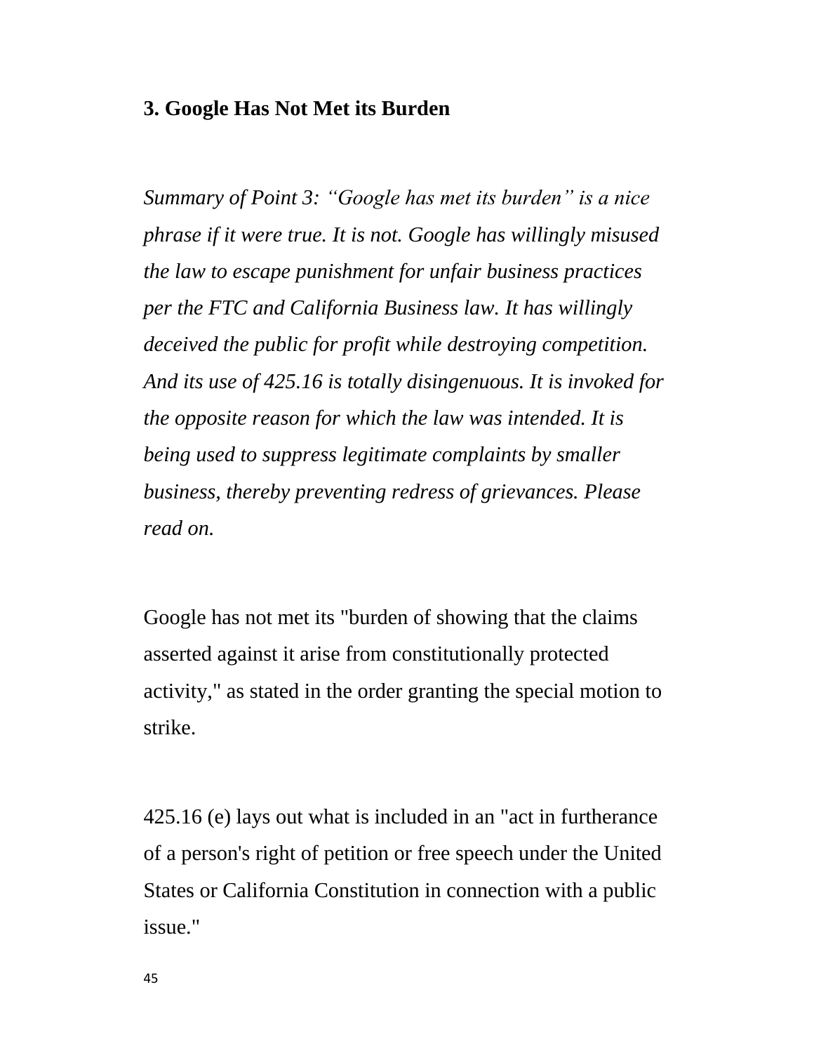### 3. Google Has Not Met its Burden

*Summary of Point 3: "Google has met its burden" is a nice phrase if it were true. It is not. Google has willingly misused the law to escape punishment for unfair business practices per the FTC and California Business law. It has willingly deceived the public for profit while destroying competition. And its use of 425.16 is totally disingenuous. It is invoked for the opposite reason for which the law was intended. It is being used to suppress legitimate complaints by smaller business, thereby preventing redress of grievances. Please read on.*

Google has not met its "burden of showing that the claims asserted against it arise from constitutionally protected activity," as stated in the order granting the special motion to strike.

425.16 (e) lays out what is included in an "act in furtherance of a person's right of petition or free speech under the United States or California Constitution in connection with a public issue."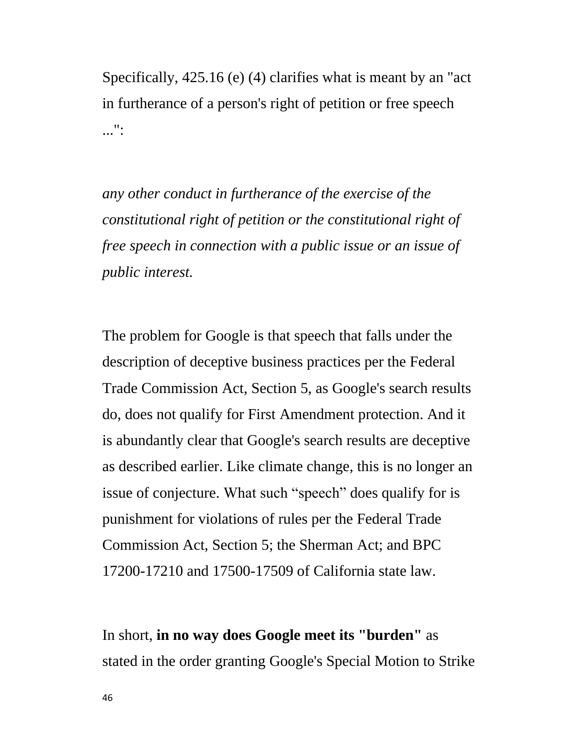Specifically, 425.16 (e) (4) clarifies what is meant by an "act in furtherance of a person's right of petition or free speech ...":

*any other conduct in furtherance of the exercise of the constitutional right of petition or the constitutional right of free speech in connection with a public issue or an issue of public interest.*

The problem for Google is that speech that falls under the description of deceptive business practices per the Federal Trade Commission Act, Section 5, as Google's search results do, does not qualify for First Amendment protection. And it is abundantly clear that Google's search results are deceptive as described earlier. Like climate change, this is no longer an issue of conjecture. What such “speech” does qualify for is punishment for violations of rules per the Federal Trade Commission Act, Section 5; the Sherman Act; and BPC 17200-17210 and 17500-17509 of California state law.

In short, **in no way does Google meet its "burden"** as stated in the order granting Google's Special Motion to Strike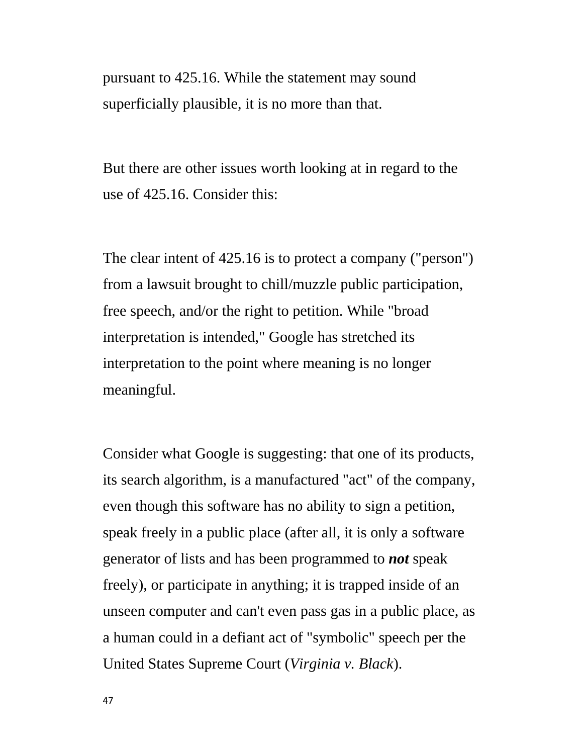pursuant to 425.16. While the statement may sound superficially plausible, it is no more than that.

But there are other issues worth looking at in regard to the use of 425.16. Consider this:

The clear intent of 425.16 is to protect a company ("person") from a lawsuit brought to chill/muzzle public participation, free speech, and/or the right to petition. While "broad interpretation is intended," Google has stretched its interpretation to the point where meaning is no longer meaningful.

Consider what Google is suggesting: that one of its products, its search algorithm, is a manufactured "act" of the company, even though this software has no ability to sign a petition, speak freely in a public place (after all, it is only a software generator of lists and has been programmed to ***not*** speak freely), or participate in anything; it is trapped inside of an unseen computer and can't even pass gas in a public place, as a human could in a defiant act of "symbolic" speech per the United States Supreme Court (*Virginia v. Black*).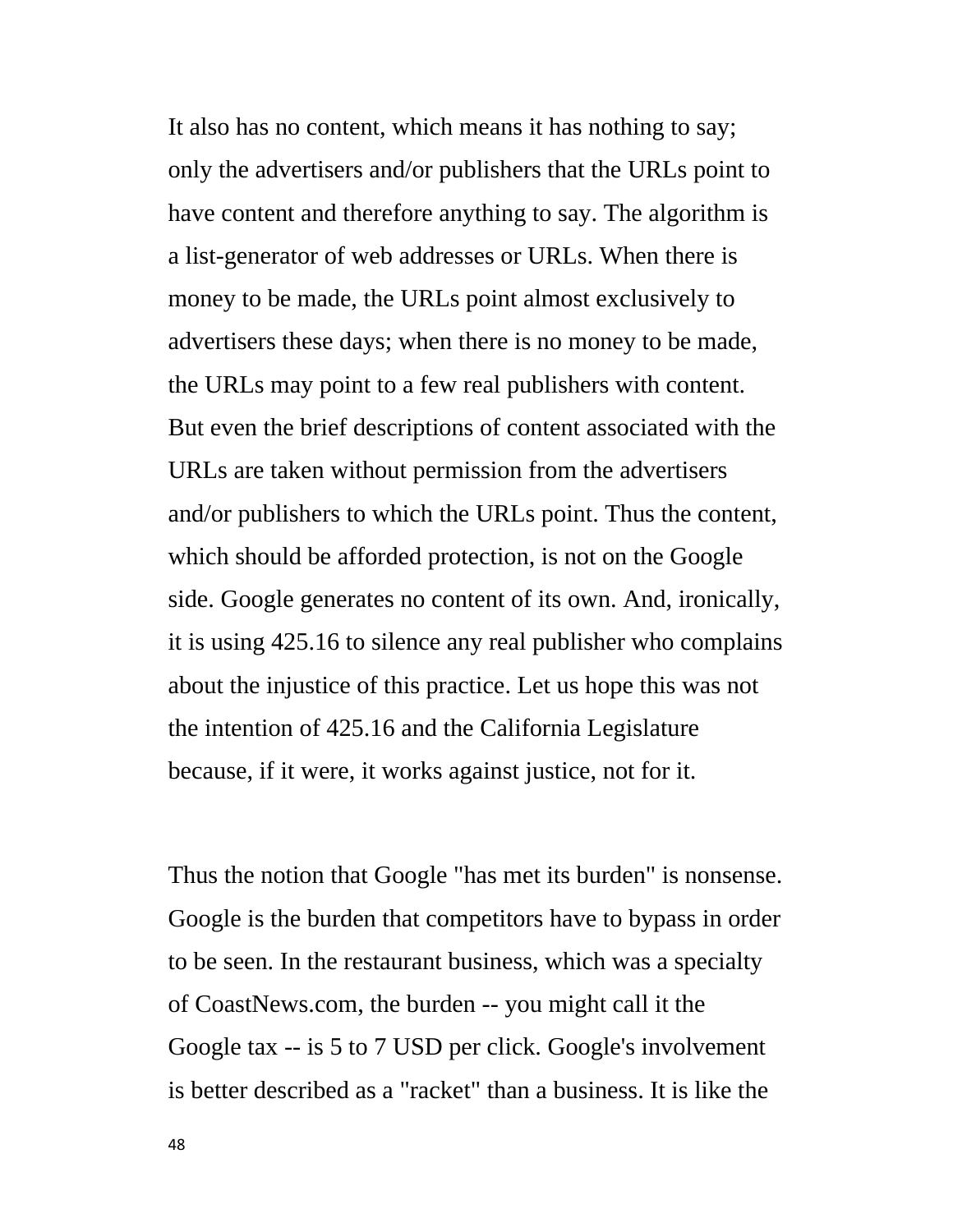It also has no content, which means it has nothing to say; only the advertisers and/or publishers that the URLs point to have content and therefore anything to say. The algorithm is a list-generator of web addresses or URLs. When there is money to be made, the URLs point almost exclusively to advertisers these days; when there is no money to be made, the URLs may point to a few real publishers with content. But even the brief descriptions of content associated with the URLs are taken without permission from the advertisers and/or publishers to which the URLs point. Thus the content, which should be afforded protection, is not on the Google side. Google generates no content of its own. And, ironically, it is using 425.16 to silence any real publisher who complains about the injustice of this practice. Let us hope this was not the intention of 425.16 and the California Legislature because, if it were, it works against justice, not for it.

Thus the notion that Google "has met its burden" is nonsense. Google is the burden that competitors have to bypass in order to be seen. In the restaurant business, which was a specialty of CoastNews.com, the burden -- you might call it the Google tax -- is 5 to 7 USD per click. Google's involvement is better described as a "racket" than a business. It is like the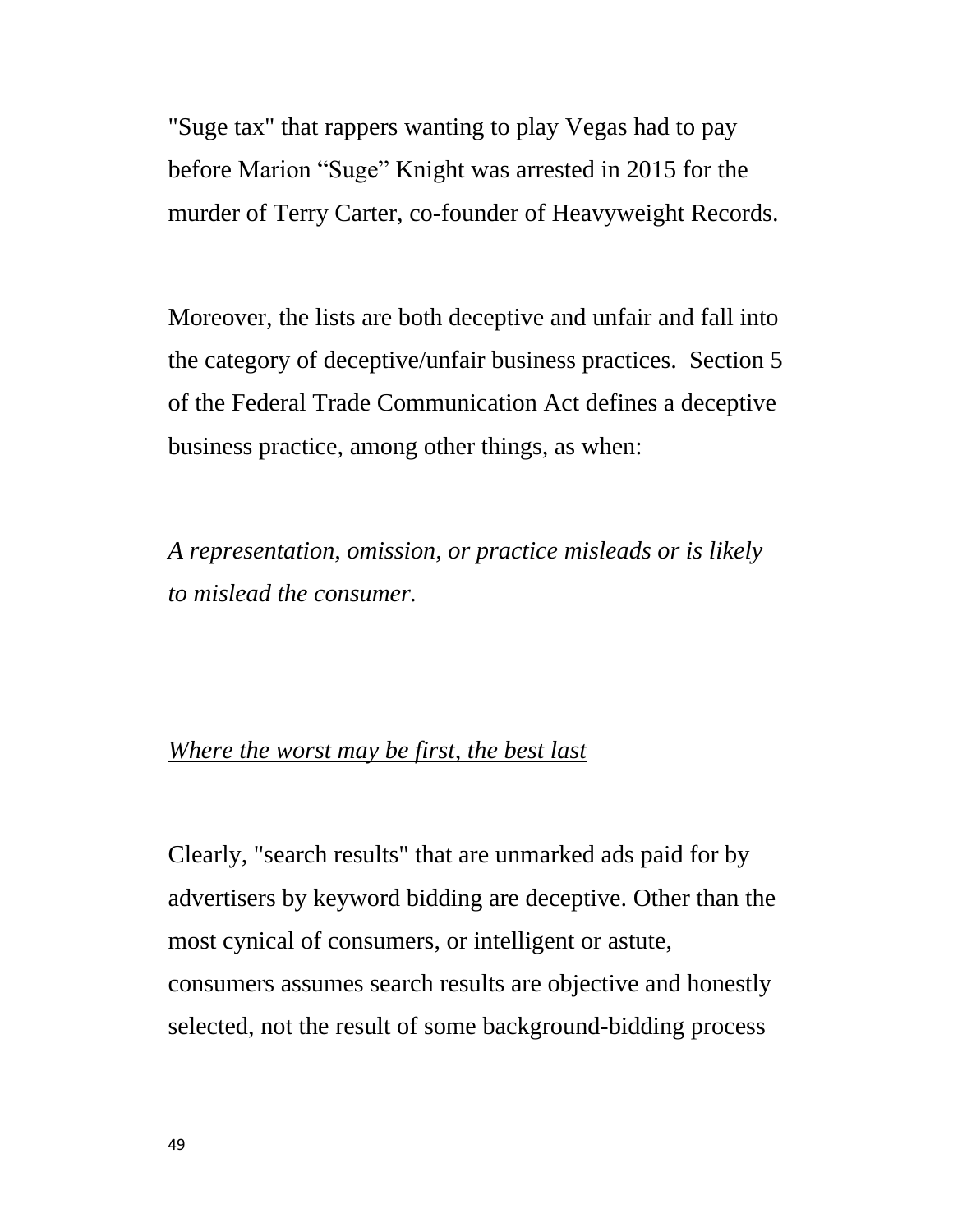"Suge tax" that rappers wanting to play Vegas had to pay before Marion "Suge" Knight was arrested in 2015 for the murder of Terry Carter, co-founder of Heavyweight Records.

Moreover, the lists are both deceptive and unfair and fall into the category of deceptive/unfair business practices. Section 5 of the Federal Trade Communication Act defines a deceptive business practice, among other things, as when:

*A representation, omission, or practice misleads or is likely to mislead the consumer.*

*<u>Where the worst may be first, the best last</u>*

Clearly, "search results" that are unmarked ads paid for by advertisers by keyword bidding are deceptive. Other than the most cynical of consumers, or intelligent or astute, consumers assumes search results are objective and honestly selected, not the result of some background-bidding process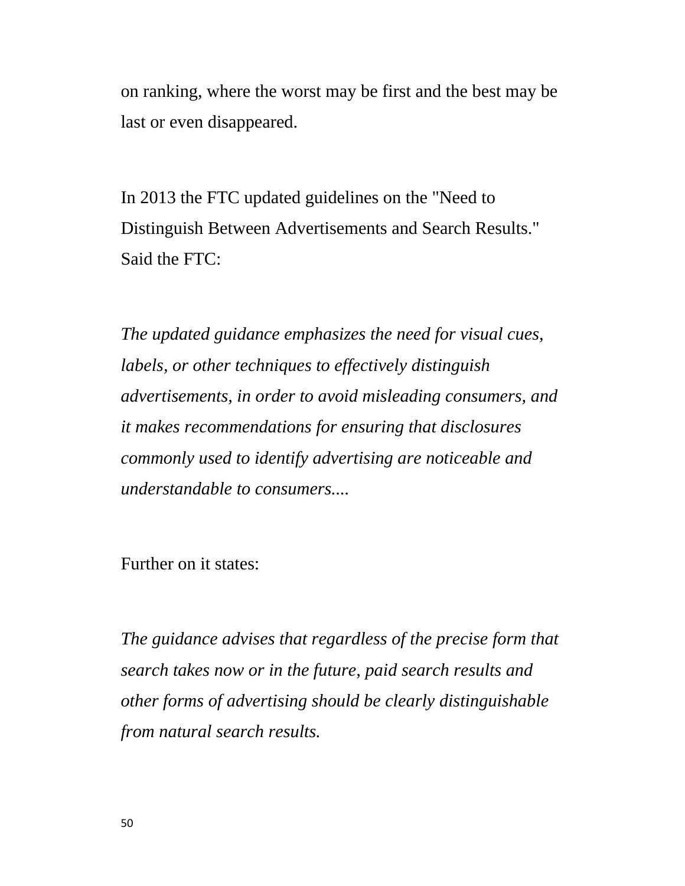on ranking, where the worst may be first and the best may be last or even disappeared.

In 2013 the FTC updated guidelines on the "Need to Distinguish Between Advertisements and Search Results." Said the FTC:

*The updated guidance emphasizes the need for visual cues, labels, or other techniques to effectively distinguish advertisements, in order to avoid misleading consumers, and it makes recommendations for ensuring that disclosures commonly used to identify advertising are noticeable and understandable to consumers....*

Further on it states:

*The guidance advises that regardless of the precise form that search takes now or in the future, paid search results and other forms of advertising should be clearly distinguishable from natural search results.*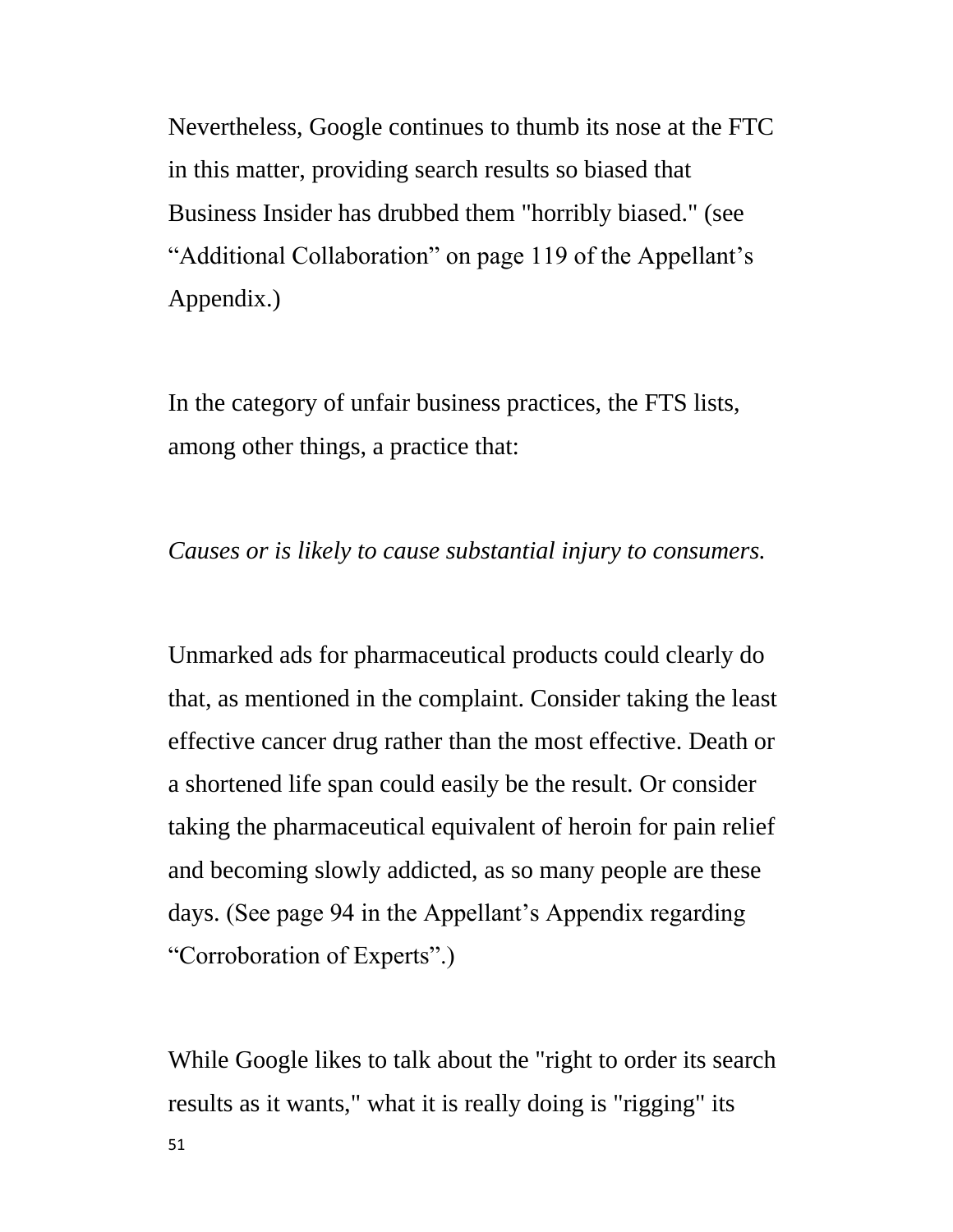Nevertheless, Google continues to thumb its nose at the FTC in this matter, providing search results so biased that Business Insider has drubbed them "horribly biased." (see “Additional Collaboration” on page 119 of the Appellant’s Appendix.)

In the category of unfair business practices, the FTS lists, among other things, a practice that:

*Causes or is likely to cause substantial injury to consumers.*

Unmarked ads for pharmaceutical products could clearly do that, as mentioned in the complaint. Consider taking the least effective cancer drug rather than the most effective. Death or a shortened life span could easily be the result. Or consider taking the pharmaceutical equivalent of heroin for pain relief and becoming slowly addicted, as so many people are these days. (See page 94 in the Appellant’s Appendix regarding “Corroboration of Experts”.)

While Google likes to talk about the "right to order its search results as it wants," what it is really doing is "rigging" its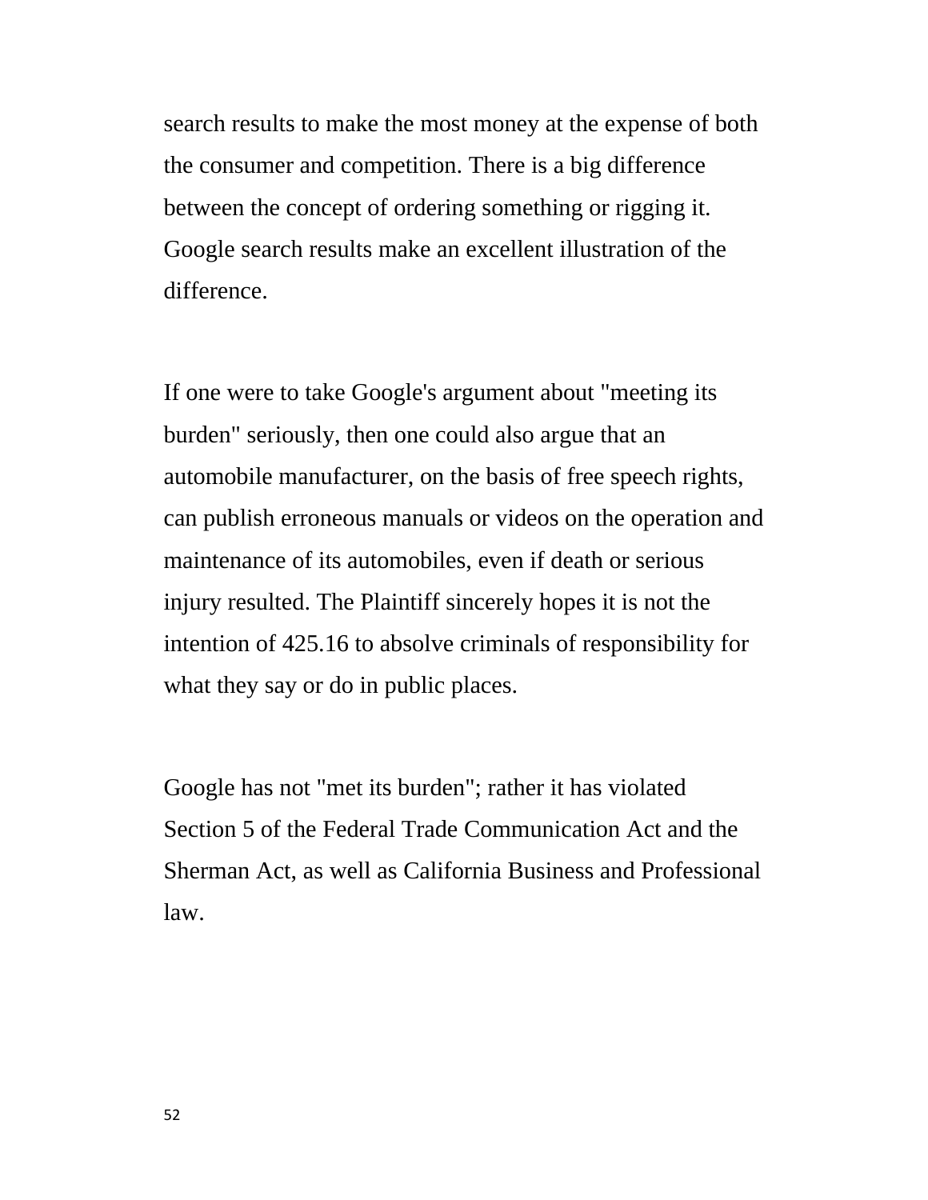search results to make the most money at the expense of both the consumer and competition. There is a big difference between the concept of ordering something or rigging it. Google search results make an excellent illustration of the difference.

If one were to take Google's argument about "meeting its burden" seriously, then one could also argue that an automobile manufacturer, on the basis of free speech rights, can publish erroneous manuals or videos on the operation and maintenance of its automobiles, even if death or serious injury resulted. The Plaintiff sincerely hopes it is not the intention of 425.16 to absolve criminals of responsibility for what they say or do in public places.

Google has not "met its burden"; rather it has violated Section 5 of the Federal Trade Communication Act and the Sherman Act, as well as California Business and Professional law.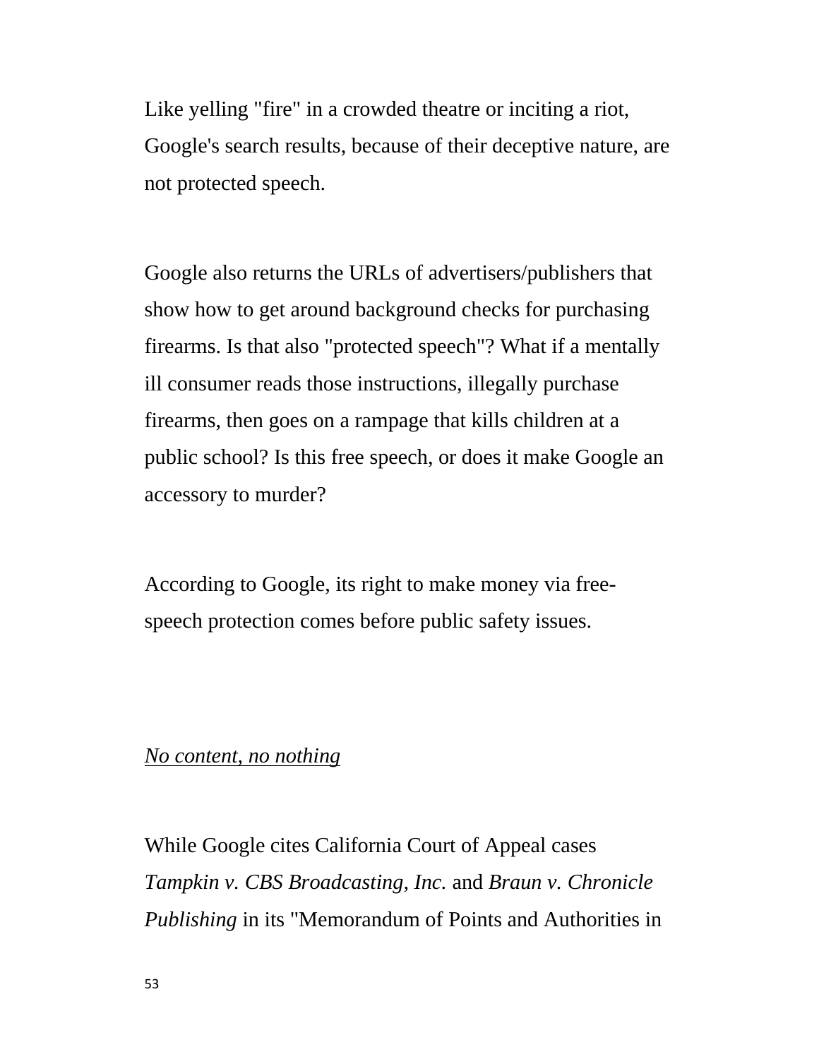Like yelling "fire" in a crowded theatre or inciting a riot, Google's search results, because of their deceptive nature, are not protected speech.

Google also returns the URLs of advertisers/publishers that show how to get around background checks for purchasing firearms. Is that also "protected speech"? What if a mentally ill consumer reads those instructions, illegally purchase firearms, then goes on a rampage that kills children at a public school? Is this free speech, or does it make Google an accessory to murder?

According to Google, its right to make money via free-speech protection comes before public safety issues.

<u>*No content, no nothing*</u>

While Google cites California Court of Appeal cases *Tampkin v. CBS Broadcasting, Inc.* and *Braun v. Chronicle Publishing* in its "Memorandum of Points and Authorities in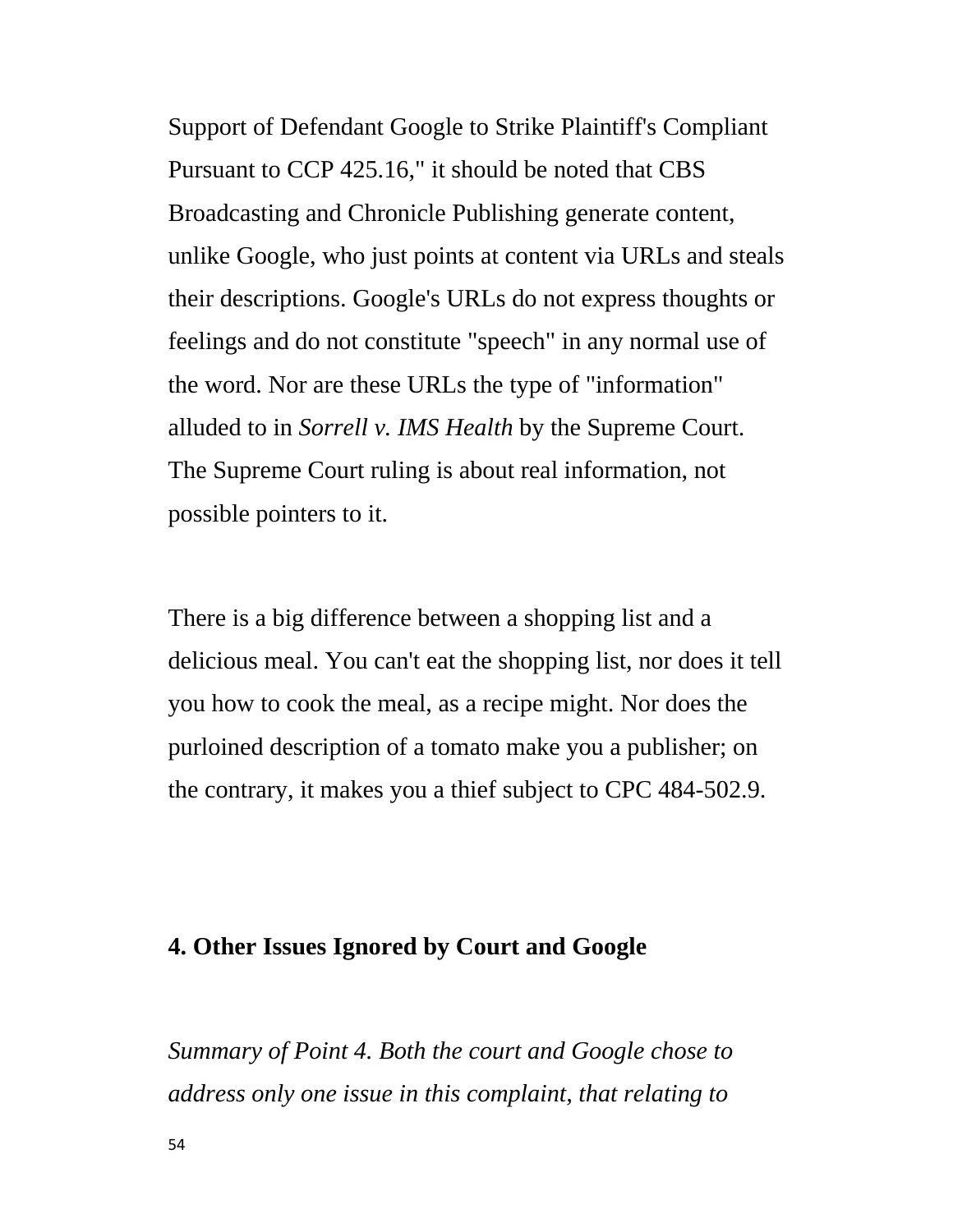Support of Defendant Google to Strike Plaintiff's Compliant Pursuant to CCP 425.16," it should be noted that CBS Broadcasting and Chronicle Publishing generate content, unlike Google, who just points at content via URLs and steals their descriptions. Google's URLs do not express thoughts or feelings and do not constitute "speech" in any normal use of the word. Nor are these URLs the type of "information" alluded to in *Sorrell v. IMS Health* by the Supreme Court. The Supreme Court ruling is about real information, not possible pointers to it.

There is a big difference between a shopping list and a delicious meal. You can't eat the shopping list, nor does it tell you how to cook the meal, as a recipe might. Nor does the purloined description of a tomato make you a publisher; on the contrary, it makes you a thief subject to CPC 484-502.9.

## 4. Other Issues Ignored by Court and Google

*Summary of Point 4. Both the court and Google chose to address only one issue in this complaint, that relating to*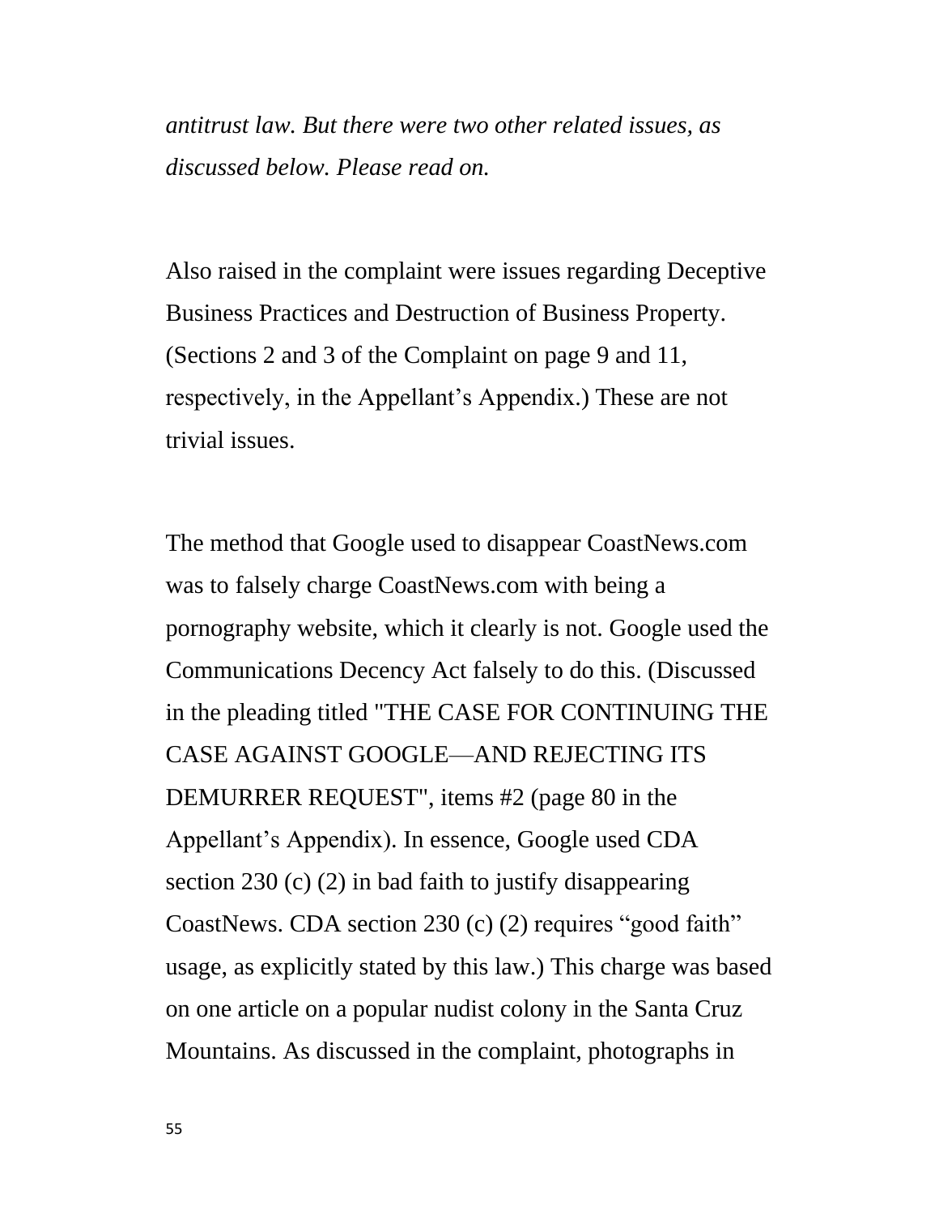*antitrust law. But there were two other related issues, as discussed below. Please read on.*

Also raised in the complaint were issues regarding Deceptive Business Practices and Destruction of Business Property. (Sections 2 and 3 of the Complaint on page 9 and 11, respectively, in the Appellant's Appendix.) These are not trivial issues.

The method that Google used to disappear CoastNews.com was to falsely charge CoastNews.com with being a pornography website, which it clearly is not. Google used the Communications Decency Act falsely to do this. (Discussed in the pleading titled "THE CASE FOR CONTINUING THE CASE AGAINST GOOGLE—AND REJECTING ITS DEMURRER REQUEST", items #2 (page 80 in the Appellant's Appendix). In essence, Google used CDA section 230 (c) (2) in bad faith to justify disappearing CoastNews. CDA section 230 (c) (2) requires "good faith" usage, as explicitly stated by this law.) This charge was based on one article on a popular nudist colony in the Santa Cruz Mountains. As discussed in the complaint, photographs in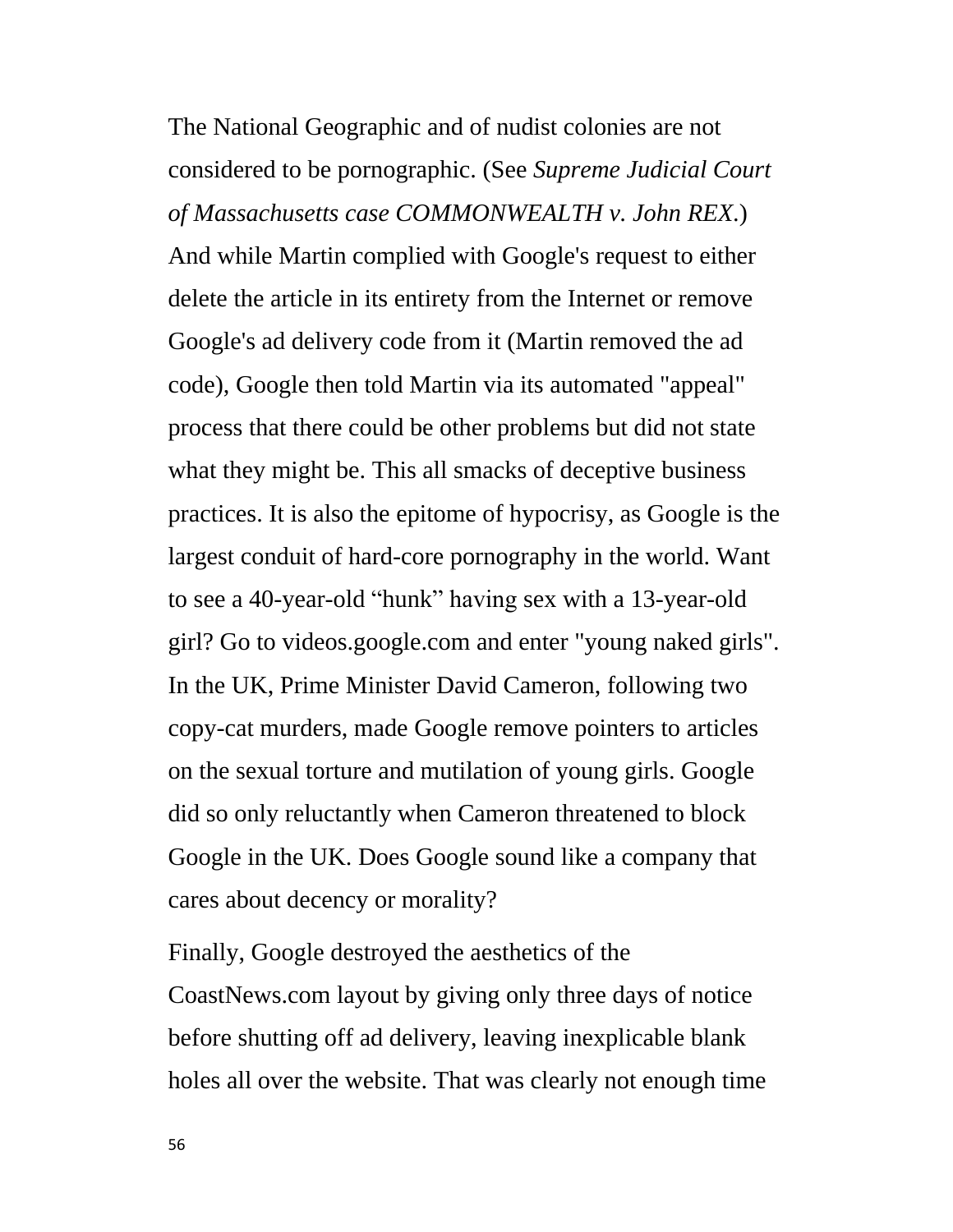The National Geographic and of nudist colonies are not considered to be pornographic. (See *Supreme Judicial Court of Massachusetts case COMMONWEALTH v. John REX*.) And while Martin complied with Google's request to either delete the article in its entirety from the Internet or remove Google's ad delivery code from it (Martin removed the ad code), Google then told Martin via its automated "appeal" process that there could be other problems but did not state what they might be. This all smacks of deceptive business practices. It is also the epitome of hypocrisy, as Google is the largest conduit of hard-core pornography in the world. Want to see a 40-year-old "hunk" having sex with a 13-year-old girl? Go to videos.google.com and enter "young naked girls". In the UK, Prime Minister David Cameron, following two copy-cat murders, made Google remove pointers to articles on the sexual torture and mutilation of young girls. Google did so only reluctantly when Cameron threatened to block Google in the UK. Does Google sound like a company that cares about decency or morality?

Finally, Google destroyed the aesthetics of the CoastNews.com layout by giving only three days of notice before shutting off ad delivery, leaving inexplicable blank holes all over the website. That was clearly not enough time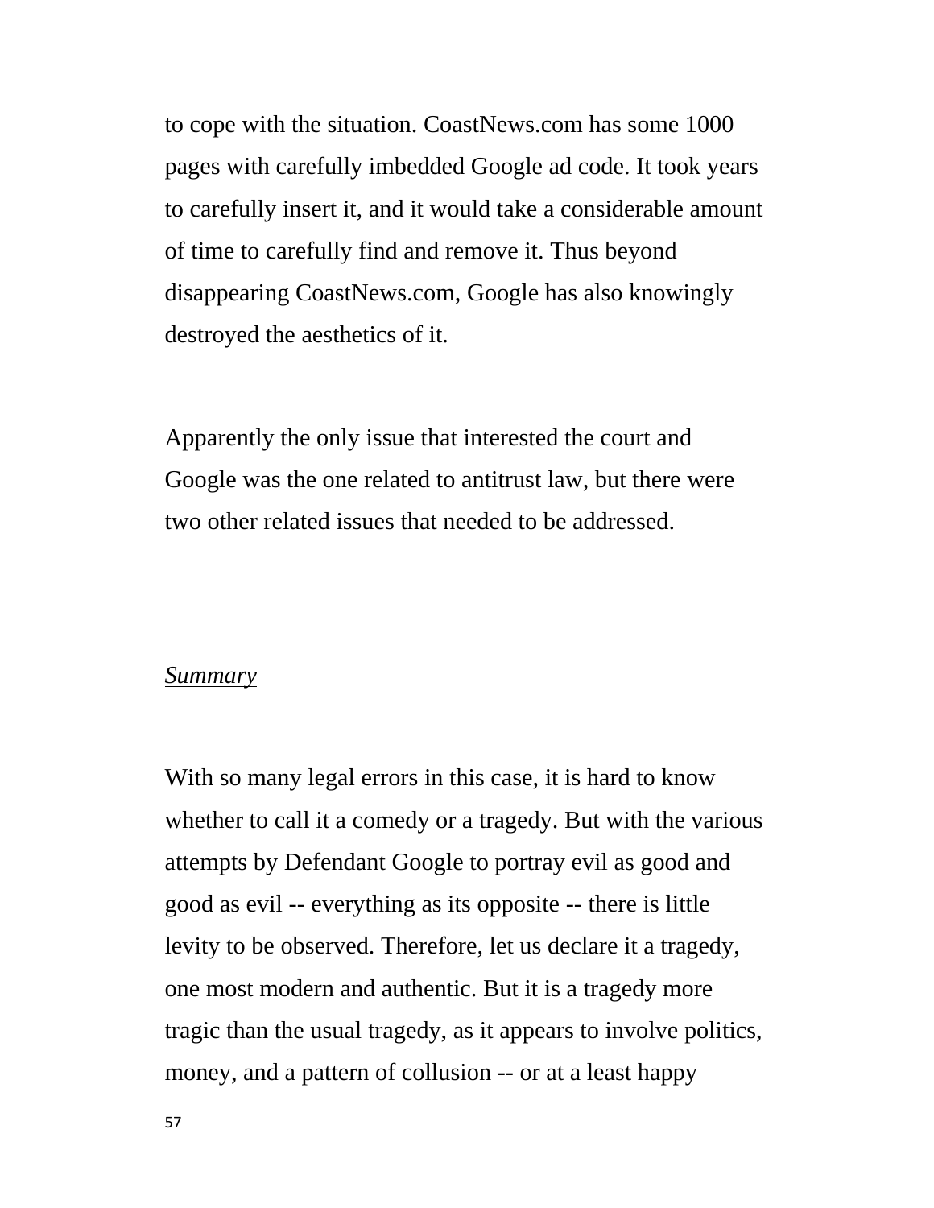to cope with the situation. CoastNews.com has some 1000 pages with carefully imbedded Google ad code. It took years to carefully insert it, and it would take a considerable amount of time to carefully find and remove it. Thus beyond disappearing CoastNews.com, Google has also knowingly destroyed the aesthetics of it.

Apparently the only issue that interested the court and Google was the one related to antitrust law, but there were two other related issues that needed to be addressed.

*Summary*

With so many legal errors in this case, it is hard to know whether to call it a comedy or a tragedy. But with the various attempts by Defendant Google to portray evil as good and good as evil -- everything as its opposite -- there is little levity to be observed. Therefore, let us declare it a tragedy, one most modern and authentic. But it is a tragedy more tragic than the usual tragedy, as it appears to involve politics, money, and a pattern of collusion -- or at a least happy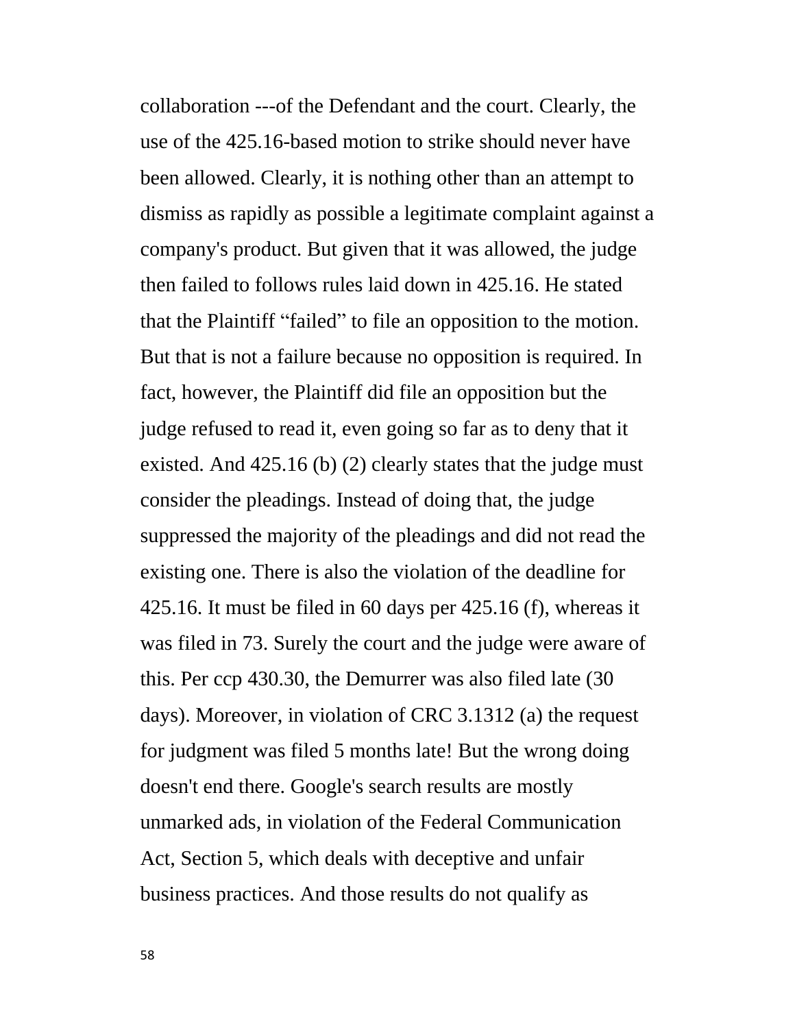collaboration ---of the Defendant and the court. Clearly, the use of the 425.16-based motion to strike should never have been allowed. Clearly, it is nothing other than an attempt to dismiss as rapidly as possible a legitimate complaint against a company's product. But given that it was allowed, the judge then failed to follows rules laid down in 425.16. He stated that the Plaintiff “failed” to file an opposition to the motion. But that is not a failure because no opposition is required. In fact, however, the Plaintiff did file an opposition but the judge refused to read it, even going so far as to deny that it existed. And 425.16 (b) (2) clearly states that the judge must consider the pleadings. Instead of doing that, the judge suppressed the majority of the pleadings and did not read the existing one. There is also the violation of the deadline for 425.16. It must be filed in 60 days per 425.16 (f), whereas it was filed in 73. Surely the court and the judge were aware of this. Per ccp 430.30, the Demurrer was also filed late (30 days). Moreover, in violation of CRC 3.1312 (a) the request for judgment was filed 5 months late! But the wrong doing doesn't end there. Google's search results are mostly unmarked ads, in violation of the Federal Communication Act, Section 5, which deals with deceptive and unfair business practices. And those results do not qualify as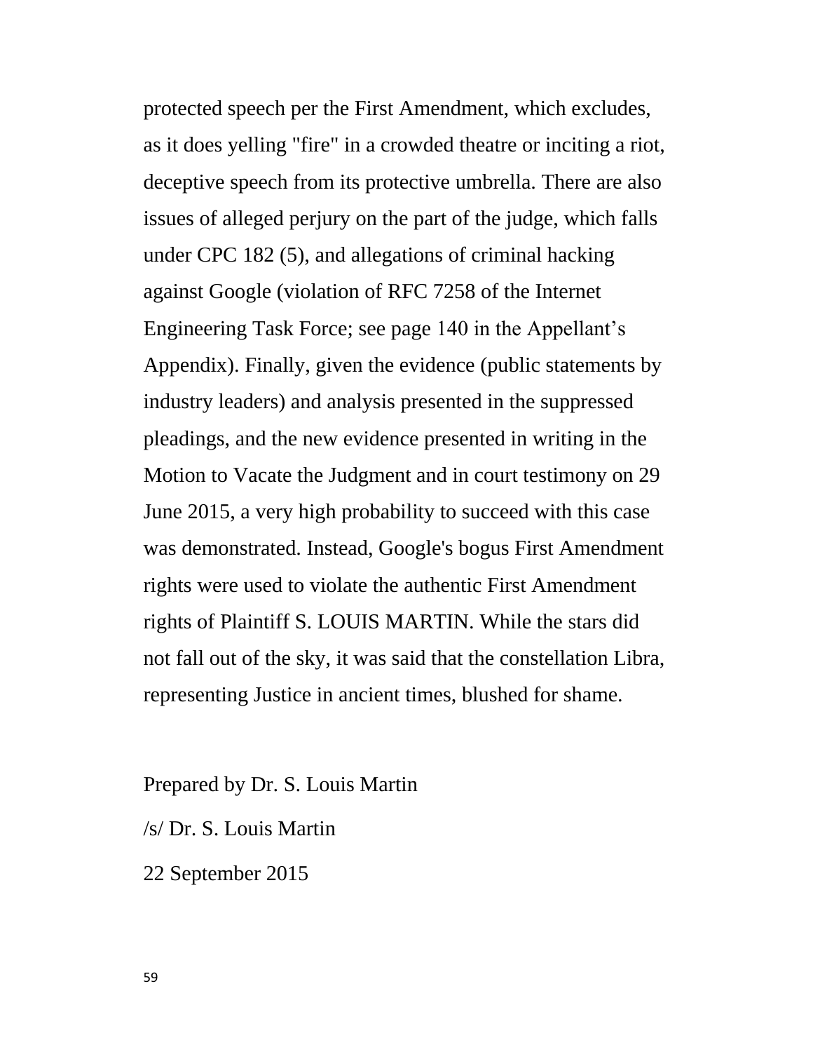protected speech per the First Amendment, which excludes, as it does yelling "fire" in a crowded theatre or inciting a riot, deceptive speech from its protective umbrella. There are also issues of alleged perjury on the part of the judge, which falls under CPC 182 (5), and allegations of criminal hacking against Google (violation of RFC 7258 of the Internet Engineering Task Force; see page 140 in the Appellant's Appendix). Finally, given the evidence (public statements by industry leaders) and analysis presented in the suppressed pleadings, and the new evidence presented in writing in the Motion to Vacate the Judgment and in court testimony on 29 June 2015, a very high probability to succeed with this case was demonstrated. Instead, Google's bogus First Amendment rights were used to violate the authentic First Amendment rights of Plaintiff S. LOUIS MARTIN. While the stars did not fall out of the sky, it was said that the constellation Libra, representing Justice in ancient times, blushed for shame.

Prepared by Dr. S. Louis Martin

/s/ Dr. S. Louis Martin

22 September 2015